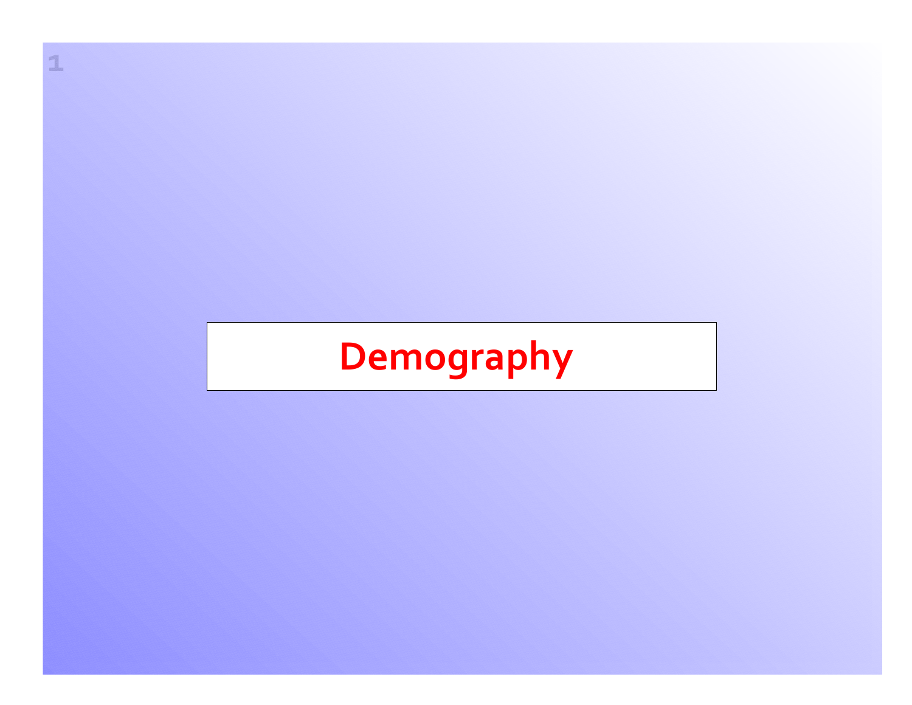# Demography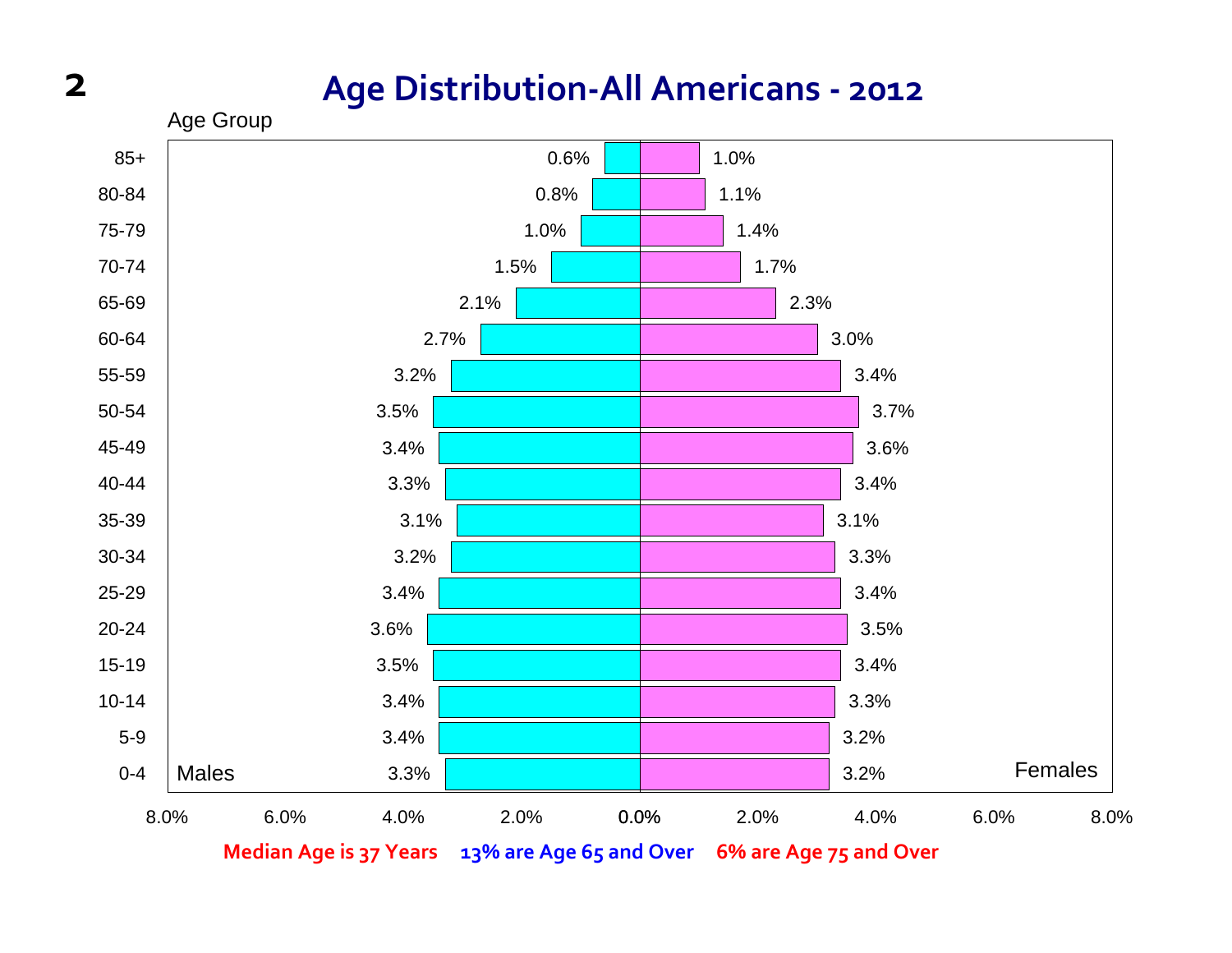# Age Distribution-All Americans - 2012

| Age Group | Males | Females |
|---|---|---|
| 85+ | 0.6% | 1.0% |
| 80-84 | 0.8% | 1.1% |
| 75-79 | 1.0% | 1.4% |
| 70-74 | 1.5% | 1.7% |
| 65-69 | 2.1% | 2.3% |
| 60-64 | 2.7% | 3.0% |
| 55-59 | 3.2% | 3.4% |
| 50-54 | 3.5% | 3.7% |
| 45-49 | 3.4% | 3.6% |
| 40-44 | 3.3% | 3.4% |
| 35-39 | 3.1% | 3.1% |
| 30-34 | 3.2% | 3.3% |
| 25-29 | 3.4% | 3.4% |
| 20-24 | 3.6% | 3.5% |
| 15-19 | 3.5% | 3.4% |
| 10-14 | 3.4% | 3.3% |
| 5-9 | 3.4% | 3.2% |
| 0-4 | 3.3% | 3.2% |

**Median Age is 37 Years** **13% are Age 65 and Over** **6% are Age 75 and Over**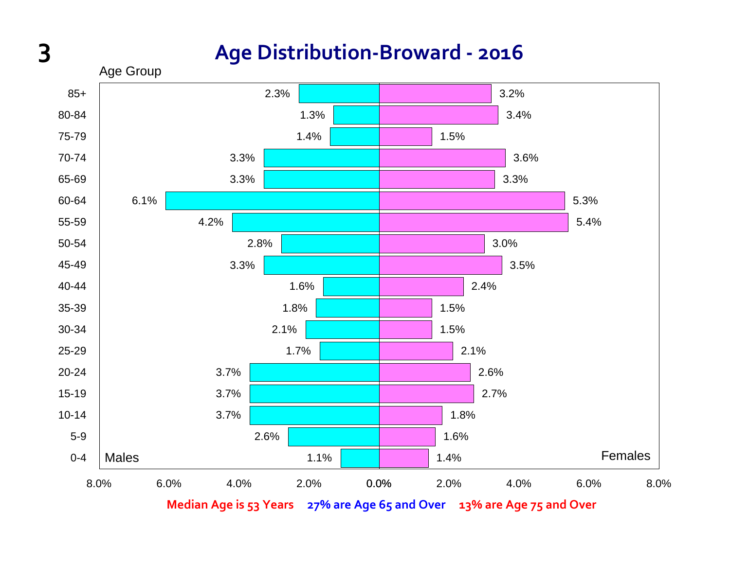# Age Distribution-Broward - 2016

| Age Group | Males | Females |
|---|---|---|
| 85+ | 2.3% | 3.2% |
| 80-84 | 1.3% | 3.4% |
| 75-79 | 1.4% | 1.5% |
| 70-74 | 3.3% | 3.6% |
| 65-69 | 3.3% | 3.3% |
| 60-64 | 6.1% | 5.3% |
| 55-59 | 4.2% | 5.4% |
| 50-54 | 2.8% | 3.0% |
| 45-49 | 3.3% | 3.5% |
| 40-44 | 1.6% | 2.4% |
| 35-39 | 1.8% | 1.5% |
| 30-34 | 2.1% | 1.5% |
| 25-29 | 1.7% | 2.1% |
| 20-24 | 3.7% | 2.6% |
| 15-19 | 3.7% | 2.7% |
| 10-14 | 3.7% | 1.8% |
| 5-9 | 2.6% | 1.6% |
| 0-4 | 1.1% | 1.4% |

**Median Age is 53 Years** **27% are Age 65 and Over** **13% are Age 75 and Over**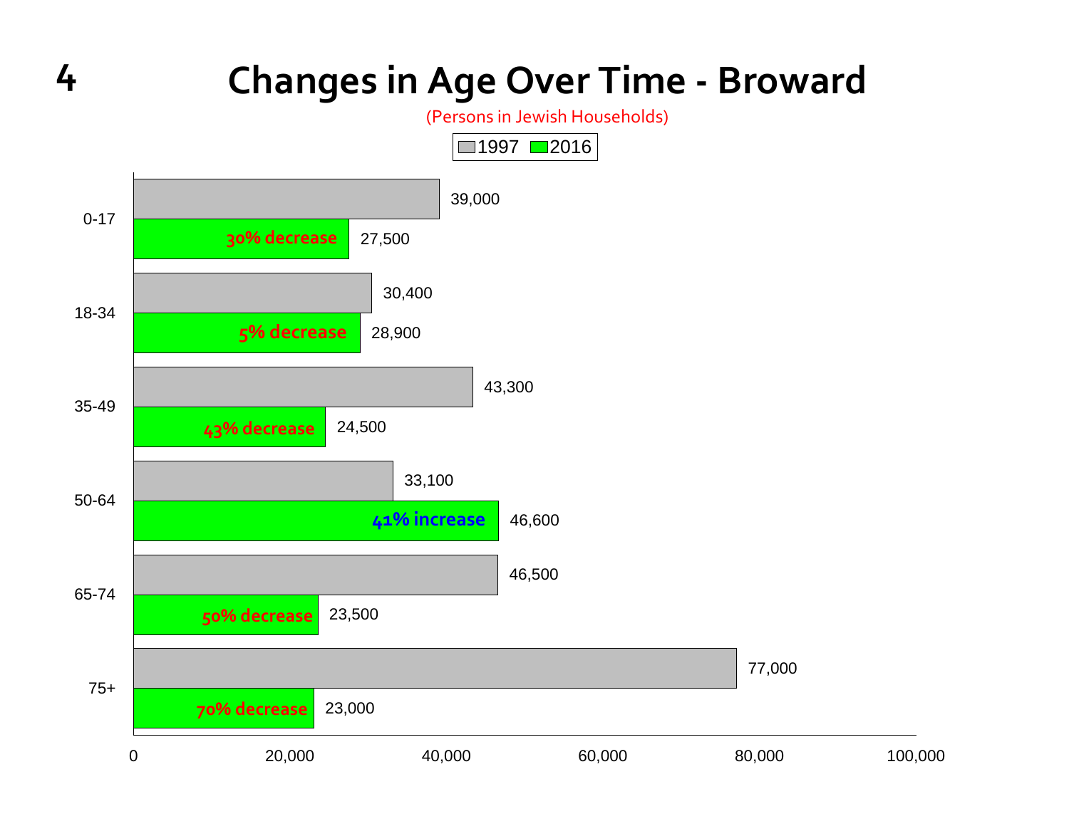# Changes in Age Over Time - Broward

(Persons in Jewish Households)

| Age | 1997 | 2016 | Change |
|---|---|---|---|
| 0-17 | 39,000 | 27,500 | 30% decrease |
| 18-34 | 30,400 | 28,900 | 5% decrease |
| 35-49 | 43,300 | 24,500 | 43% decrease |
| 50-64 | 33,100 | 46,600 | 41% increase |
| 65-74 | 46,500 | 23,500 | 50% decrease |
| 75+ | 77,000 | 23,000 | 70% decrease |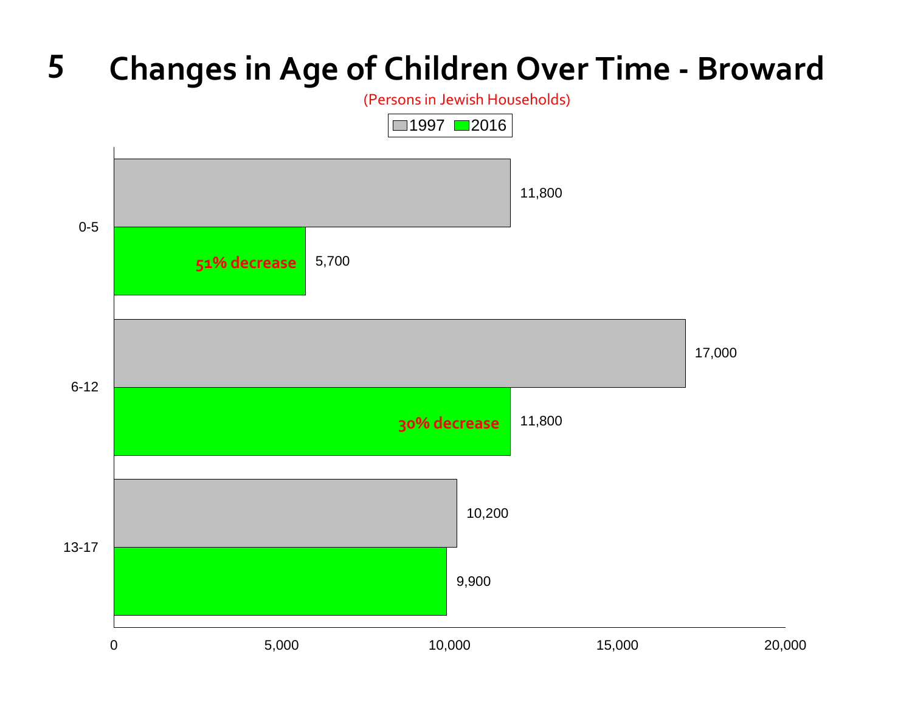# 5 Changes in Age of Children Over Time - Broward

(Persons in Jewish Households)

| Age | 1997 | 2016 | Change |
|---|---|---|---|
| 0-5 | 11,800 | 5,700 | 51% decrease |
| 6-12 | 17,000 | 11,800 | 30% decrease |
| 13-17 | 10,200 | 9,900 | |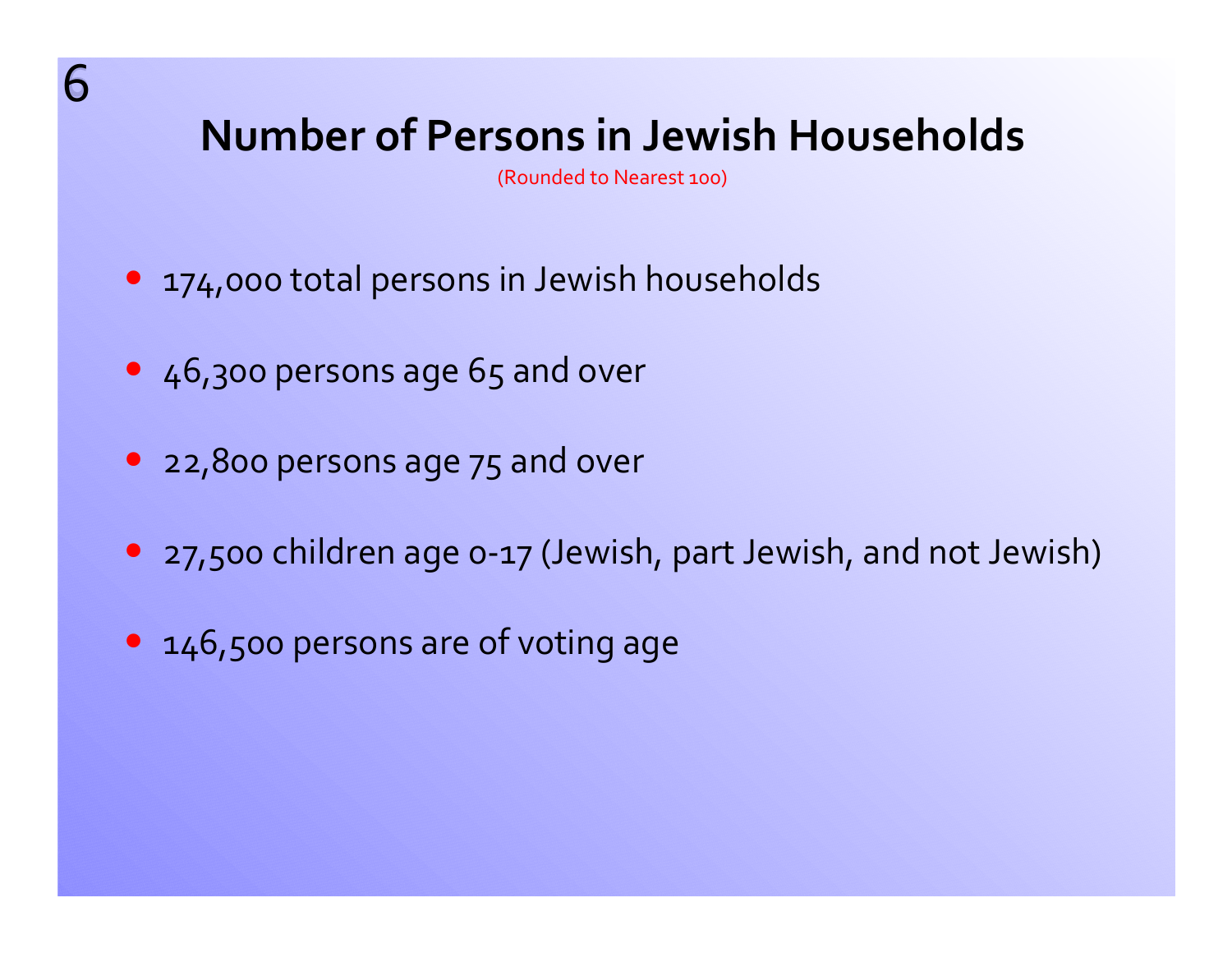# Number of Persons in Jewish Households

(Rounded to Nearest 100)

- 174,000 total persons in Jewish households
- 46,300 persons age 65 and over
- 22,800 persons age 75 and over
- 27,500 children age 0-17 (Jewish, part Jewish, and not Jewish)
- 146,500 persons are of voting age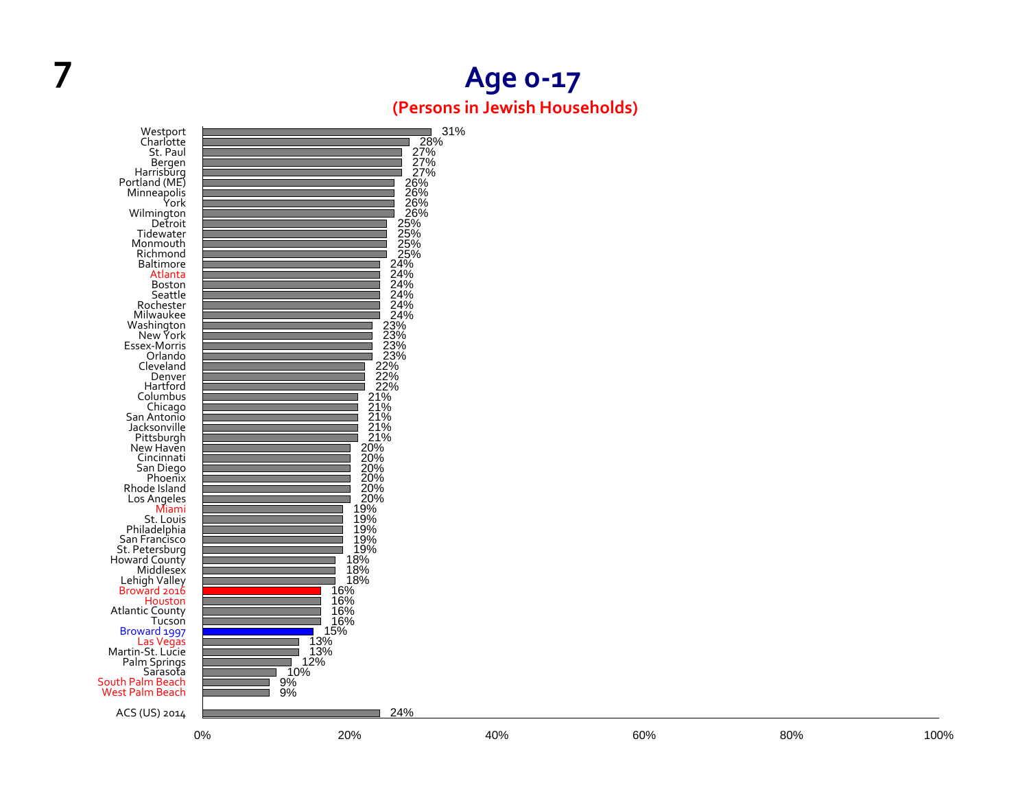# Age 0-17

**(Persons in Jewish Households)**

| Community | Age 0-17 |
|---|---|
| Westport | 31% |
| Charlotte | 28% |
| St. Paul | 27% |
| Bergen | 27% |
| Harrisburg | 27% |
| Portland (ME) | 26% |
| Minneapolis | 26% |
| York | 26% |
| Wilmington | 26% |
| Detroit | 25% |
| Tidewater | 25% |
| Monmouth | 25% |
| Richmond | 25% |
| Baltimore | 24% |
| Atlanta | 24% |
| Boston | 24% |
| Seattle | 24% |
| Rochester | 24% |
| Milwaukee | 24% |
| Washington | 23% |
| New York | 23% |
| Essex-Morris | 23% |
| Orlando | 23% |
| Cleveland | 22% |
| Denver | 22% |
| Hartford | 22% |
| Columbus | 21% |
| Chicago | 21% |
| San Antonio | 21% |
| Jacksonville | 21% |
| Pittsburgh | 21% |
| New Haven | 20% |
| Cincinnati | 20% |
| San Diego | 20% |
| Phoenix | 20% |
| Rhode Island | 20% |
| Los Angeles | 20% |
| Miami | 19% |
| St. Louis | 19% |
| Philadelphia | 19% |
| San Francisco | 19% |
| St. Petersburg | 19% |
| Howard County | 18% |
| Middlesex | 18% |
| Lehigh Valley | 18% |
| Broward 2016 | 16% |
| Houston | 16% |
| Atlantic County | 16% |
| Tucson | 16% |
| Broward 1997 | 15% |
| Las Vegas | 13% |
| Martin-St. Lucie | 13% |
| Palm Springs | 12% |
| Sarasota | 10% |
| South Palm Beach | 9% |
| West Palm Beach | 9% |
| ACS (US) 2014 | 24% |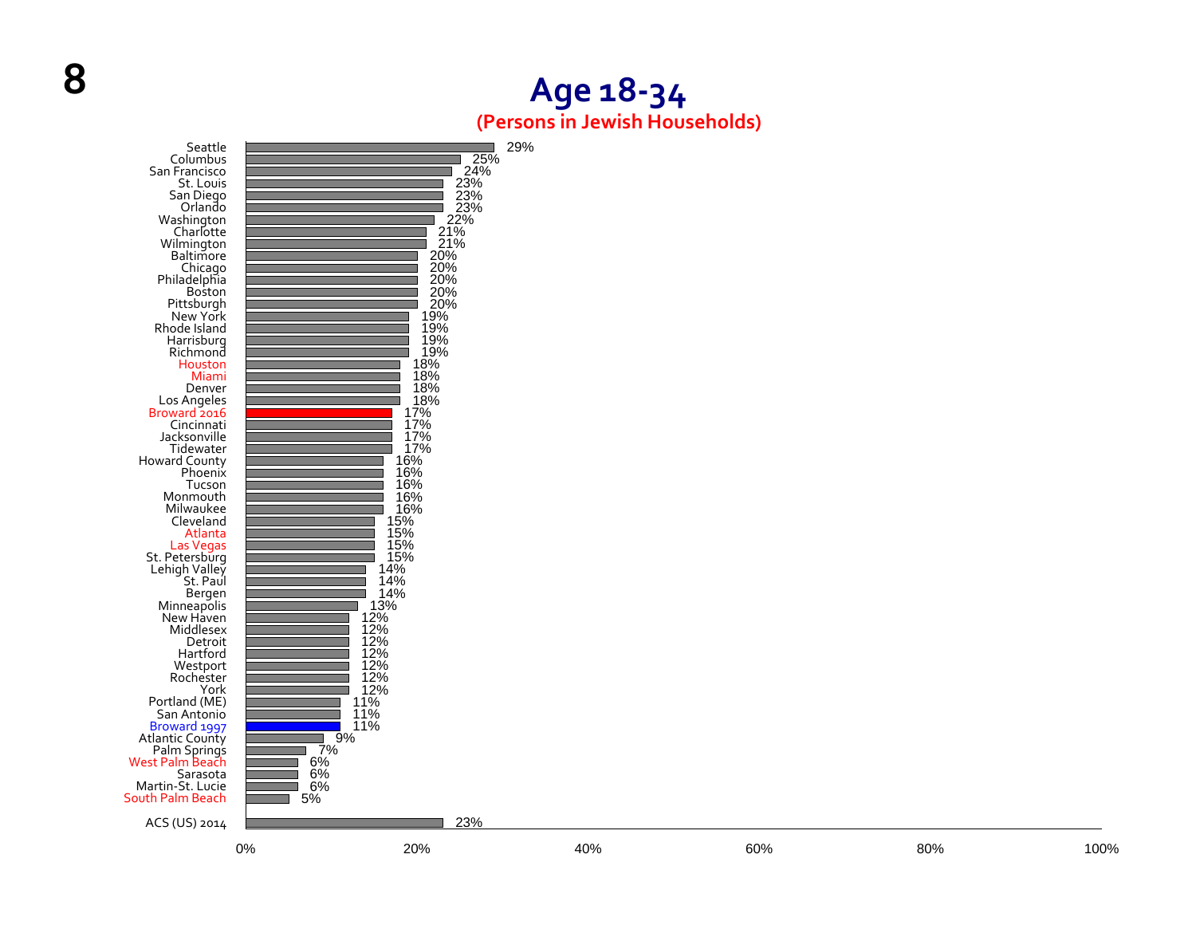# Age 18-34

**(Persons in Jewish Households)**

| Community | Percentage |
|---|---|
| Seattle | 29% |
| Columbus | 25% |
| San Francisco | 24% |
| St. Louis | 23% |
| San Diego | 23% |
| Orlando | 23% |
| Washington | 22% |
| Charlotte | 21% |
| Wilmington | 21% |
| Baltimore | 20% |
| Chicago | 20% |
| Philadelphia | 20% |
| Boston | 20% |
| Pittsburgh | 20% |
| New York | 19% |
| Rhode Island | 19% |
| Harrisburg | 19% |
| Richmond | 19% |
| Houston | 18% |
| Miami | 18% |
| Denver | 18% |
| Los Angeles | 18% |
| Broward 2016 | 17% |
| Cincinnati | 17% |
| Jacksonville | 17% |
| Tidewater | 17% |
| Howard County | 16% |
| Phoenix | 16% |
| Tucson | 16% |
| Monmouth | 16% |
| Milwaukee | 16% |
| Cleveland | 15% |
| Atlanta | 15% |
| Las Vegas | 15% |
| St. Petersburg | 15% |
| Lehigh Valley | 14% |
| St. Paul | 14% |
| Bergen | 14% |
| Minneapolis | 13% |
| New Haven | 12% |
| Middlesex | 12% |
| Detroit | 12% |
| Hartford | 12% |
| Westport | 12% |
| Rochester | 12% |
| York | 12% |
| Portland (ME) | 11% |
| San Antonio | 11% |
| Broward 1997 | 11% |
| Atlantic County | 9% |
| Palm Springs | 7% |
| West Palm Beach | 6% |
| Sarasota | 6% |
| Martin-St. Lucie | 6% |
| South Palm Beach | 5% |
| ACS (US) 2014 | 23% |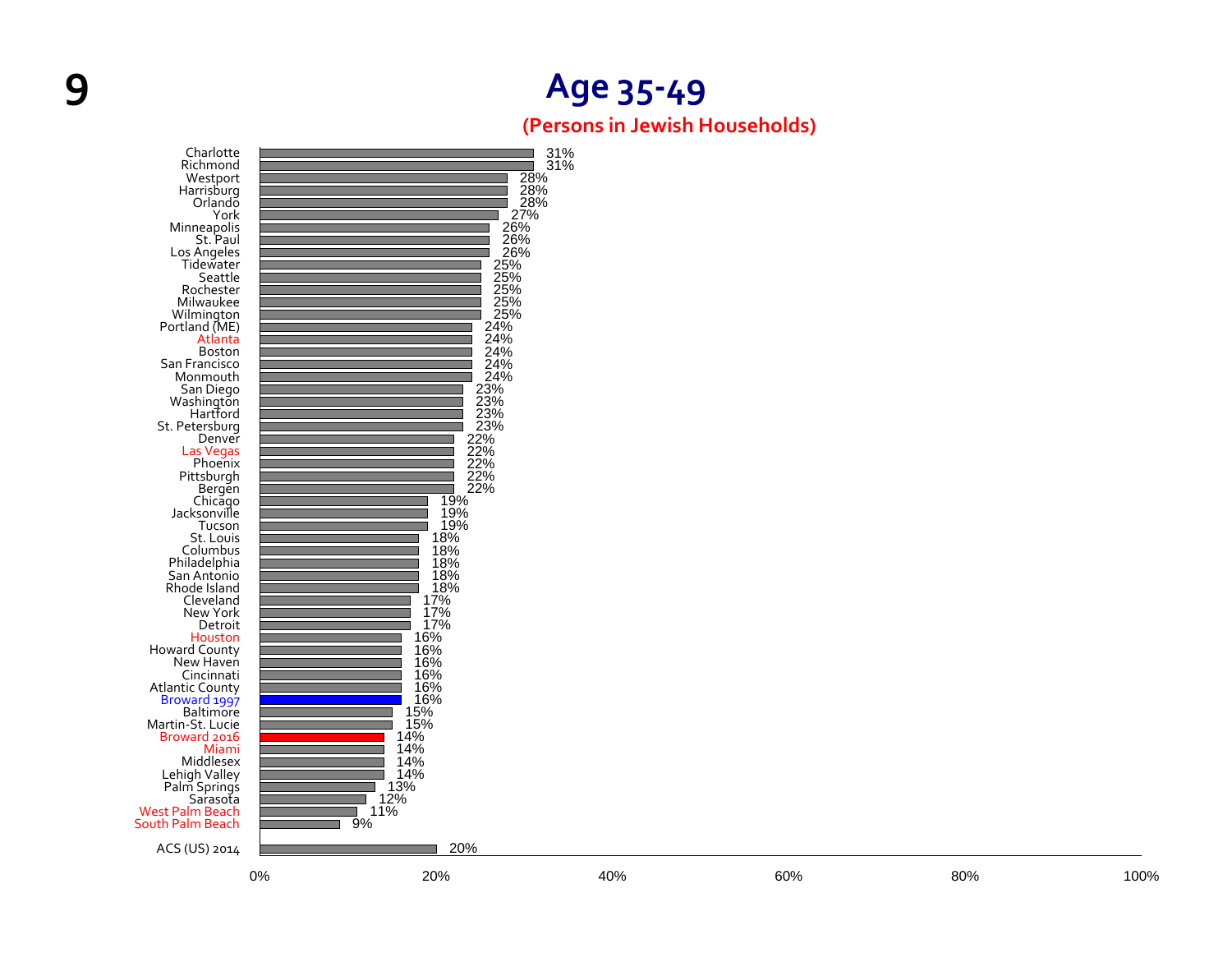# Age 35-49

## (Persons in Jewish Households)

| Community | Percentage |
|---|---|
| Charlotte | 31% |
| Richmond | 31% |
| Westport | 28% |
| Harrisburg | 28% |
| Orlando | 28% |
| York | 27% |
| Minneapolis | 26% |
| St. Paul | 26% |
| Los Angeles | 26% |
| Tidewater | 25% |
| Seattle | 25% |
| Rochester | 25% |
| Milwaukee | 25% |
| Wilmington | 25% |
| Portland (ME) | 24% |
| Atlanta | 24% |
| Boston | 24% |
| San Francisco | 24% |
| Monmouth | 24% |
| San Diego | 23% |
| Washington | 23% |
| Hartford | 23% |
| St. Petersburg | 23% |
| Denver | 22% |
| Las Vegas | 22% |
| Phoenix | 22% |
| Pittsburgh | 22% |
| Bergen | 22% |
| Chicago | 19% |
| Jacksonville | 19% |
| Tucson | 19% |
| St. Louis | 18% |
| Columbus | 18% |
| Philadelphia | 18% |
| San Antonio | 18% |
| Rhode Island | 18% |
| Cleveland | 17% |
| New York | 17% |
| Detroit | 17% |
| Houston | 16% |
| Howard County | 16% |
| New Haven | 16% |
| Cincinnati | 16% |
| Atlantic County | 16% |
| Broward 1997 | 16% |
| Baltimore | 15% |
| Martin-St. Lucie | 15% |
| Broward 2016 | 14% |
| Miami | 14% |
| Middlesex | 14% |
| Lehigh Valley | 14% |
| Palm Springs | 13% |
| Sarasota | 12% |
| West Palm Beach | 11% |
| South Palm Beach | 9% |
| ACS (US) 2014 | 20% |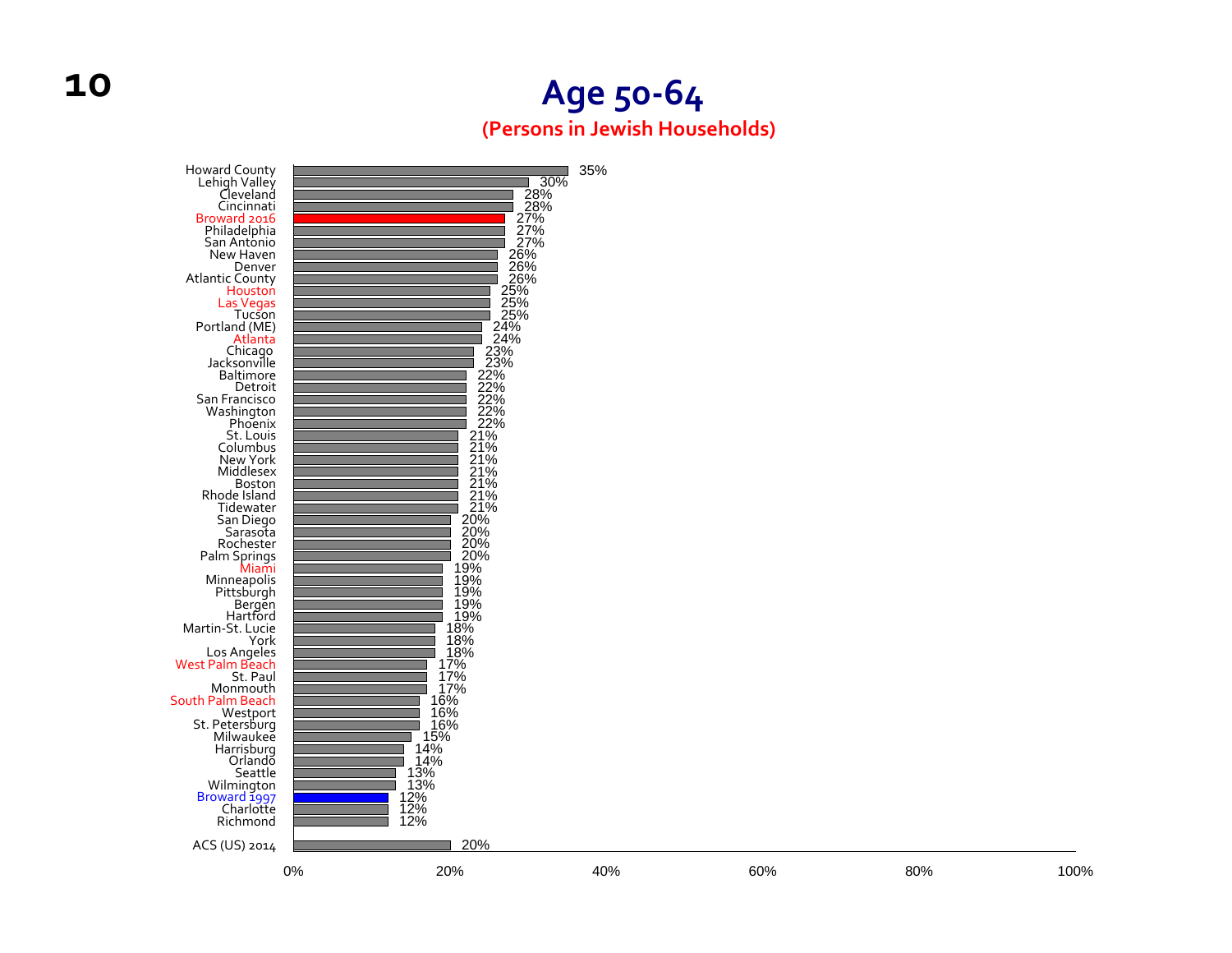## Age 50-64

**(Persons in Jewish Households)**

| Community | Percentage |
|---|---|
| Howard County | 35% |
| Lehigh Valley | 30% |
| Cleveland | 28% |
| Cincinnati | 28% |
| Broward 2016 | 27% |
| Philadelphia | 27% |
| San Antonio | 27% |
| New Haven | 26% |
| Denver | 26% |
| Atlantic County | 26% |
| Houston | 25% |
| Las Vegas | 25% |
| Tucson | 25% |
| Portland (ME) | 24% |
| Atlanta | 24% |
| Chicago | 23% |
| Jacksonville | 23% |
| Baltimore | 22% |
| Detroit | 22% |
| San Francisco | 22% |
| Washington | 22% |
| Phoenix | 22% |
| St. Louis | 21% |
| Columbus | 21% |
| New York | 21% |
| Middlesex | 21% |
| Boston | 21% |
| Rhode Island | 21% |
| Tidewater | 21% |
| San Diego | 20% |
| Sarasota | 20% |
| Rochester | 20% |
| Palm Springs | 20% |
| Miami | 19% |
| Minneapolis | 19% |
| Pittsburgh | 19% |
| Bergen | 19% |
| Hartford | 19% |
| Martin-St. Lucie | 18% |
| York | 18% |
| Los Angeles | 18% |
| West Palm Beach | 17% |
| St. Paul | 17% |
| Monmouth | 17% |
| South Palm Beach | 16% |
| Westport | 16% |
| St. Petersburg | 16% |
| Milwaukee | 15% |
| Harrisburg | 14% |
| Orlando | 14% |
| Seattle | 13% |
| Wilmington | 13% |
| Broward 1997 | 12% |
| Charlotte | 12% |
| Richmond | 12% |
| ACS (US) 2014 | 20% |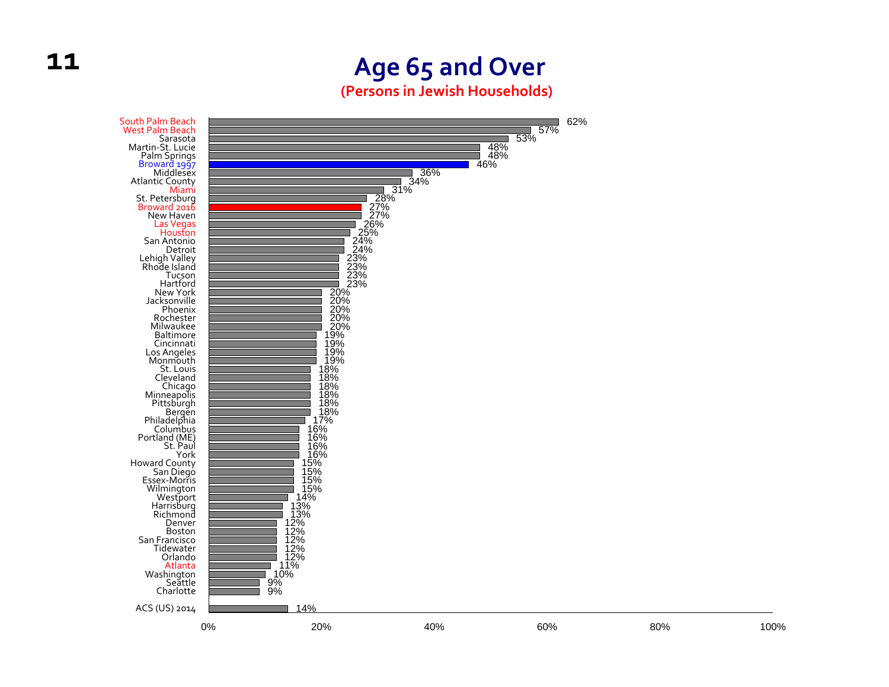# Age 65 and Over

**(Persons in Jewish Households)**

| Community | Percentage |
|---|---|
| South Palm Beach | 62% |
| West Palm Beach | 57% |
| Sarasota | 53% |
| Martin-St. Lucie | 48% |
| Palm Springs | 48% |
| Broward 1997 | 46% |
| Middlesex | 36% |
| Atlantic County | 34% |
| Miami | 31% |
| St. Petersburg | 28% |
| Broward 2016 | 27% |
| New Haven | 27% |
| Las Vegas | 26% |
| Houston | 25% |
| San Antonio | 24% |
| Detroit | 24% |
| Lehigh Valley | 23% |
| Rhode Island | 23% |
| Tucson | 23% |
| Hartford | 23% |
| New York | 20% |
| Jacksonville | 20% |
| Phoenix | 20% |
| Rochester | 20% |
| Milwaukee | 20% |
| Baltimore | 19% |
| Cincinnati | 19% |
| Los Angeles | 19% |
| Monmouth | 19% |
| St. Louis | 18% |
| Cleveland | 18% |
| Chicago | 18% |
| Minneapolis | 18% |
| Pittsburgh | 18% |
| Bergen | 18% |
| Philadelphia | 17% |
| Columbus | 16% |
| Portland (ME) | 16% |
| St. Paul | 16% |
| York | 16% |
| Howard County | 15% |
| San Diego | 15% |
| Essex-Morris | 15% |
| Wilmington | 15% |
| Westport | 14% |
| Harrisburg | 13% |
| Richmond | 13% |
| Denver | 12% |
| Boston | 12% |
| San Francisco | 12% |
| Tidewater | 12% |
| Orlando | 12% |
| Atlanta | 11% |
| Washington | 10% |
| Seattle | 9% |
| Charlotte | 9% |
| ACS (US) 2014 | 14% |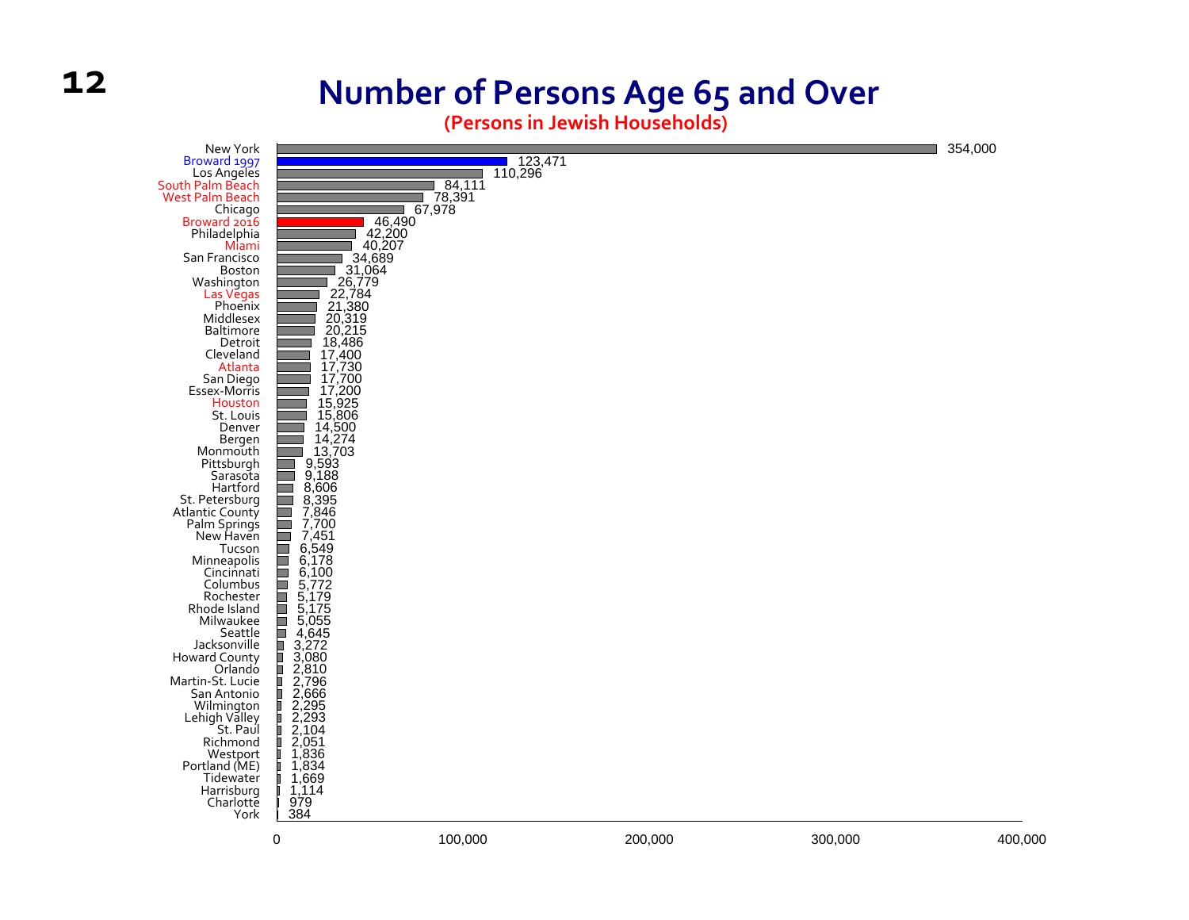# Number of Persons Age 65 and Over

**(Persons in Jewish Households)**

| Community | Number |
|---|---|
| New York | 354,000 |
| Broward 1997 | 123,471 |
| Los Angeles | 110,296 |
| South Palm Beach | 84,111 |
| West Palm Beach | 78,391 |
| Chicago | 67,978 |
| Broward 2016 | 46,490 |
| Philadelphia | 42,200 |
| Miami | 40,207 |
| San Francisco | 34,689 |
| Boston | 31,064 |
| Washington | 26,779 |
| Las Vegas | 22,784 |
| Phoenix | 21,380 |
| Middlesex | 20,319 |
| Baltimore | 20,215 |
| Detroit | 18,486 |
| Cleveland | 17,400 |
| Atlanta | 17,730 |
| San Diego | 17,700 |
| Essex-Morris | 17,200 |
| Houston | 15,925 |
| St. Louis | 15,806 |
| Denver | 14,500 |
| Bergen | 14,274 |
| Monmouth | 13,703 |
| Pittsburgh | 9,593 |
| Sarasota | 9,188 |
| Hartford | 8,606 |
| St. Petersburg | 8,395 |
| Atlantic County | 7,846 |
| Palm Springs | 7,700 |
| New Haven | 7,451 |
| Tucson | 6,549 |
| Minneapolis | 6,178 |
| Cincinnati | 6,100 |
| Columbus | 5,772 |
| Rochester | 5,179 |
| Rhode Island | 5,175 |
| Milwaukee | 5,055 |
| Seattle | 4,645 |
| Jacksonville | 3,272 |
| Howard County | 3,080 |
| Orlando | 2,810 |
| Martin-St. Lucie | 2,796 |
| San Antonio | 2,666 |
| Wilmington | 2,295 |
| Lehigh Valley | 2,293 |
| St. Paul | 2,104 |
| Richmond | 2,051 |
| Westport | 1,836 |
| Portland (ME) | 1,834 |
| Tidewater | 1,669 |
| Harrisburg | 1,114 |
| Charlotte | 979 |
| York | 384 |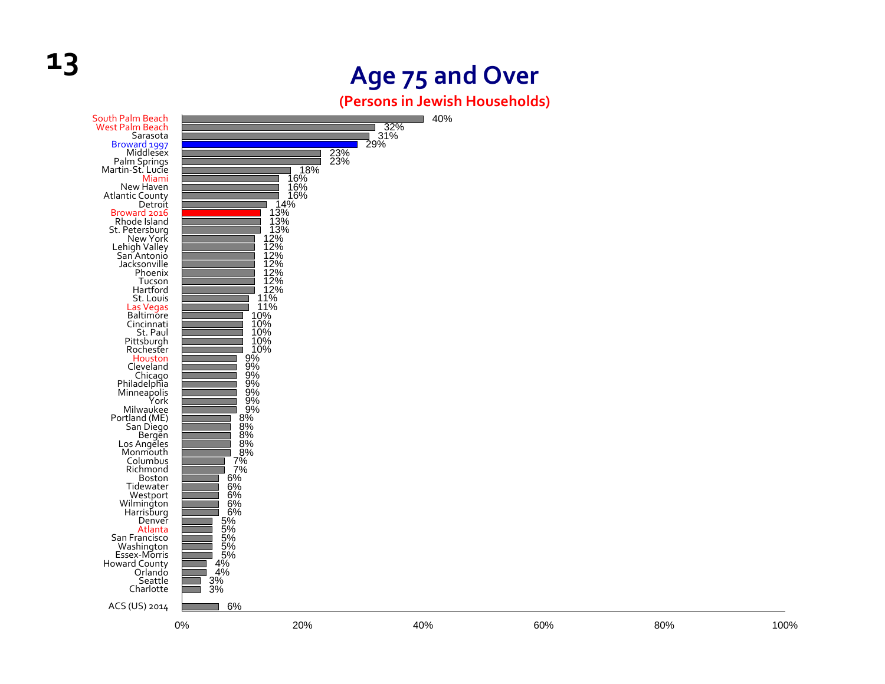# Age 75 and Over

## (Persons in Jewish Households)

| Community | Percentage |
|---|---|
| South Palm Beach | 40% |
| West Palm Beach | 32% |
| Sarasota | 31% |
| Broward 1997 | 29% |
| Middlesex | 23% |
| Palm Springs | 23% |
| Martin-St. Lucie | 18% |
| Miami | 16% |
| New Haven | 16% |
| Atlantic County | 16% |
| Detroit | 14% |
| Broward 2016 | 13% |
| Rhode Island | 13% |
| St. Petersburg | 13% |
| New York | 12% |
| Lehigh Valley | 12% |
| San Antonio | 12% |
| Jacksonville | 12% |
| Phoenix | 12% |
| Tucson | 12% |
| Hartford | 12% |
| St. Louis | 11% |
| Las Vegas | 11% |
| Baltimore | 10% |
| Cincinnati | 10% |
| St. Paul | 10% |
| Pittsburgh | 10% |
| Rochester | 10% |
| Houston | 9% |
| Cleveland | 9% |
| Chicago | 9% |
| Philadelphia | 9% |
| Minneapolis | 9% |
| York | 9% |
| Milwaukee | 9% |
| Portland (ME) | 8% |
| San Diego | 8% |
| Bergen | 8% |
| Los Angeles | 8% |
| Monmouth | 8% |
| Columbus | 7% |
| Richmond | 7% |
| Boston | 6% |
| Tidewater | 6% |
| Westport | 6% |
| Wilmington | 6% |
| Harrisburg | 6% |
| Denver | 5% |
| Atlanta | 5% |
| San Francisco | 5% |
| Washington | 5% |
| Essex-Morris | 5% |
| Howard County | 4% |
| Orlando | 4% |
| Seattle | 3% |
| Charlotte | 3% |
| ACS (US) 2014 | 6% |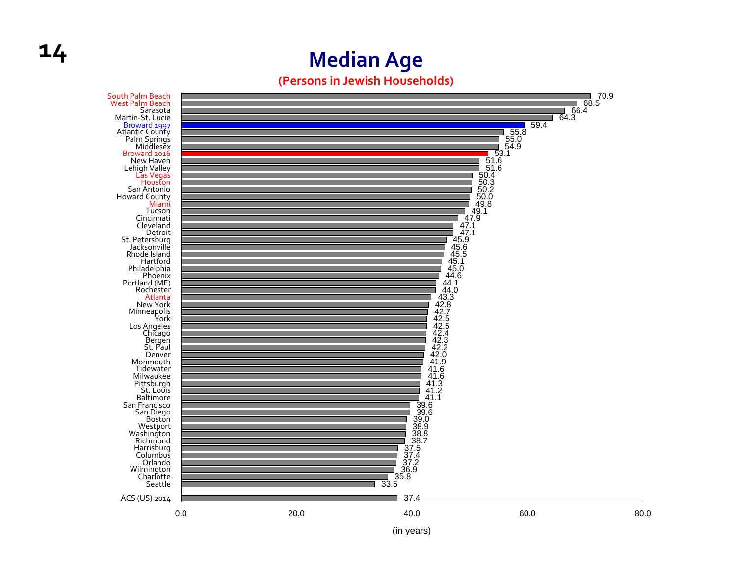# Median Age

## (Persons in Jewish Households)

| Community | Median Age (in years) |
|---|---|
| South Palm Beach | 70.9 |
| West Palm Beach | 68.5 |
| Sarasota | 66.4 |
| Martin-St. Lucie | 64.3 |
| Broward 1997 | 59.4 |
| Atlantic County | 55.8 |
| Palm Springs | 55.0 |
| Middlesex | 54.9 |
| Broward 2016 | 53.1 |
| New Haven | 51.6 |
| Lehigh Valley | 51.6 |
| Las Vegas | 50.4 |
| Houston | 50.3 |
| San Antonio | 50.2 |
| Howard County | 50.0 |
| Miami | 49.8 |
| Tucson | 49.1 |
| Cincinnati | 47.9 |
| Cleveland | 47.1 |
| Detroit | 47.1 |
| St. Petersburg | 45.9 |
| Jacksonville | 45.6 |
| Rhode Island | 45.5 |
| Hartford | 45.1 |
| Philadelphia | 45.0 |
| Phoenix | 44.6 |
| Portland (ME) | 44.1 |
| Rochester | 44.0 |
| Atlanta | 43.3 |
| New York | 42.8 |
| Minneapolis | 42.7 |
| York | 42.5 |
| Los Angeles | 42.5 |
| Chicago | 42.4 |
| Bergen | 42.3 |
| St. Paul | 42.2 |
| Denver | 42.0 |
| Monmouth | 41.9 |
| Tidewater | 41.6 |
| Milwaukee | 41.6 |
| Pittsburgh | 41.3 |
| St. Louis | 41.2 |
| Baltimore | 41.1 |
| San Francisco | 39.6 |
| San Diego | 39.6 |
| Boston | 39.0 |
| Westport | 38.9 |
| Washington | 38.8 |
| Richmond | 38.7 |
| Harrisburg | 37.5 |
| Columbus | 37.4 |
| Orlando | 37.2 |
| Wilmington | 36.9 |
| Charlotte | 35.8 |
| Seattle | 33.5 |
| ACS (US) 2014 | 37.4 |

(in years)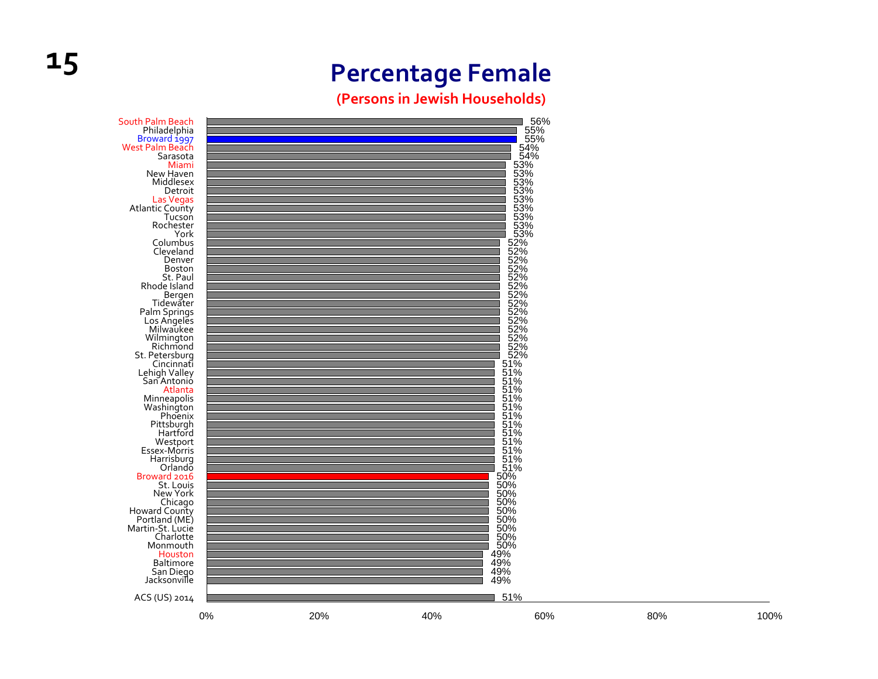# Percentage Female

**(Persons in Jewish Households)**

| Community | Percentage Female |
|---|---|
| South Palm Beach | 56% |
| Philadelphia | 55% |
| Broward 1997 | 55% |
| West Palm Beach | 54% |
| Sarasota | 54% |
| Miami | 53% |
| New Haven | 53% |
| Middlesex | 53% |
| Detroit | 53% |
| Las Vegas | 53% |
| Atlantic County | 53% |
| Tucson | 53% |
| Rochester | 53% |
| York | 53% |
| Columbus | 52% |
| Cleveland | 52% |
| Denver | 52% |
| Boston | 52% |
| St. Paul | 52% |
| Rhode Island | 52% |
| Bergen | 52% |
| Tidewater | 52% |
| Palm Springs | 52% |
| Los Angeles | 52% |
| Milwaukee | 52% |
| Wilmington | 52% |
| Richmond | 52% |
| St. Petersburg | 52% |
| Cincinnati | 51% |
| Lehigh Valley | 51% |
| San Antonio | 51% |
| Atlanta | 51% |
| Minneapolis | 51% |
| Washington | 51% |
| Phoenix | 51% |
| Pittsburgh | 51% |
| Hartford | 51% |
| Westport | 51% |
| Essex-Morris | 51% |
| Harrisburg | 51% |
| Orlando | 51% |
| Broward 2016 | 50% |
| St. Louis | 50% |
| New York | 50% |
| Chicago | 50% |
| Howard County | 50% |
| Portland (ME) | 50% |
| Martin-St. Lucie | 50% |
| Charlotte | 50% |
| Monmouth | 50% |
| Houston | 49% |
| Baltimore | 49% |
| San Diego | 49% |
| Jacksonville | 49% |
| ACS (US) 2014 | 51% |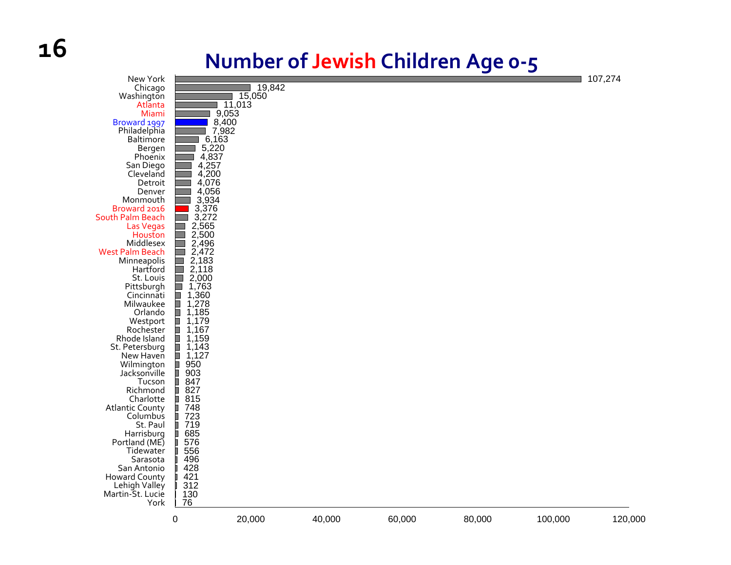# Number of Jewish Children Age 0-5

| Community | Number |
|---|---|
| New York | 107,274 |
| Chicago | 19,842 |
| Washington | 15,050 |
| Atlanta | 11,013 |
| Miami | 9,053 |
| Broward 1997 | 8,400 |
| Philadelphia | 7,982 |
| Baltimore | 6,163 |
| Bergen | 5,220 |
| Phoenix | 4,837 |
| San Diego | 4,257 |
| Cleveland | 4,200 |
| Detroit | 4,076 |
| Denver | 4,056 |
| Monmouth | 3,934 |
| Broward 2016 | 3,376 |
| South Palm Beach | 3,272 |
| Las Vegas | 2,565 |
| Houston | 2,500 |
| Middlesex | 2,496 |
| West Palm Beach | 2,472 |
| Minneapolis | 2,183 |
| Hartford | 2,118 |
| St. Louis | 2,000 |
| Pittsburgh | 1,763 |
| Cincinnati | 1,360 |
| Milwaukee | 1,278 |
| Orlando | 1,185 |
| Westport | 1,179 |
| Rochester | 1,167 |
| Rhode Island | 1,159 |
| St. Petersburg | 1,143 |
| New Haven | 1,127 |
| Wilmington | 950 |
| Jacksonville | 903 |
| Tucson | 847 |
| Richmond | 827 |
| Charlotte | 815 |
| Atlantic County | 748 |
| Columbus | 723 |
| St. Paul | 719 |
| Harrisburg | 685 |
| Portland (ME) | 576 |
| Tidewater | 556 |
| Sarasota | 496 |
| San Antonio | 428 |
| Howard County | 421 |
| Lehigh Valley | 312 |
| Martin-St. Lucie | 130 |
| York | 76 |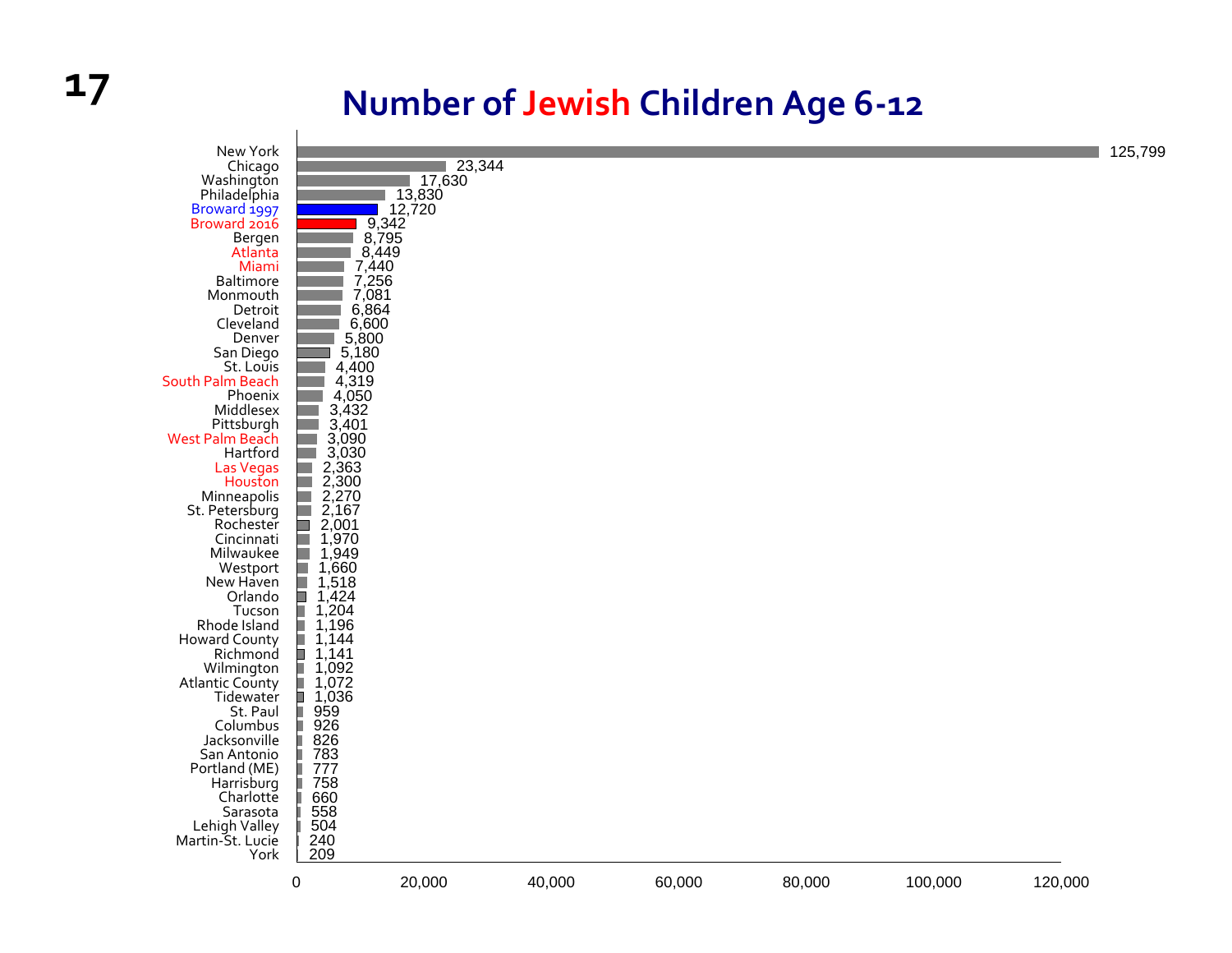# Number of Jewish Children Age 6-12

| Community | Number |
|---|---|
| New York | 125,799 |
| Chicago | 23,344 |
| Washington | 17,630 |
| Philadelphia | 13,830 |
| Broward 1997 | 12,720 |
| Broward 2016 | 9,342 |
| Bergen | 8,795 |
| Atlanta | 8,449 |
| Miami | 7,440 |
| Baltimore | 7,256 |
| Monmouth | 7,081 |
| Detroit | 6,864 |
| Cleveland | 6,600 |
| Denver | 5,800 |
| San Diego | 5,180 |
| St. Louis | 4,400 |
| South Palm Beach | 4,319 |
| Phoenix | 4,050 |
| Middlesex | 3,432 |
| Pittsburgh | 3,401 |
| West Palm Beach | 3,090 |
| Hartford | 3,030 |
| Las Vegas | 2,363 |
| Houston | 2,300 |
| Minneapolis | 2,270 |
| St. Petersburg | 2,167 |
| Rochester | 2,001 |
| Cincinnati | 1,970 |
| Milwaukee | 1,949 |
| Westport | 1,660 |
| New Haven | 1,518 |
| Orlando | 1,424 |
| Tucson | 1,204 |
| Rhode Island | 1,196 |
| Howard County | 1,144 |
| Richmond | 1,141 |
| Wilmington | 1,092 |
| Atlantic County | 1,072 |
| Tidewater | 1,036 |
| St. Paul | 959 |
| Columbus | 926 |
| Jacksonville | 826 |
| San Antonio | 783 |
| Portland (ME) | 777 |
| Harrisburg | 758 |
| Charlotte | 660 |
| Sarasota | 558 |
| Lehigh Valley | 504 |
| Martin-St. Lucie | 240 |
| York | 209 |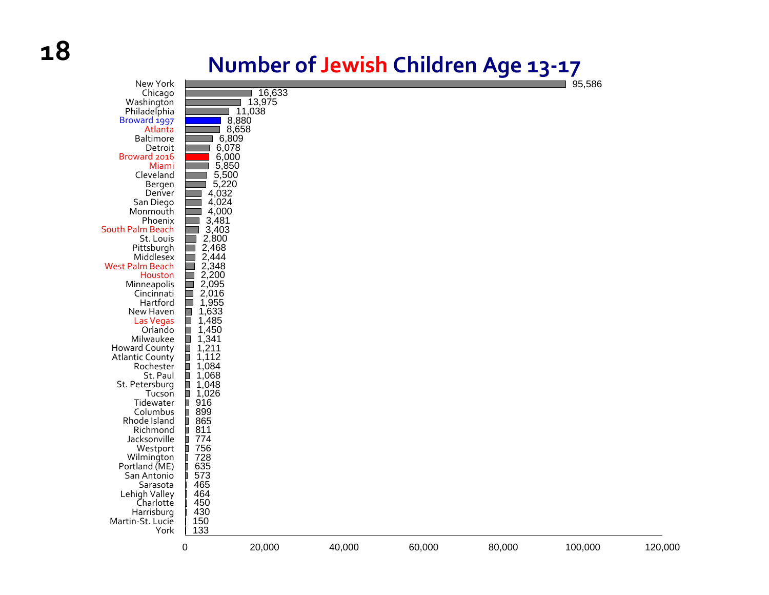# Number of Jewish Children Age 13-17

| Community | Number |
|---|---|
| New York | 95,586 |
| Chicago | 16,633 |
| Washington | 13,975 |
| Philadelphia | 11,038 |
| Broward 1997 | 8,880 |
| Atlanta | 8,658 |
| Baltimore | 6,809 |
| Detroit | 6,078 |
| Broward 2016 | 6,000 |
| Miami | 5,850 |
| Cleveland | 5,500 |
| Bergen | 5,220 |
| Denver | 4,032 |
| San Diego | 4,024 |
| Monmouth | 4,000 |
| Phoenix | 3,481 |
| South Palm Beach | 3,403 |
| St. Louis | 2,800 |
| Pittsburgh | 2,468 |
| Middlesex | 2,444 |
| West Palm Beach | 2,348 |
| Houston | 2,200 |
| Minneapolis | 2,095 |
| Cincinnati | 2,016 |
| Hartford | 1,955 |
| New Haven | 1,633 |
| Las Vegas | 1,485 |
| Orlando | 1,450 |
| Milwaukee | 1,341 |
| Howard County | 1,211 |
| Atlantic County | 1,112 |
| Rochester | 1,084 |
| St. Paul | 1,068 |
| St. Petersburg | 1,048 |
| Tucson | 1,026 |
| Tidewater | 916 |
| Columbus | 899 |
| Rhode Island | 865 |
| Richmond | 811 |
| Jacksonville | 774 |
| Westport | 756 |
| Wilmington | 728 |
| Portland (ME) | 635 |
| San Antonio | 573 |
| Sarasota | 465 |
| Lehigh Valley | 464 |
| Charlotte | 450 |
| Harrisburg | 430 |
| Martin-St. Lucie | 150 |
| York | 133 |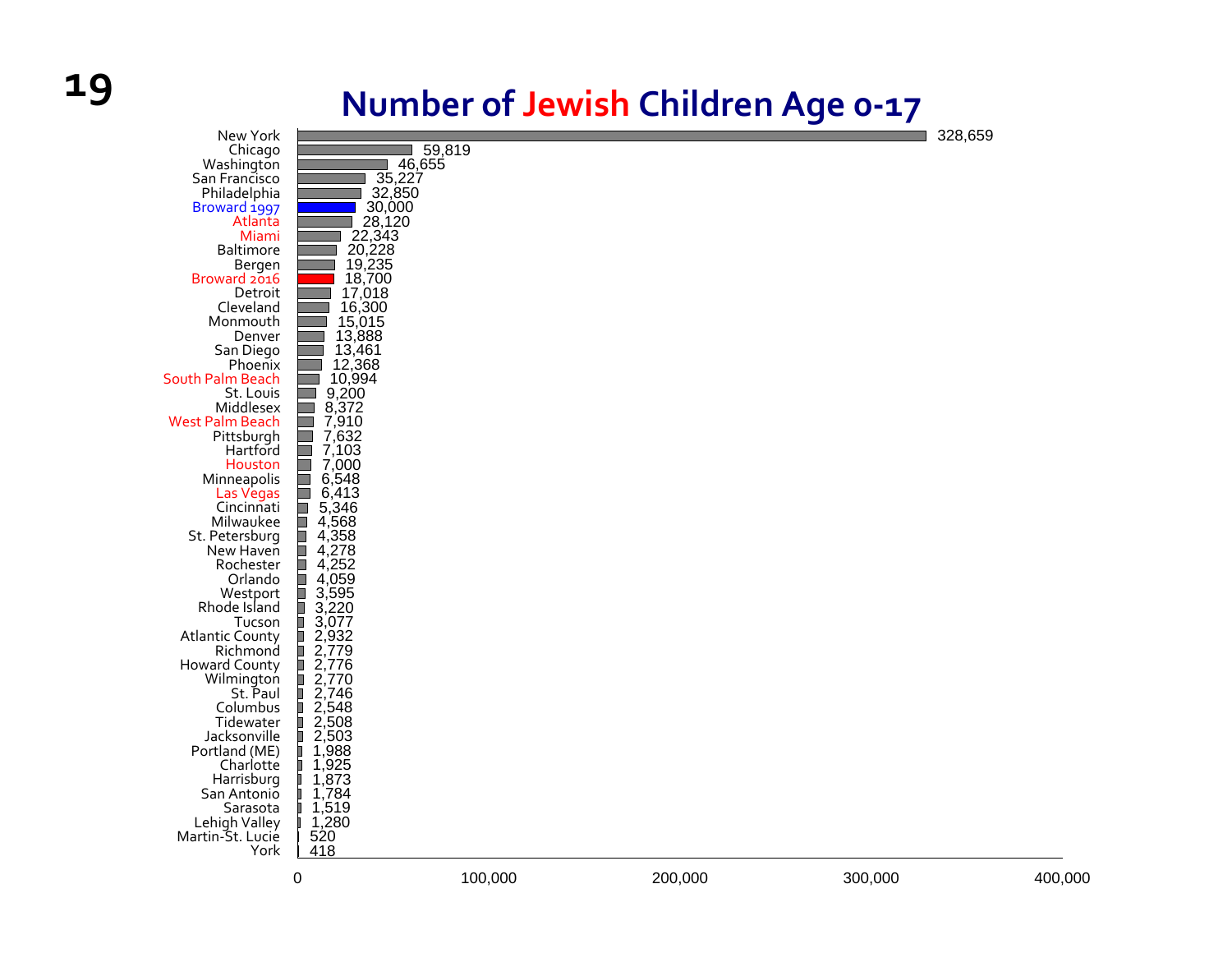# Number of Jewish Children Age 0-17

| Community | Number |
|---|---|
| New York | 328,659 |
| Chicago | 59,819 |
| Washington | 46,655 |
| San Francisco | 35,227 |
| Philadelphia | 32,850 |
| Broward 1997 | 30,000 |
| Atlanta | 28,120 |
| Miami | 22,343 |
| Baltimore | 20,228 |
| Bergen | 19,235 |
| Broward 2016 | 18,700 |
| Detroit | 17,018 |
| Cleveland | 16,300 |
| Monmouth | 15,015 |
| Denver | 13,888 |
| San Diego | 13,461 |
| Phoenix | 12,368 |
| South Palm Beach | 10,994 |
| St. Louis | 9,200 |
| Middlesex | 8,372 |
| West Palm Beach | 7,910 |
| Pittsburgh | 7,632 |
| Hartford | 7,103 |
| Houston | 7,000 |
| Minneapolis | 6,548 |
| Las Vegas | 6,413 |
| Cincinnati | 5,346 |
| Milwaukee | 4,568 |
| St. Petersburg | 4,358 |
| New Haven | 4,278 |
| Rochester | 4,252 |
| Orlando | 4,059 |
| Westport | 3,595 |
| Rhode Island | 3,220 |
| Tucson | 3,077 |
| Atlantic County | 2,932 |
| Richmond | 2,779 |
| Howard County | 2,776 |
| Wilmington | 2,770 |
| St. Paul | 2,746 |
| Columbus | 2,548 |
| Tidewater | 2,508 |
| Jacksonville | 2,503 |
| Portland (ME) | 1,988 |
| Charlotte | 1,925 |
| Harrisburg | 1,873 |
| San Antonio | 1,784 |
| Sarasota | 1,519 |
| Lehigh Valley | 1,280 |
| Martin-St. Lucie | 520 |
| York | 418 |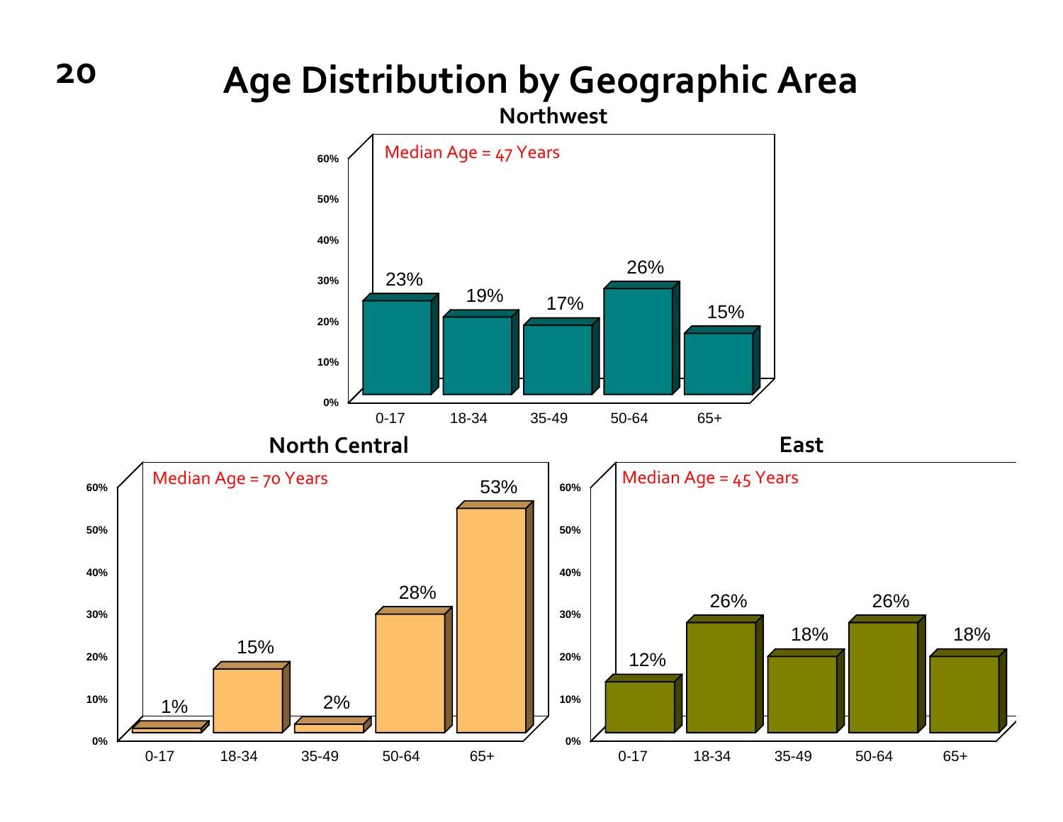# Age Distribution by Geographic Area

## Northwest

Median Age = 47 Years

| Age | Percent |
|---|---|
| 0-17 | 23% |
| 18-34 | 19% |
| 35-49 | 17% |
| 50-64 | 26% |
| 65+ | 15% |

## North Central

Median Age = 70 Years

| Age | Percent |
|---|---|
| 0-17 | 1% |
| 18-34 | 15% |
| 35-49 | 2% |
| 50-64 | 28% |
| 65+ | 53% |

## East

Median Age = 45 Years

| Age | Percent |
|---|---|
| 0-17 | 12% |
| 18-34 | 26% |
| 35-49 | 18% |
| 50-64 | 26% |
| 65+ | 18% |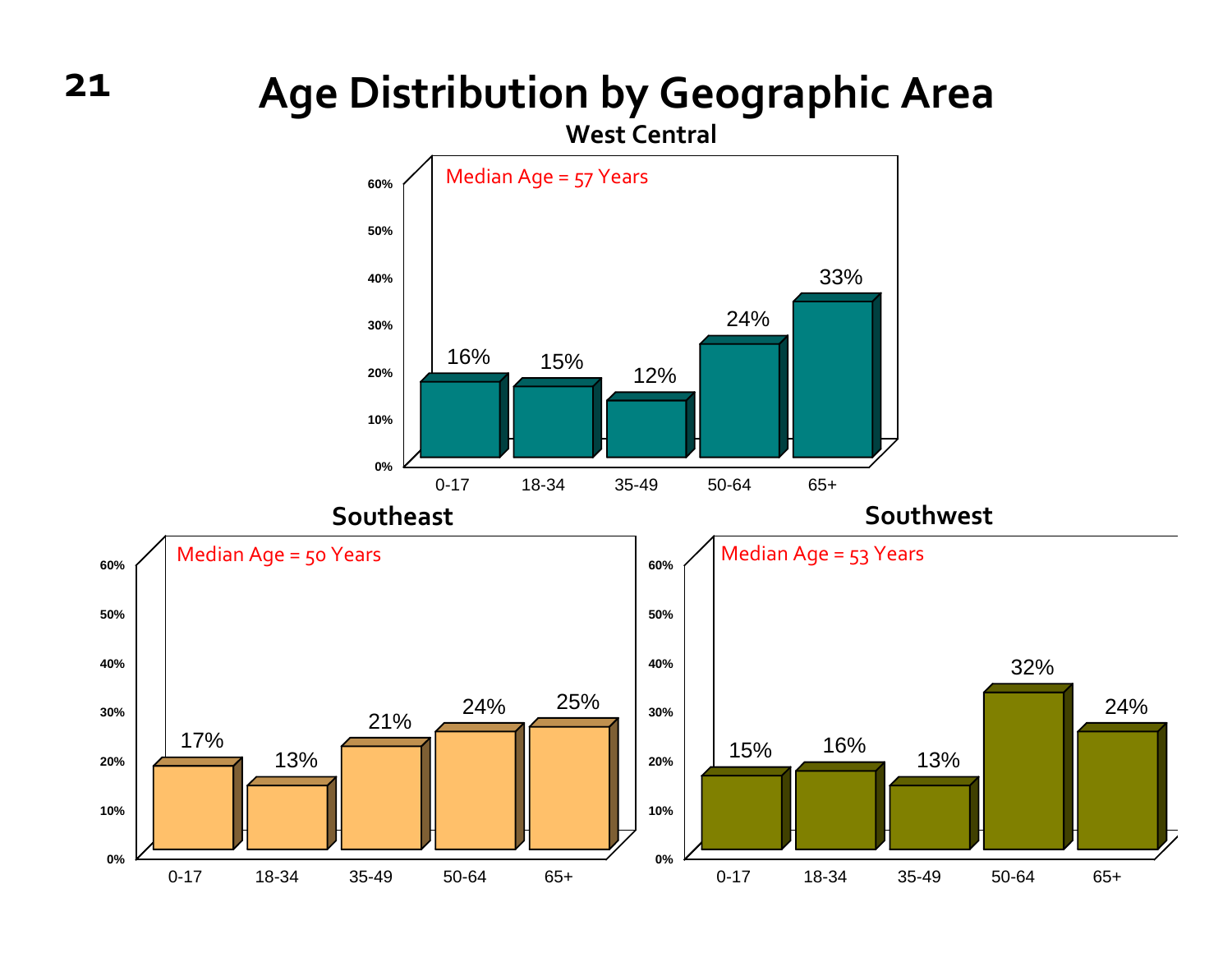# Age Distribution by Geographic Area

## West Central

Median Age = 57 Years

| Age | Percent |
|---|---|
| 0-17 | 16% |
| 18-34 | 15% |
| 35-49 | 12% |
| 50-64 | 24% |
| 65+ | 33% |

## Southeast

Median Age = 50 Years

| Age | Percent |
|---|---|
| 0-17 | 17% |
| 18-34 | 13% |
| 35-49 | 21% |
| 50-64 | 24% |
| 65+ | 25% |

## Southwest

Median Age = 53 Years

| Age | Percent |
|---|---|
| 0-17 | 15% |
| 18-34 | 16% |
| 35-49 | 13% |
| 50-64 | 32% |
| 65+ | 24% |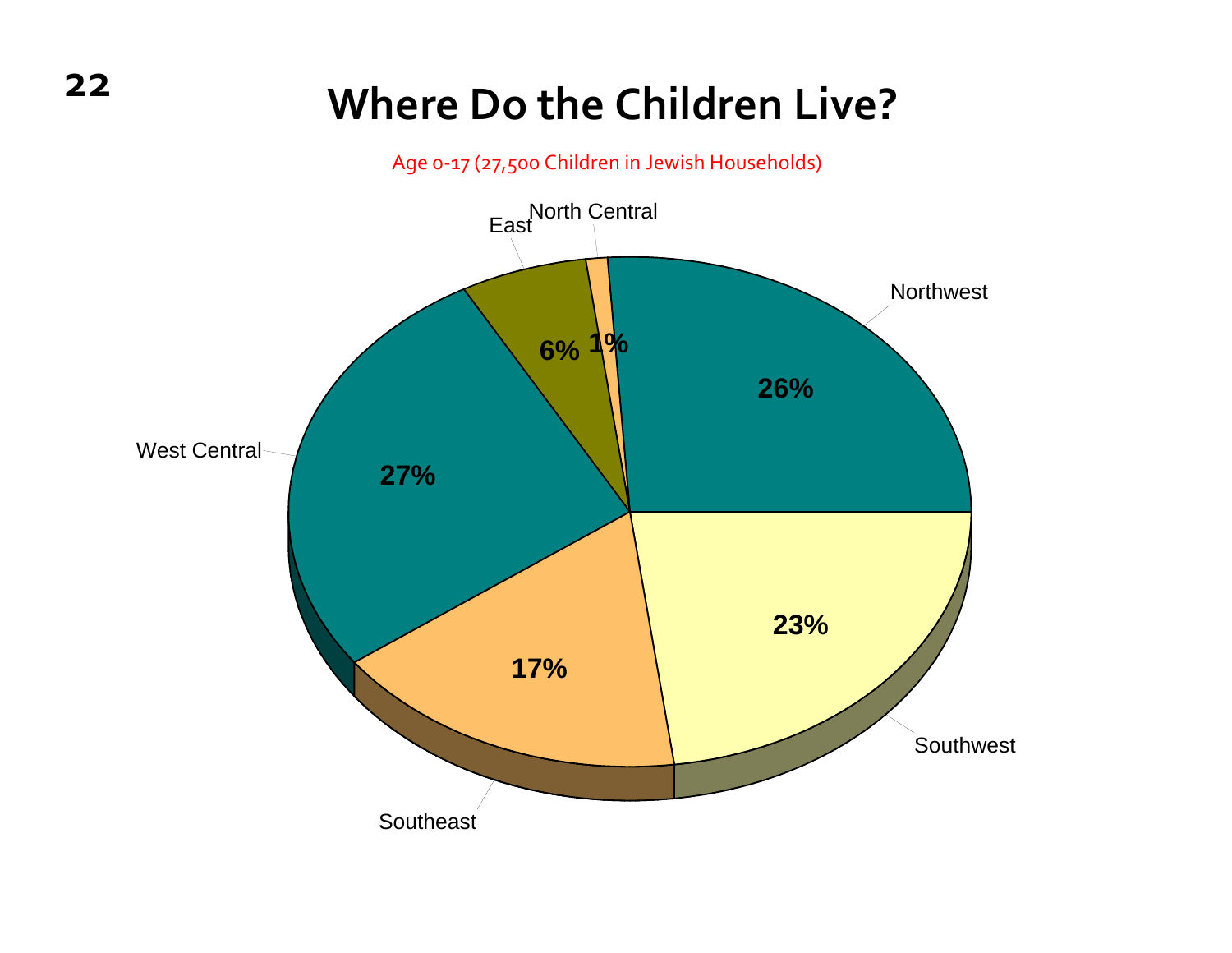# Where Do the Children Live?

Age 0-17 (27,500 Children in Jewish Households)

| Region | Percent |
| --- | --- |
| Northwest | 26% |
| Southwest | 23% |
| Southeast | 17% |
| West Central | 27% |
| East | 6% |
| North Central | 1% |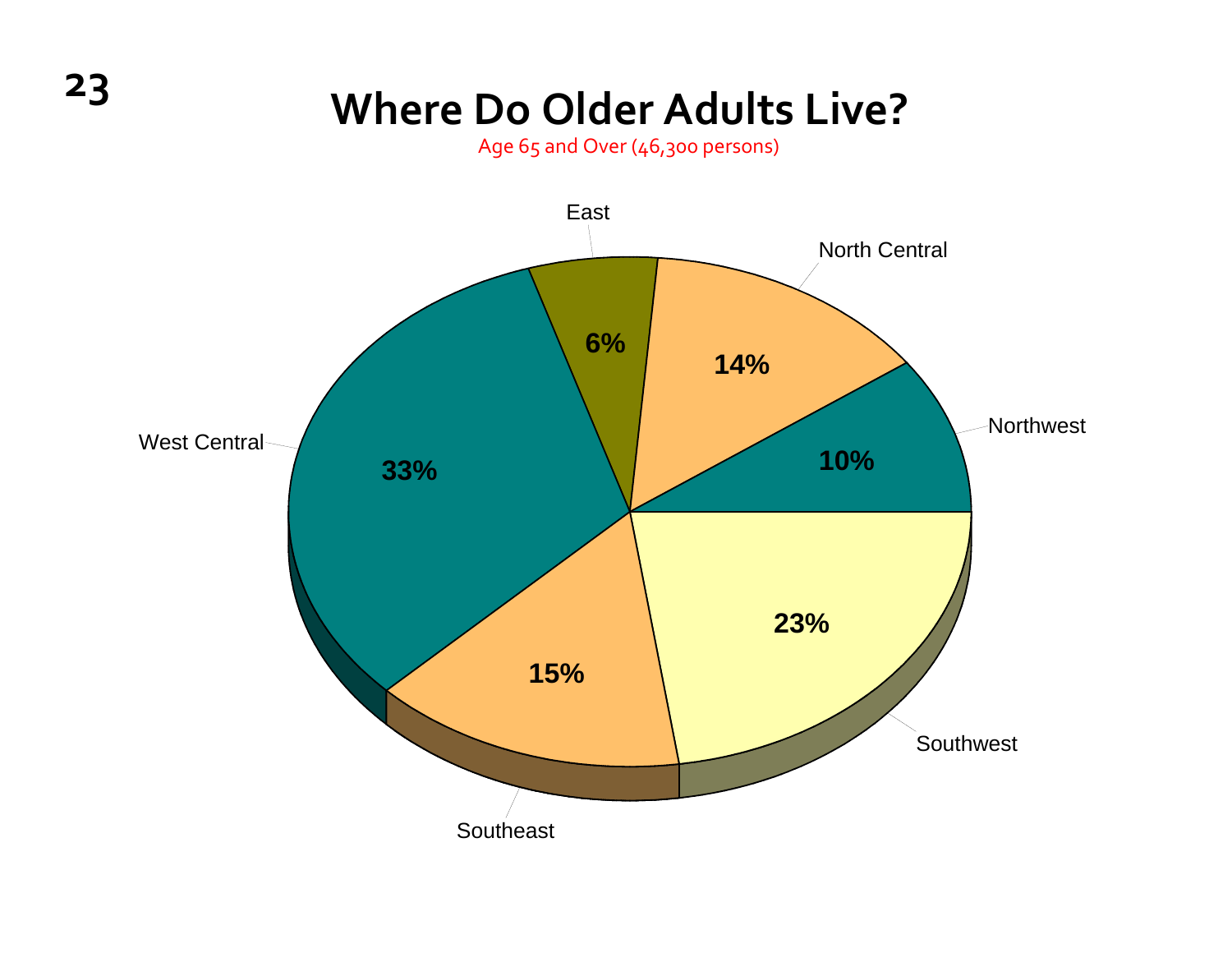# Where Do Older Adults Live?

Age 65 and Over (46,300 persons)

| Region | Percent |
|---|---|
| East | 6% |
| North Central | 14% |
| Northwest | 10% |
| Southwest | 23% |
| Southeast | 15% |
| West Central | 33% |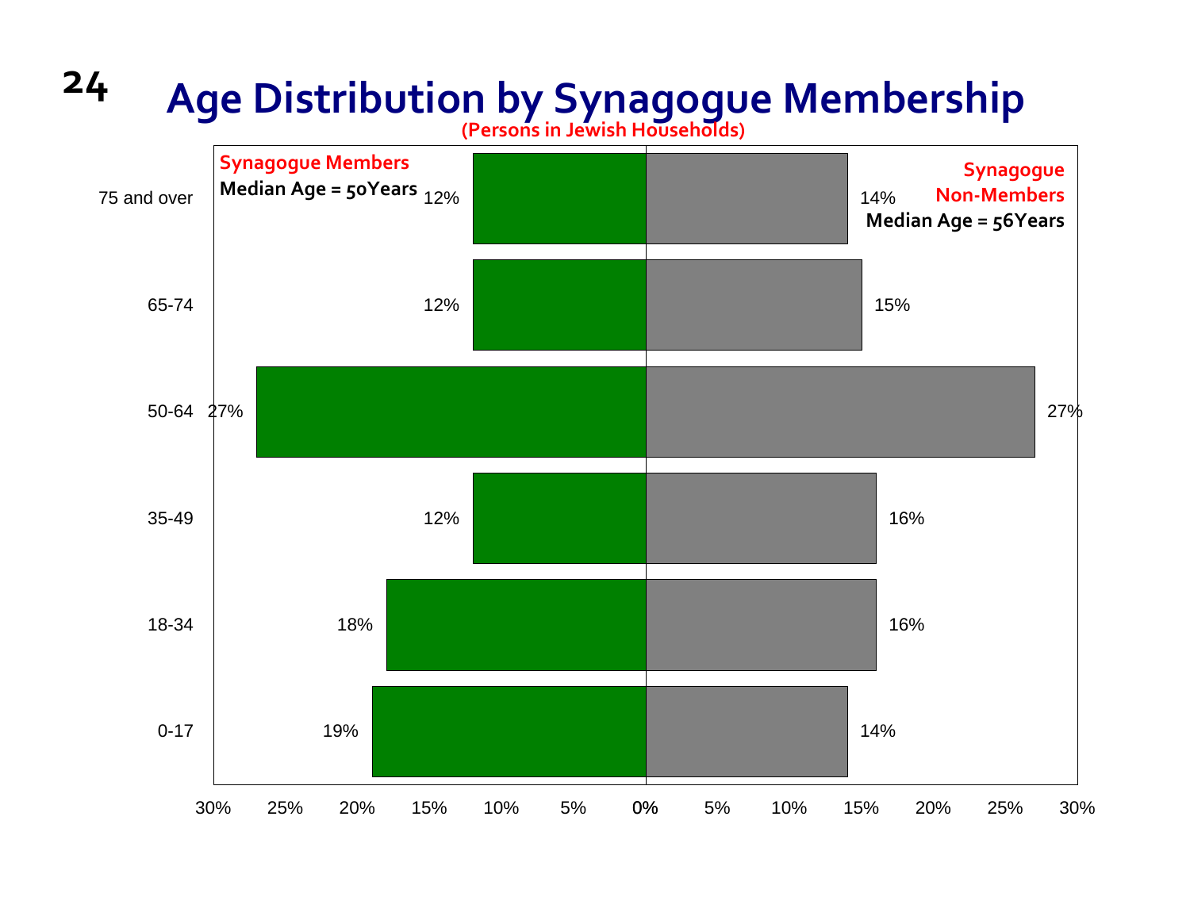# Age Distribution by Synagogue Membership

(Persons in Jewish Households)

| Age | Synagogue Members (Median Age = 50 Years) | Synagogue Non-Members (Median Age = 56 Years) |
|---|---|---|
| 75 and over | 12% | 14% |
| 65-74 | 12% | 15% |
| 50-64 | 27% | 27% |
| 35-49 | 12% | 16% |
| 18-34 | 18% | 16% |
| 0-17 | 19% | 14% |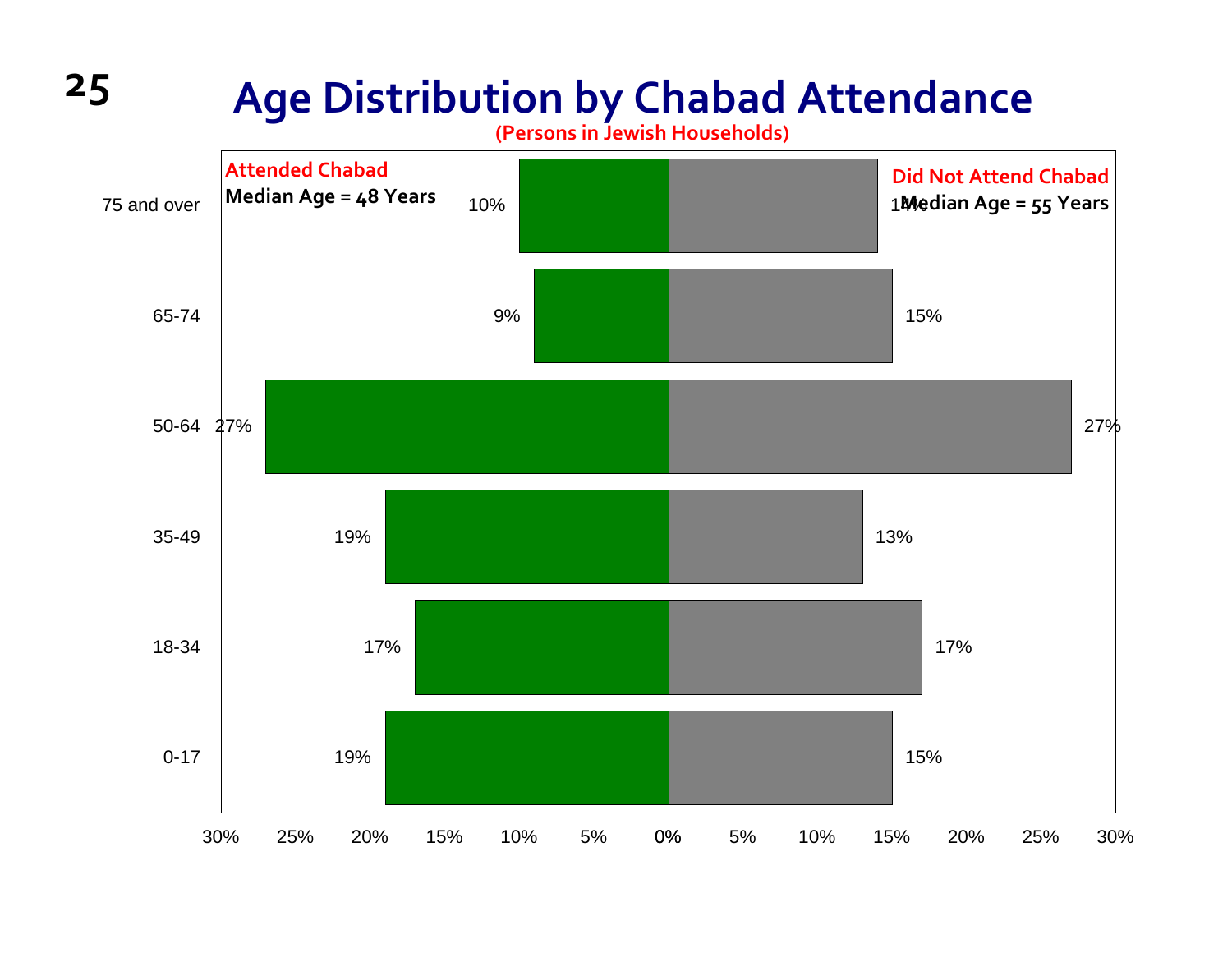# Age Distribution by Chabad Attendance

(Persons in Jewish Households)

| Age | Attended Chabad (Median Age = 48 Years) | Did Not Attend Chabad (Median Age = 55 Years) |
|---|---|---|
| 75 and over | 10% | 14% |
| 65-74 | 9% | 15% |
| 50-64 | 27% | 27% |
| 35-49 | 19% | 13% |
| 18-34 | 17% | 17% |
| 0-17 | 19% | 15% |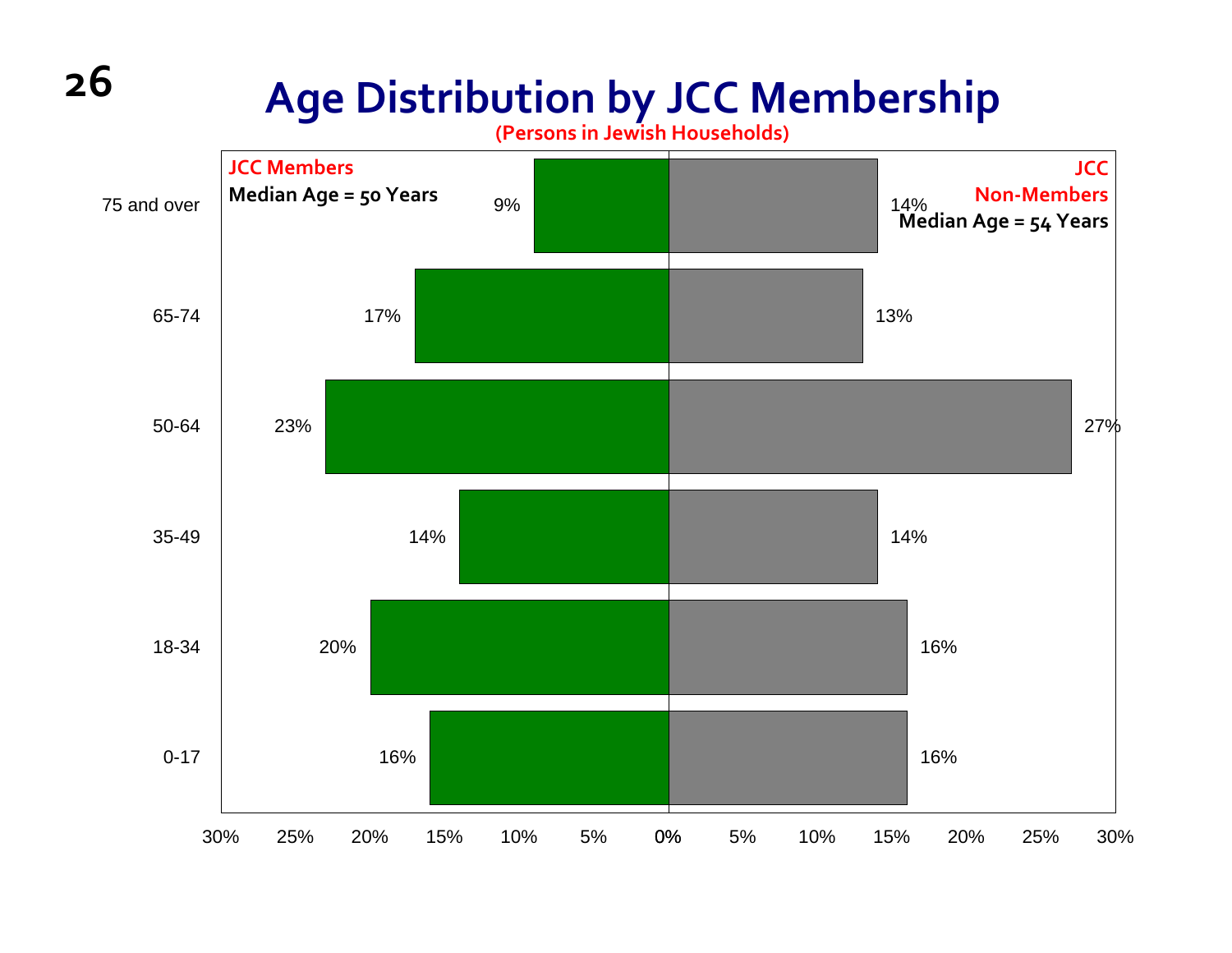# Age Distribution by JCC Membership

(Persons in Jewish Households)

| Age | JCC Members (Median Age = 50 Years) | JCC Non-Members (Median Age = 54 Years) |
|---|---|---|
| 75 and over | 9% | 14% |
| 65-74 | 17% | 13% |
| 50-64 | 23% | 27% |
| 35-49 | 14% | 14% |
| 18-34 | 20% | 16% |
| 0-17 | 16% | 16% |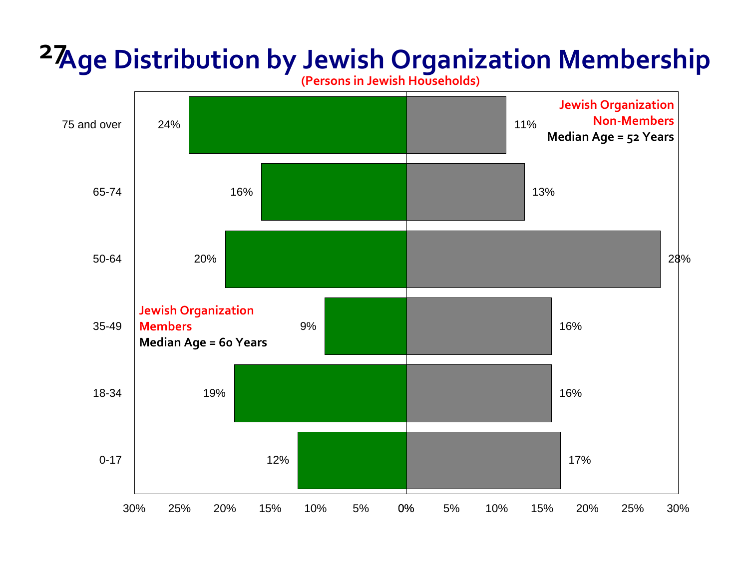# Age Distribution by Jewish Organization Membership

(Persons in Jewish Households)

| Age | Jewish Organization Members (Median Age = 60 Years) | Jewish Organization Non-Members (Median Age = 52 Years) |
|---|---|---|
| 75 and over | 24% | 11% |
| 65-74 | 16% | 13% |
| 50-64 | 20% | 28% |
| 35-49 | 9% | 16% |
| 18-34 | 19% | 16% |
| 0-17 | 12% | 17% |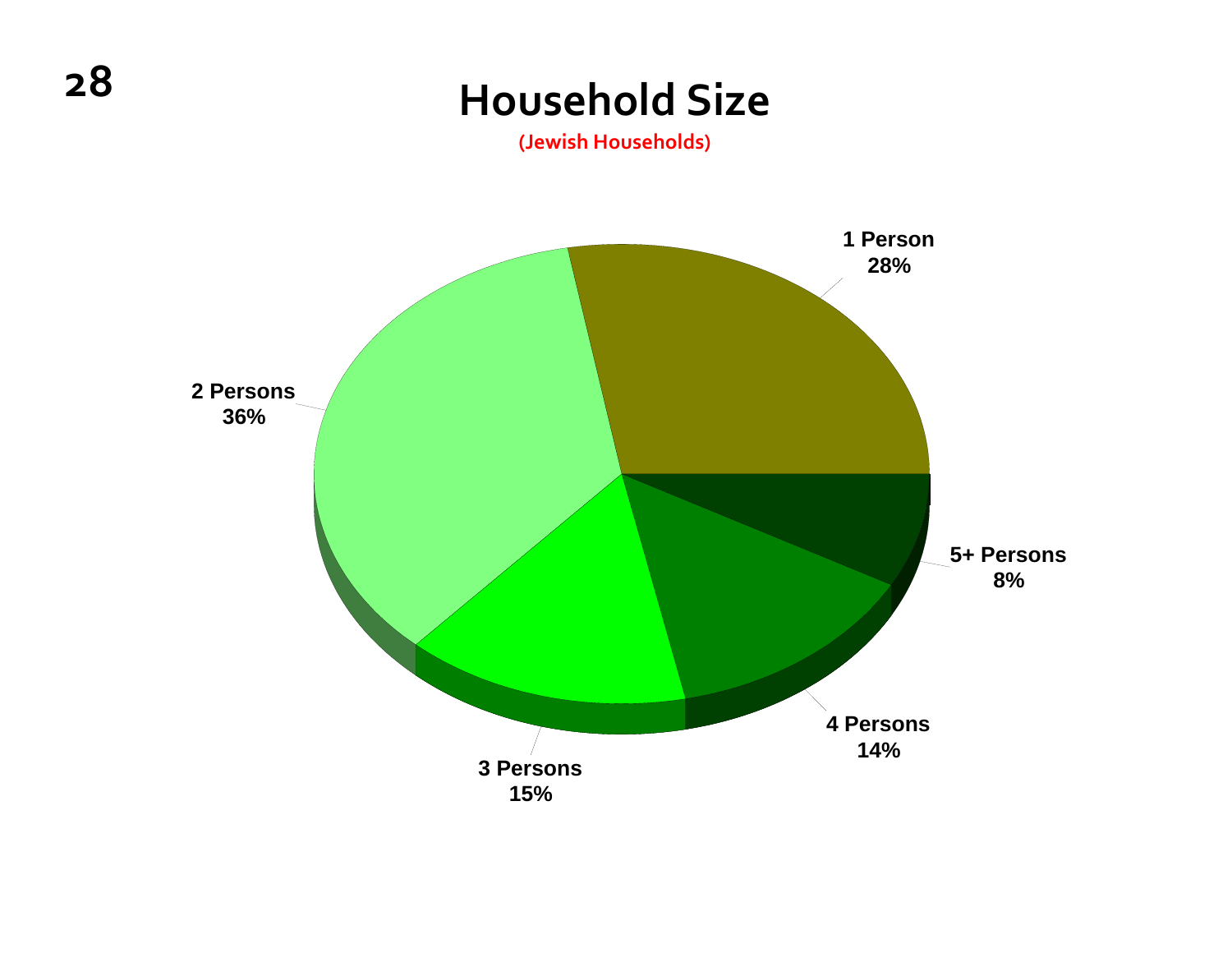# Household Size

(Jewish Households)

| Household Size | Percent |
|---|---|
| 1 Person | 28% |
| 2 Persons | 36% |
| 3 Persons | 15% |
| 4 Persons | 14% |
| 5+ Persons | 8% |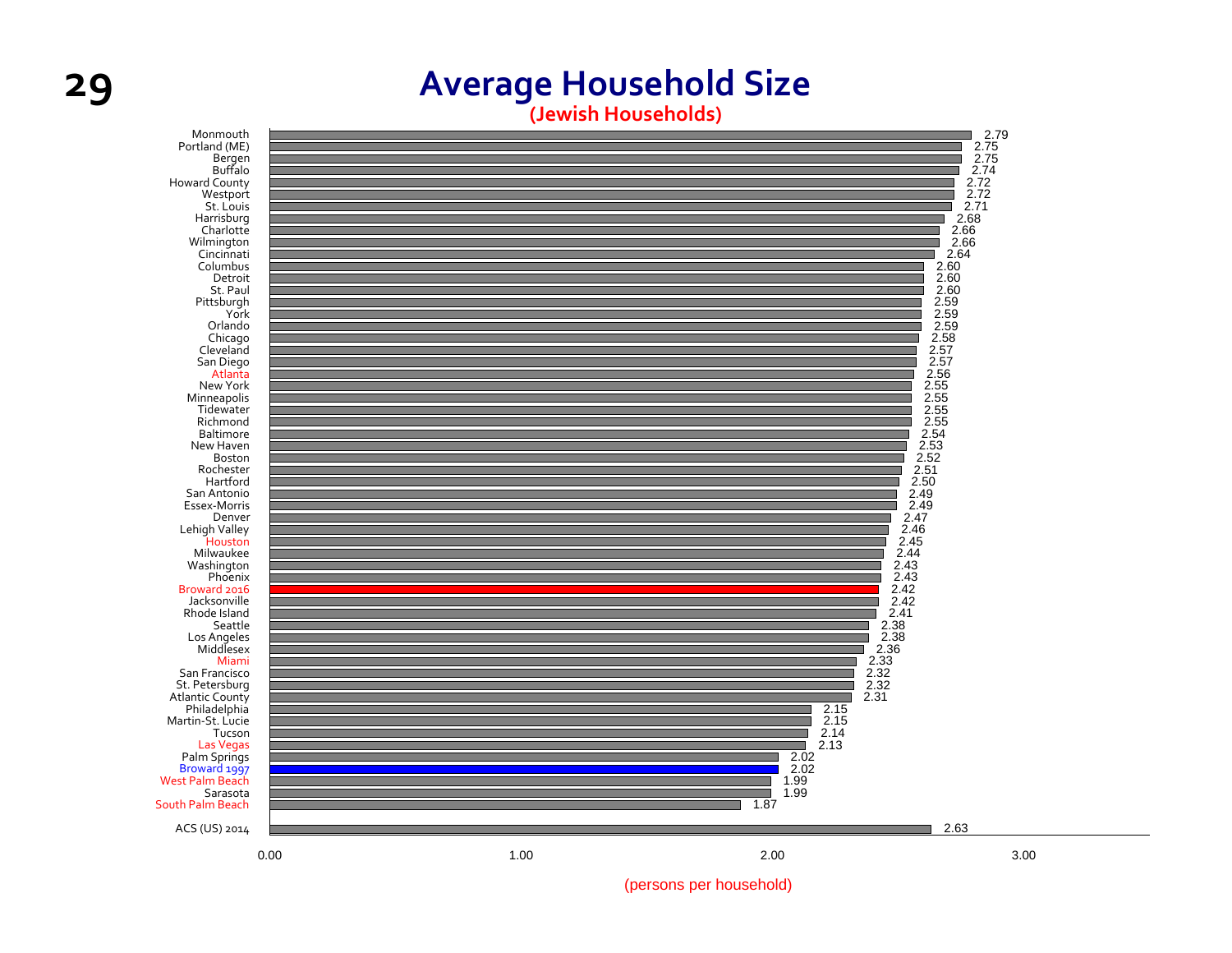# Average Household Size

**(Jewish Households)**

| Community | Persons per household |
|---|---|
| Monmouth | 2.79 |
| Portland (ME) | 2.75 |
| Bergen | 2.75 |
| Buffalo | 2.74 |
| Howard County | 2.72 |
| Westport | 2.72 |
| St. Louis | 2.71 |
| Harrisburg | 2.68 |
| Charlotte | 2.66 |
| Wilmington | 2.66 |
| Cincinnati | 2.64 |
| Columbus | 2.60 |
| Detroit | 2.60 |
| St. Paul | 2.60 |
| Pittsburgh | 2.59 |
| York | 2.59 |
| Orlando | 2.59 |
| Chicago | 2.58 |
| Cleveland | 2.57 |
| San Diego | 2.57 |
| Atlanta | 2.56 |
| New York | 2.55 |
| Minneapolis | 2.55 |
| Tidewater | 2.55 |
| Richmond | 2.55 |
| Baltimore | 2.54 |
| New Haven | 2.53 |
| Boston | 2.52 |
| Rochester | 2.51 |
| Hartford | 2.50 |
| San Antonio | 2.49 |
| Essex-Morris | 2.49 |
| Denver | 2.47 |
| Lehigh Valley | 2.46 |
| Houston | 2.45 |
| Milwaukee | 2.44 |
| Washington | 2.43 |
| Phoenix | 2.43 |
| Broward 2016 | 2.42 |
| Jacksonville | 2.42 |
| Rhode Island | 2.41 |
| Seattle | 2.38 |
| Los Angeles | 2.38 |
| Middlesex | 2.36 |
| Miami | 2.33 |
| San Francisco | 2.32 |
| St. Petersburg | 2.32 |
| Atlantic County | 2.31 |
| Philadelphia | 2.15 |
| Martin-St. Lucie | 2.15 |
| Tucson | 2.14 |
| Las Vegas | 2.13 |
| Palm Springs | 2.02 |
| Broward 1997 | 2.02 |
| West Palm Beach | 1.99 |
| Sarasota | 1.99 |
| South Palm Beach | 1.87 |
| ACS (US) 2014 | 2.63 |

(persons per household)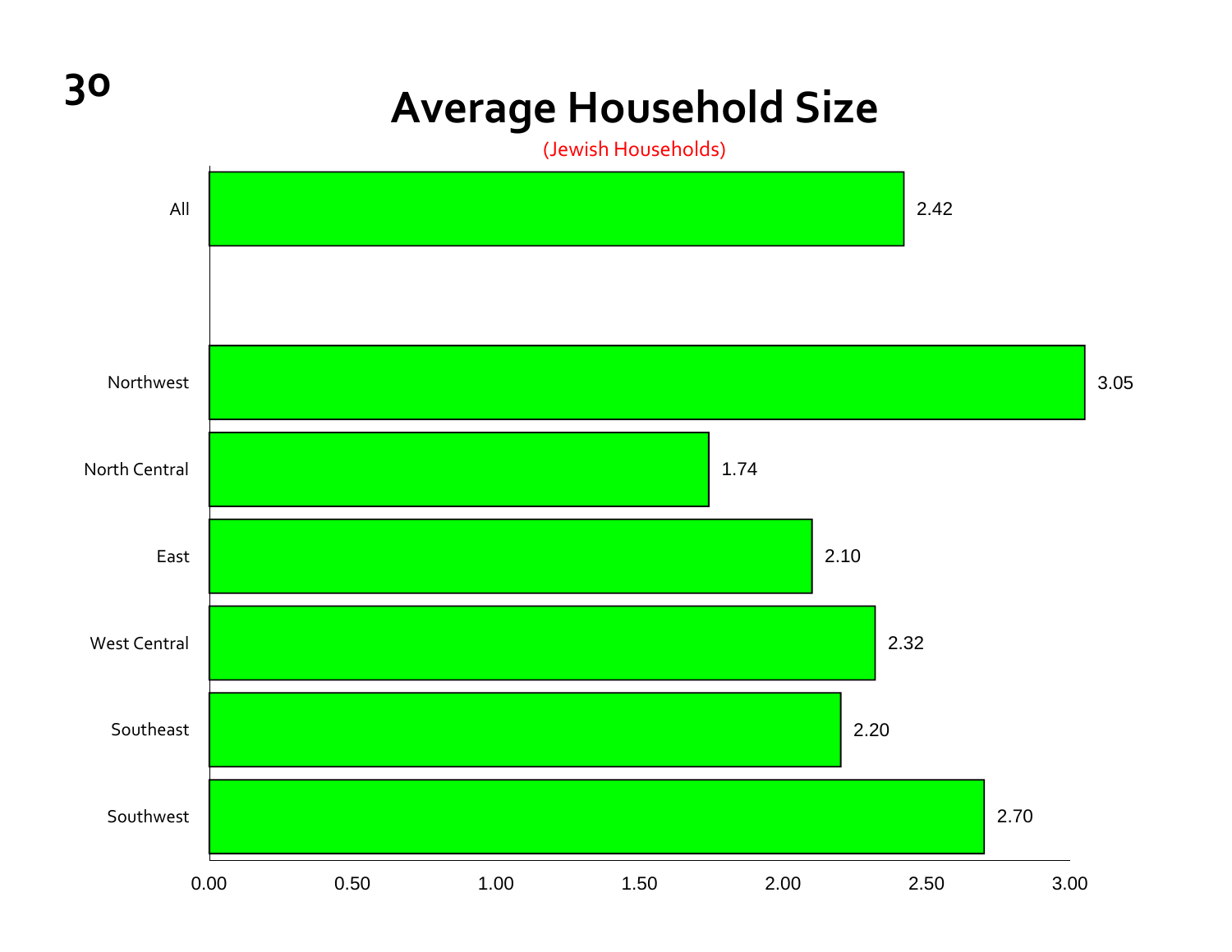# Average Household Size

(Jewish Households)

| Region | Average Household Size |
|---|---|
| All | 2.42 |
| Northwest | 3.05 |
| North Central | 1.74 |
| East | 2.10 |
| West Central | 2.32 |
| Southeast | 2.20 |
| Southwest | 2.70 |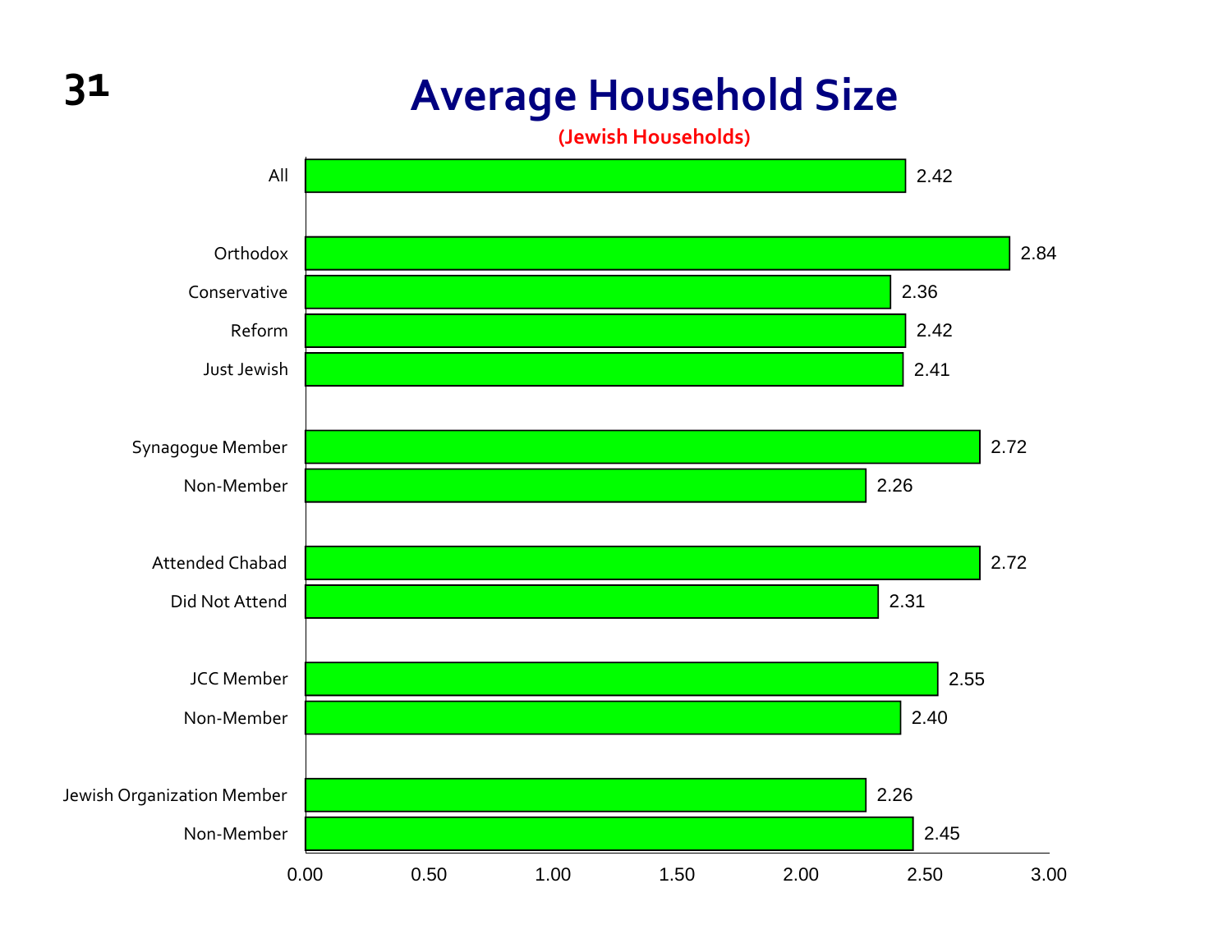# Average Household Size

**(Jewish Households)**

| Group | Average Household Size |
|---|---|
| All | 2.42 |
| Orthodox | 2.84 |
| Conservative | 2.36 |
| Reform | 2.42 |
| Just Jewish | 2.41 |
| Synagogue Member | 2.72 |
| Non-Member | 2.26 |
| Attended Chabad | 2.72 |
| Did Not Attend | 2.31 |
| JCC Member | 2.55 |
| Non-Member | 2.40 |
| Jewish Organization Member | 2.26 |
| Non-Member | 2.45 |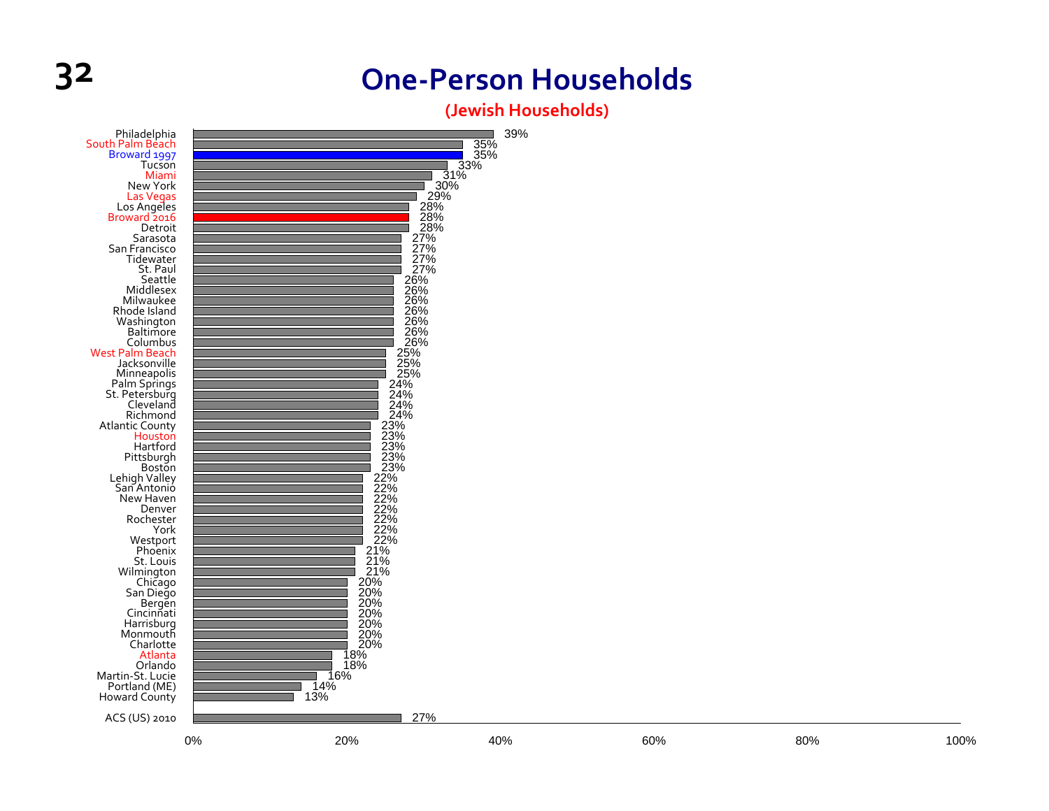# One-Person Households

## (Jewish Households)

| Community | One-Person Households |
|---|---|
| Philadelphia | 39% |
| South Palm Beach | 35% |
| Broward 1997 | 35% |
| Tucson | 33% |
| Miami | 31% |
| New York | 30% |
| Las Vegas | 29% |
| Los Angeles | 28% |
| Broward 2016 | 28% |
| Detroit | 28% |
| Sarasota | 27% |
| San Francisco | 27% |
| Tidewater | 27% |
| St. Paul | 27% |
| Seattle | 26% |
| Middlesex | 26% |
| Milwaukee | 26% |
| Rhode Island | 26% |
| Washington | 26% |
| Baltimore | 26% |
| Columbus | 26% |
| West Palm Beach | 25% |
| Jacksonville | 25% |
| Minneapolis | 25% |
| Palm Springs | 24% |
| St. Petersburg | 24% |
| Cleveland | 24% |
| Richmond | 24% |
| Atlantic County | 23% |
| Houston | 23% |
| Hartford | 23% |
| Pittsburgh | 23% |
| Boston | 23% |
| Lehigh Valley | 22% |
| San Antonio | 22% |
| New Haven | 22% |
| Denver | 22% |
| Rochester | 22% |
| York | 22% |
| Westport | 22% |
| Phoenix | 21% |
| St. Louis | 21% |
| Wilmington | 21% |
| Chicago | 20% |
| San Diego | 20% |
| Bergen | 20% |
| Cincinnati | 20% |
| Harrisburg | 20% |
| Monmouth | 20% |
| Charlotte | 20% |
| Atlanta | 18% |
| Orlando | 18% |
| Martin-St. Lucie | 16% |
| Portland (ME) | 14% |
| Howard County | 13% |
| ACS (US) 2010 | 27% |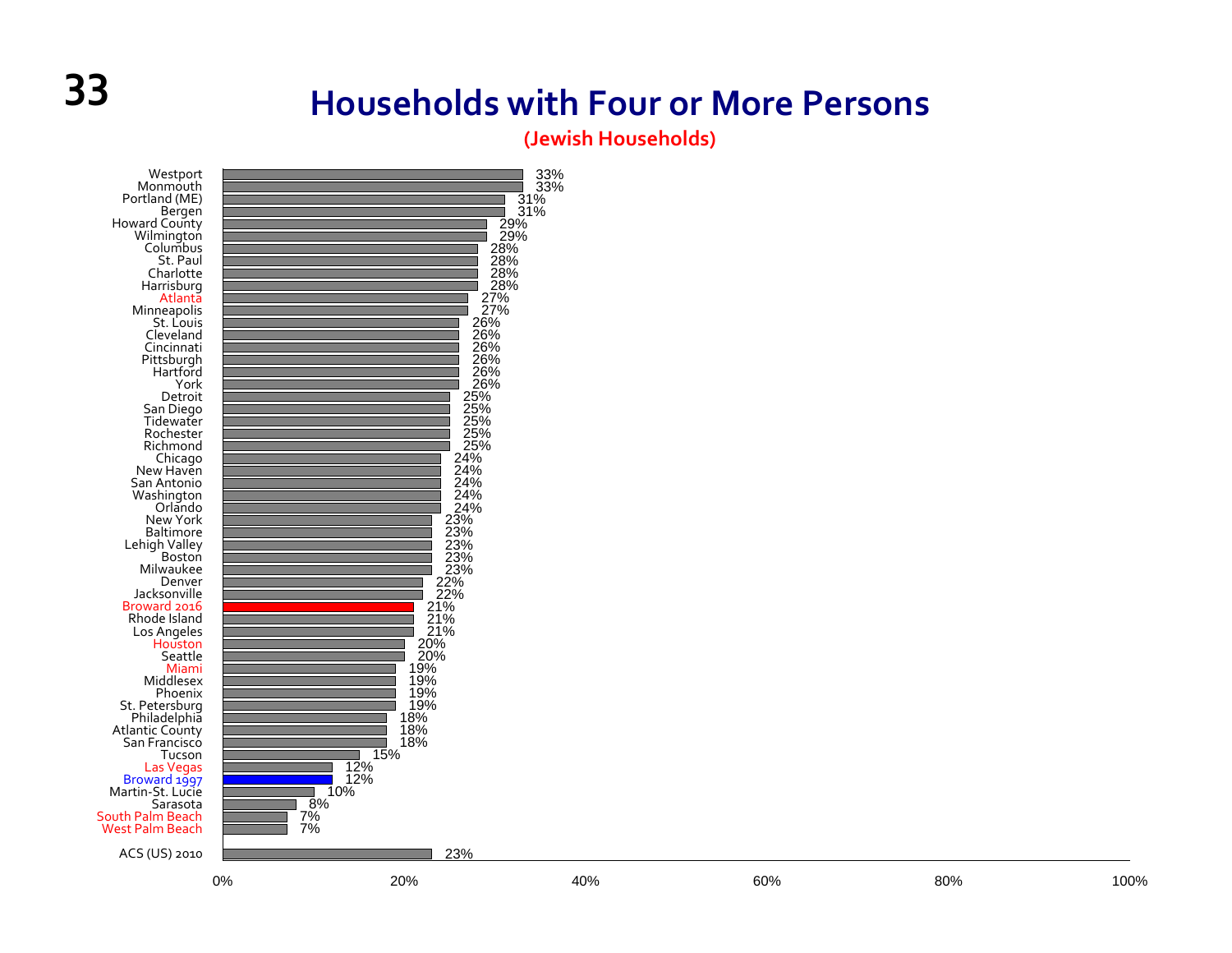# Households with Four or More Persons

**(Jewish Households)**

| Community | Percentage |
|---|---|
| Westport | 33% |
| Monmouth | 33% |
| Portland (ME) | 31% |
| Bergen | 31% |
| Howard County | 29% |
| Wilmington | 29% |
| Columbus | 28% |
| St. Paul | 28% |
| Charlotte | 28% |
| Harrisburg | 28% |
| Atlanta | 27% |
| Minneapolis | 27% |
| St. Louis | 26% |
| Cleveland | 26% |
| Cincinnati | 26% |
| Pittsburgh | 26% |
| Hartford | 26% |
| York | 26% |
| Detroit | 25% |
| San Diego | 25% |
| Tidewater | 25% |
| Rochester | 25% |
| Richmond | 25% |
| Chicago | 24% |
| New Haven | 24% |
| San Antonio | 24% |
| Washington | 24% |
| Orlando | 24% |
| New York | 23% |
| Baltimore | 23% |
| Lehigh Valley | 23% |
| Boston | 23% |
| Milwaukee | 23% |
| Denver | 22% |
| Jacksonville | 22% |
| Broward 2016 | 21% |
| Rhode Island | 21% |
| Los Angeles | 21% |
| Houston | 20% |
| Seattle | 20% |
| Miami | 19% |
| Middlesex | 19% |
| Phoenix | 19% |
| St. Petersburg | 19% |
| Philadelphia | 18% |
| Atlantic County | 18% |
| San Francisco | 18% |
| Tucson | 15% |
| Las Vegas | 12% |
| Broward 1997 | 12% |
| Martin-St. Lucie | 10% |
| Sarasota | 8% |
| South Palm Beach | 7% |
| West Palm Beach | 7% |
| ACS (US) 2010 | 23% |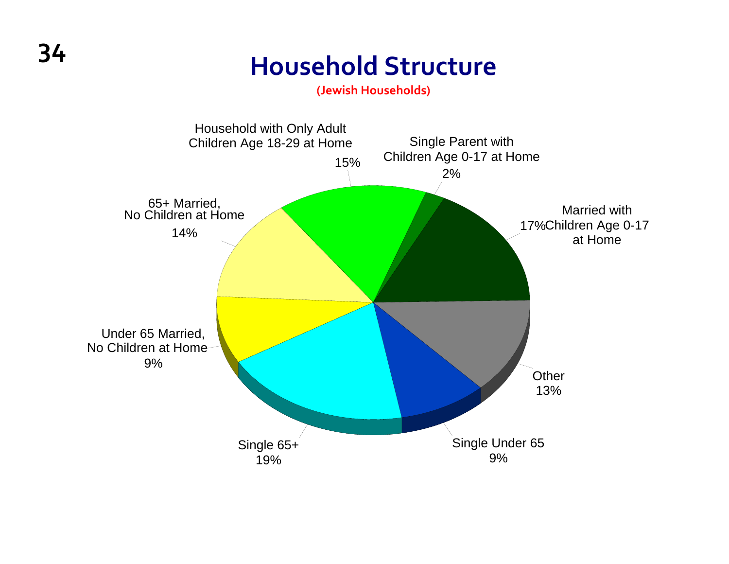# Household Structure

**(Jewish Households)**

| Household Type | Percentage |
|---|---|
| Household with Only Adult Children Age 18-29 at Home | 15% |
| Single Parent with Children Age 0-17 at Home | 2% |
| Married with Children Age 0-17 at Home | 17% |
| Other | 13% |
| Single Under 65 | 9% |
| Single 65+ | 19% |
| Under 65 Married, No Children at Home | 9% |
| 65+ Married, No Children at Home | 14% |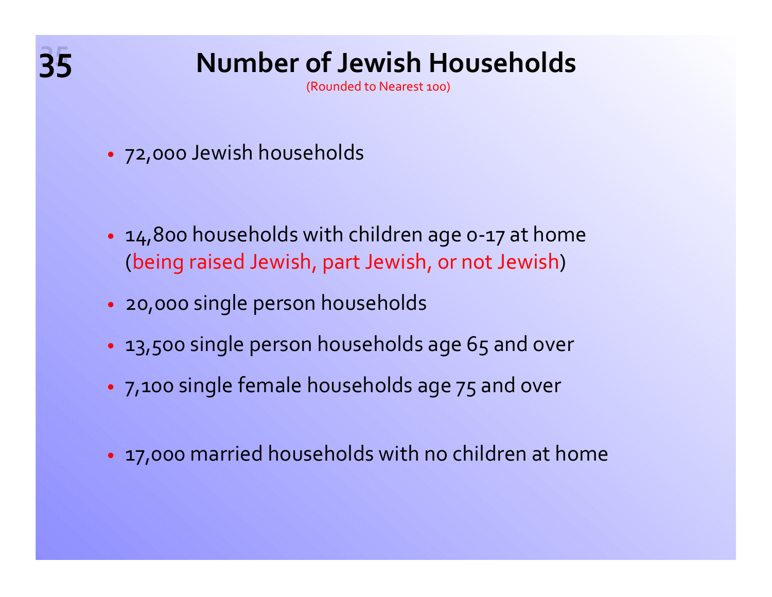# Number of Jewish Households

(Rounded to Nearest 100)

- 72,000 Jewish households

- 14,800 households with children age 0-17 at home (being raised Jewish, part Jewish, or not Jewish)
- 20,000 single person households
- 13,500 single person households age 65 and over
- 7,100 single female households age 75 and over

- 17,000 married households with no children at home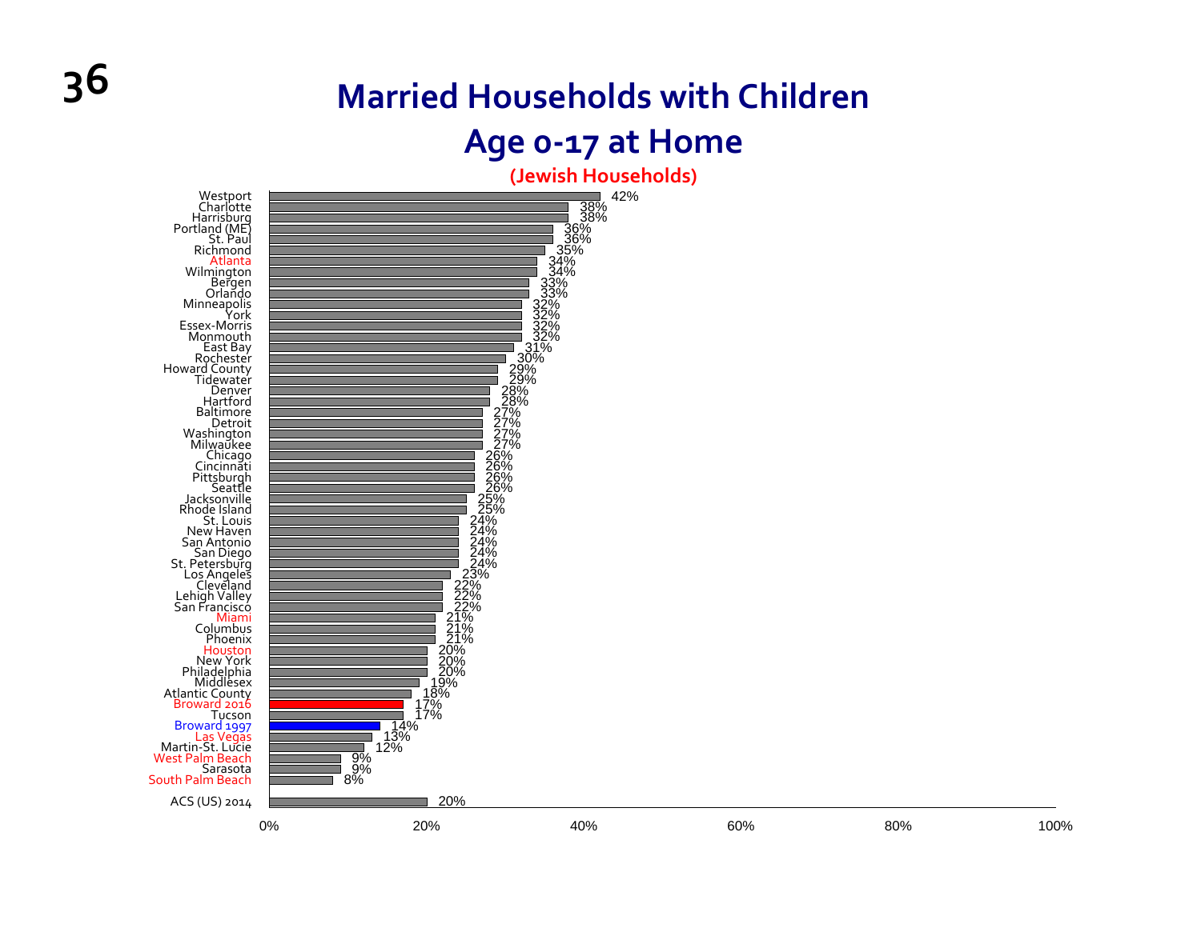# Married Households with Children Age 0-17 at Home

**(Jewish Households)**

| Community | Percentage |
|---|---|
| Westport | 42% |
| Charlotte | 38% |
| Harrisburg | 38% |
| Portland (ME) | 36% |
| St. Paul | 36% |
| Richmond | 35% |
| Atlanta | 34% |
| Wilmington | 34% |
| Bergen | 33% |
| Orlando | 33% |
| Minneapolis | 32% |
| York | 32% |
| Essex-Morris | 32% |
| Monmouth | 32% |
| East Bay | 31% |
| Rochester | 30% |
| Howard County | 29% |
| Tidewater | 29% |
| Denver | 28% |
| Hartford | 28% |
| Baltimore | 27% |
| Detroit | 27% |
| Washington | 27% |
| Milwaukee | 27% |
| Chicago | 26% |
| Cincinnati | 26% |
| Pittsburgh | 26% |
| Seattle | 26% |
| Jacksonville | 25% |
| Rhode Island | 25% |
| St. Louis | 24% |
| New Haven | 24% |
| San Antonio | 24% |
| San Diego | 24% |
| St. Petersburg | 24% |
| Los Angeles | 23% |
| Cleveland | 22% |
| Lehigh Valley | 22% |
| San Francisco | 22% |
| Miami | 21% |
| Columbus | 21% |
| Phoenix | 21% |
| Houston | 20% |
| New York | 20% |
| Philadelphia | 20% |
| Middlesex | 19% |
| Atlantic County | 18% |
| Broward 2016 | 17% |
| Tucson | 17% |
| Broward 1997 | 14% |
| Las Vegas | 13% |
| Martin-St. Lucie | 12% |
| West Palm Beach | 9% |
| Sarasota | 9% |
| South Palm Beach | 8% |
| ACS (US) 2014 | 20% |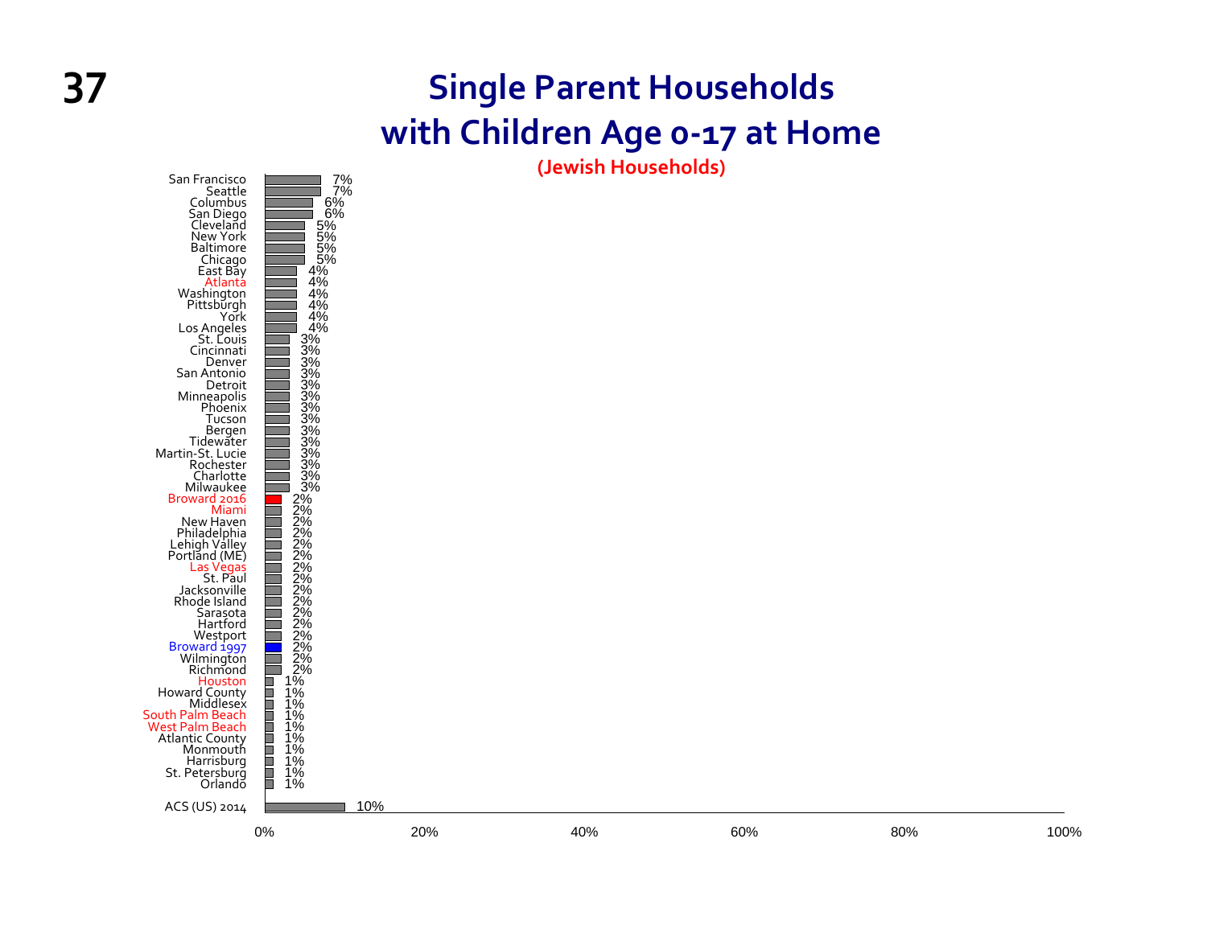# Single Parent Households with Children Age 0-17 at Home

**(Jewish Households)**

| Community | Percentage |
|---|---|
| San Francisco | 7% |
| Seattle | 7% |
| Columbus | 6% |
| San Diego | 6% |
| Cleveland | 5% |
| New York | 5% |
| Baltimore | 5% |
| Chicago | 5% |
| East Bay | 4% |
| Atlanta | 4% |
| Washington | 4% |
| Pittsburgh | 4% |
| York | 4% |
| Los Angeles | 4% |
| St. Louis | 3% |
| Cincinnati | 3% |
| Denver | 3% |
| San Antonio | 3% |
| Detroit | 3% |
| Minneapolis | 3% |
| Phoenix | 3% |
| Tucson | 3% |
| Bergen | 3% |
| Tidewater | 3% |
| Martin-St. Lucie | 3% |
| Rochester | 3% |
| Charlotte | 3% |
| Milwaukee | 3% |
| Broward 2016 | 2% |
| Miami | 2% |
| New Haven | 2% |
| Philadelphia | 2% |
| Lehigh Valley | 2% |
| Portland (ME) | 2% |
| Las Vegas | 2% |
| St. Paul | 2% |
| Jacksonville | 2% |
| Rhode Island | 2% |
| Sarasota | 2% |
| Hartford | 2% |
| Westport | 2% |
| Broward 1997 | 2% |
| Wilmington | 2% |
| Richmond | 2% |
| Houston | 1% |
| Howard County | 1% |
| Middlesex | 1% |
| South Palm Beach | 1% |
| West Palm Beach | 1% |
| Atlantic County | 1% |
| Monmouth | 1% |
| Harrisburg | 1% |
| St. Petersburg | 1% |
| Orlando | 1% |
| ACS (US) 2014 | 10% |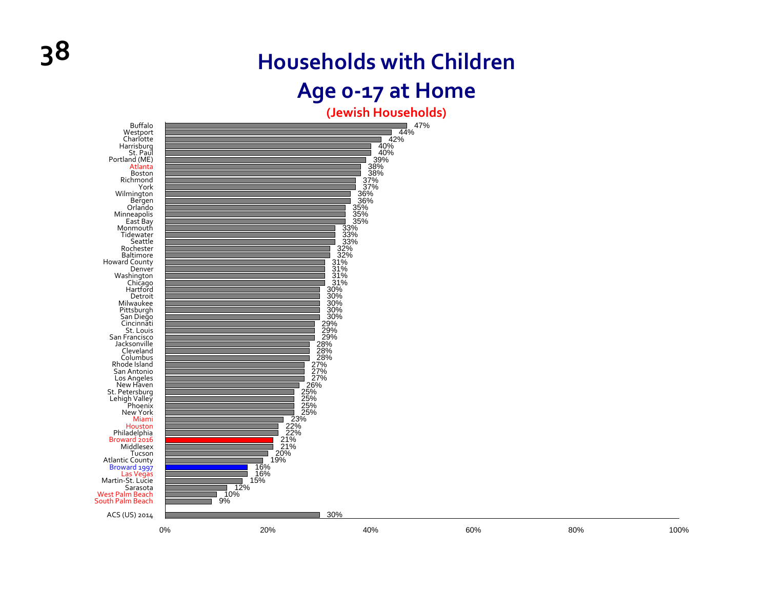# Households with Children Age 0-17 at Home

**(Jewish Households)**

| Community | Percent |
|---|---|
| Buffalo | 47% |
| Westport | 44% |
| Charlotte | 42% |
| Harrisburg | 40% |
| St. Paul | 40% |
| Portland (ME) | 39% |
| Atlanta | 38% |
| Boston | 38% |
| Richmond | 37% |
| York | 37% |
| Wilmington | 36% |
| Bergen | 36% |
| Orlando | 35% |
| Minneapolis | 35% |
| East Bay | 35% |
| Monmouth | 33% |
| Tidewater | 33% |
| Seattle | 33% |
| Rochester | 32% |
| Baltimore | 32% |
| Howard County | 31% |
| Denver | 31% |
| Washington | 31% |
| Chicago | 31% |
| Hartford | 30% |
| Detroit | 30% |
| Milwaukee | 30% |
| Pittsburgh | 30% |
| San Diego | 30% |
| Cincinnati | 29% |
| St. Louis | 29% |
| San Francisco | 29% |
| Jacksonville | 28% |
| Cleveland | 28% |
| Columbus | 28% |
| Rhode Island | 27% |
| San Antonio | 27% |
| Los Angeles | 27% |
| New Haven | 26% |
| St. Petersburg | 25% |
| Lehigh Valley | 25% |
| Phoenix | 25% |
| New York | 25% |
| Miami | 23% |
| Houston | 22% |
| Philadelphia | 22% |
| Broward 2016 | 21% |
| Middlesex | 21% |
| Tucson | 20% |
| Atlantic County | 19% |
| Broward 1997 | 16% |
| Las Vegas | 16% |
| Martin-St. Lucie | 15% |
| Sarasota | 12% |
| West Palm Beach | 10% |
| South Palm Beach | 9% |
| ACS (US) 2014 | 30% |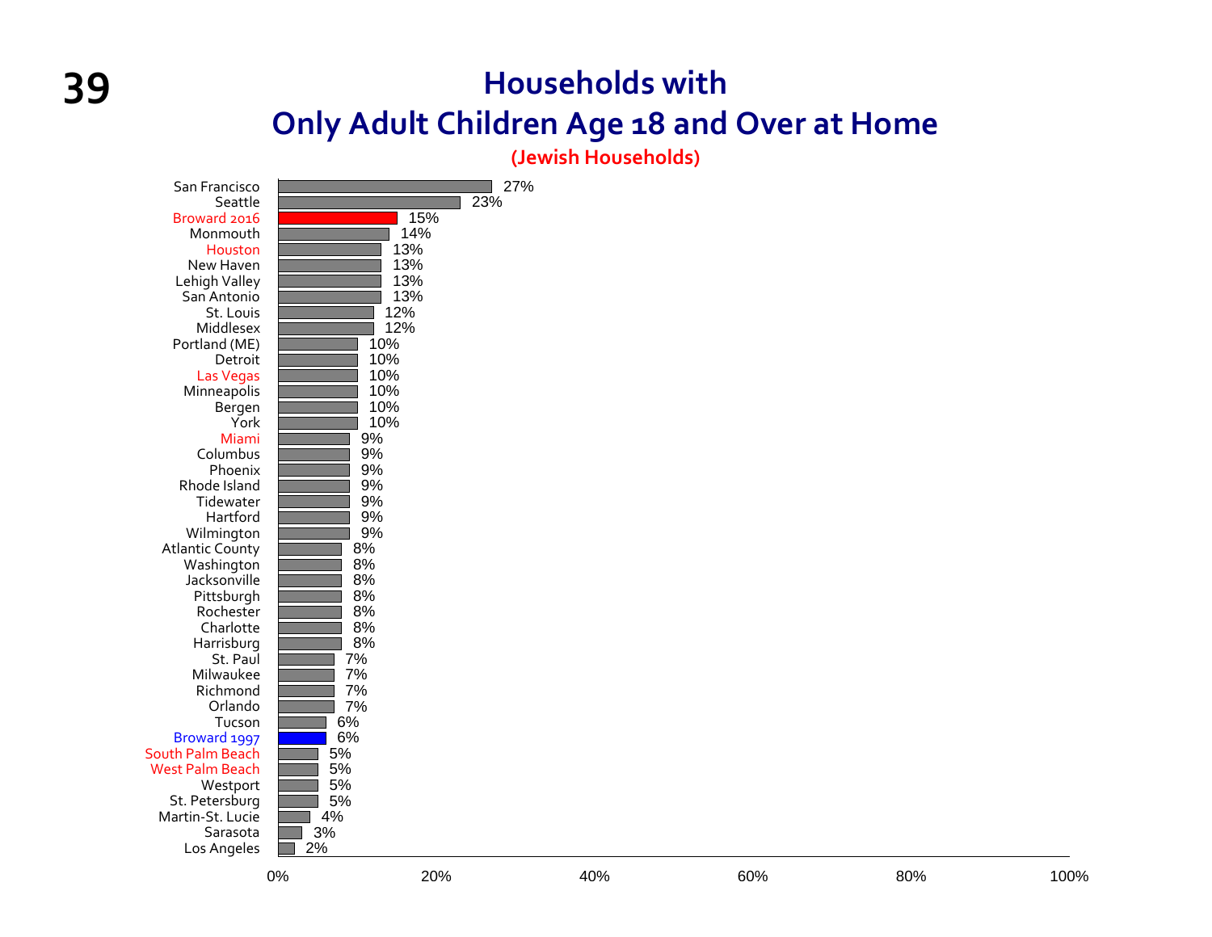# Households with Only Adult Children Age 18 and Over at Home

(Jewish Households)

| Community | Percentage |
|---|---|
| San Francisco | 27% |
| Seattle | 23% |
| Broward 2016 | 15% |
| Monmouth | 14% |
| Houston | 13% |
| New Haven | 13% |
| Lehigh Valley | 13% |
| San Antonio | 13% |
| St. Louis | 12% |
| Middlesex | 12% |
| Portland (ME) | 10% |
| Detroit | 10% |
| Las Vegas | 10% |
| Minneapolis | 10% |
| Bergen | 10% |
| York | 10% |
| Miami | 9% |
| Columbus | 9% |
| Phoenix | 9% |
| Rhode Island | 9% |
| Tidewater | 9% |
| Hartford | 9% |
| Wilmington | 9% |
| Atlantic County | 8% |
| Washington | 8% |
| Jacksonville | 8% |
| Pittsburgh | 8% |
| Rochester | 8% |
| Charlotte | 8% |
| Harrisburg | 8% |
| St. Paul | 7% |
| Milwaukee | 7% |
| Richmond | 7% |
| Orlando | 7% |
| Tucson | 6% |
| Broward 1997 | 6% |
| South Palm Beach | 5% |
| West Palm Beach | 5% |
| Westport | 5% |
| St. Petersburg | 5% |
| Martin-St. Lucie | 4% |
| Sarasota | 3% |
| Los Angeles | 2% |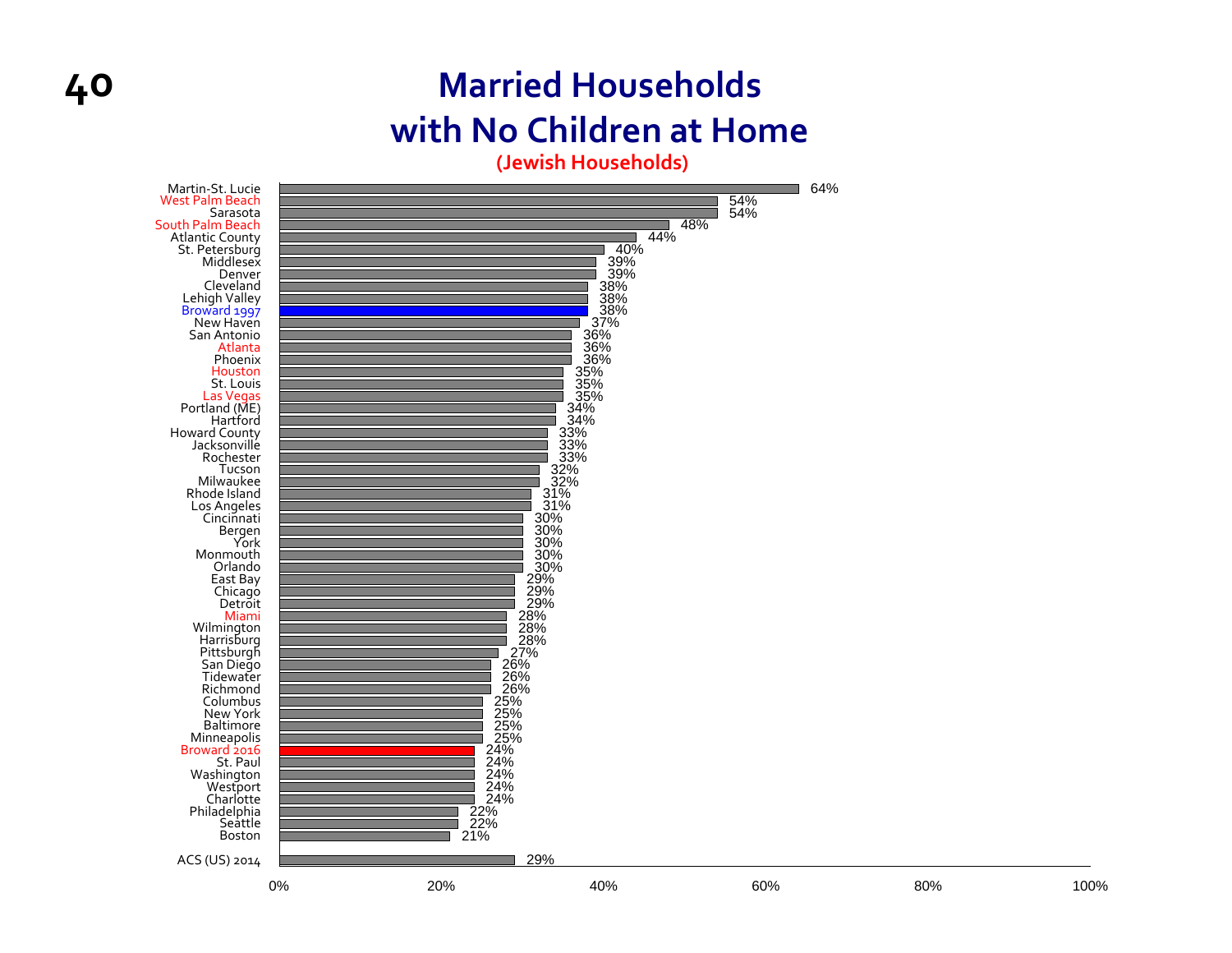# Married Households with No Children at Home

**(Jewish Households)**

| Community | Percentage |
|---|---|
| Martin-St. Lucie | 64% |
| West Palm Beach | 54% |
| Sarasota | 54% |
| South Palm Beach | 48% |
| Atlantic County | 44% |
| St. Petersburg | 40% |
| Middlesex | 39% |
| Denver | 39% |
| Cleveland | 38% |
| Lehigh Valley | 38% |
| Broward 1997 | 38% |
| New Haven | 37% |
| San Antonio | 36% |
| Atlanta | 36% |
| Phoenix | 36% |
| Houston | 35% |
| St. Louis | 35% |
| Las Vegas | 35% |
| Portland (ME) | 34% |
| Hartford | 34% |
| Howard County | 33% |
| Jacksonville | 33% |
| Rochester | 33% |
| Tucson | 32% |
| Milwaukee | 32% |
| Rhode Island | 31% |
| Los Angeles | 31% |
| Cincinnati | 30% |
| Bergen | 30% |
| York | 30% |
| Monmouth | 30% |
| Orlando | 30% |
| East Bay | 29% |
| Chicago | 29% |
| Detroit | 29% |
| Miami | 28% |
| Wilmington | 28% |
| Harrisburg | 28% |
| Pittsburgh | 27% |
| San Diego | 26% |
| Tidewater | 26% |
| Richmond | 26% |
| Columbus | 25% |
| New York | 25% |
| Baltimore | 25% |
| Minneapolis | 25% |
| Broward 2016 | 24% |
| St. Paul | 24% |
| Washington | 24% |
| Westport | 24% |
| Charlotte | 24% |
| Philadelphia | 22% |
| Seattle | 22% |
| Boston | 21% |
| ACS (US) 2014 | 29% |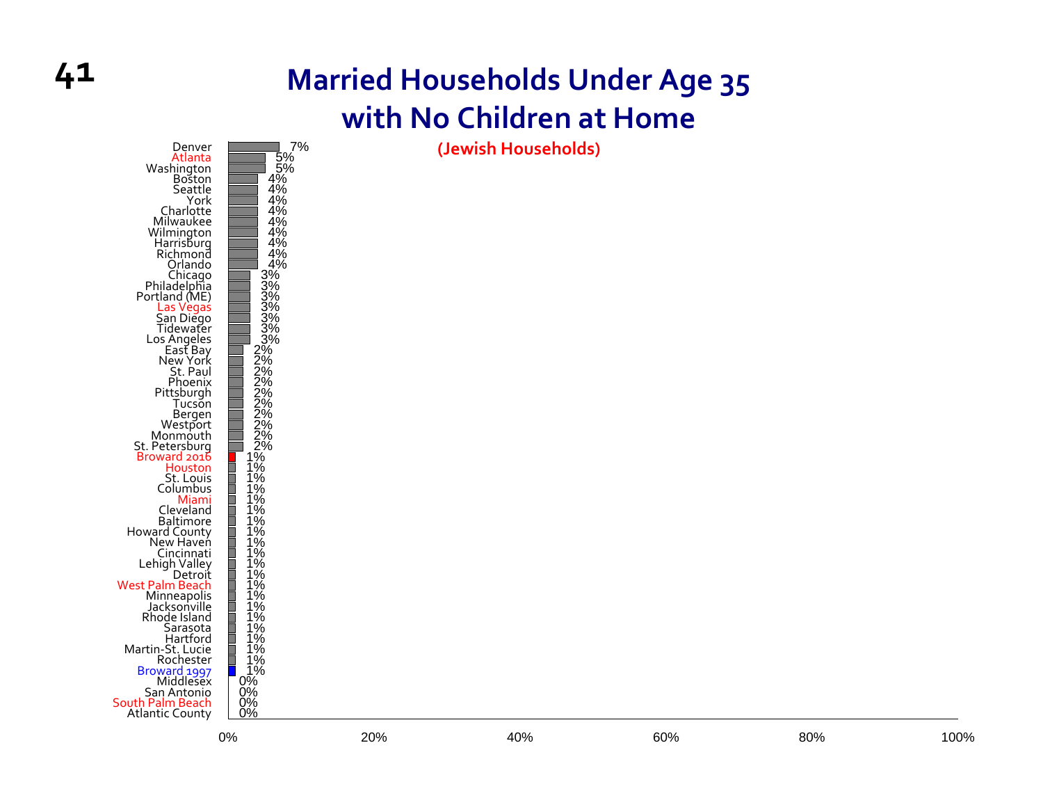# Married Households Under Age 35 with No Children at Home

(Jewish Households)

| Community | Percentage |
|---|---|
| Denver | 7% |
| Atlanta | 5% |
| Washington | 5% |
| Boston | 4% |
| Seattle | 4% |
| York | 4% |
| Charlotte | 4% |
| Milwaukee | 4% |
| Wilmington | 4% |
| Harrisburg | 4% |
| Richmond | 4% |
| Orlando | 4% |
| Chicago | 3% |
| Philadelphia | 3% |
| Portland (ME) | 3% |
| Las Vegas | 3% |
| San Diego | 3% |
| Tidewater | 3% |
| Los Angeles | 3% |
| East Bay | 2% |
| New York | 2% |
| St. Paul | 2% |
| Phoenix | 2% |
| Pittsburgh | 2% |
| Tucson | 2% |
| Bergen | 2% |
| Westport | 2% |
| Monmouth | 2% |
| St. Petersburg | 2% |
| Broward 2016 | 1% |
| Houston | 1% |
| St. Louis | 1% |
| Columbus | 1% |
| Miami | 1% |
| Cleveland | 1% |
| Baltimore | 1% |
| Howard County | 1% |
| New Haven | 1% |
| Cincinnati | 1% |
| Lehigh Valley | 1% |
| Detroit | 1% |
| West Palm Beach | 1% |
| Minneapolis | 1% |
| Jacksonville | 1% |
| Rhode Island | 1% |
| Sarasota | 1% |
| Hartford | 1% |
| Martin-St. Lucie | 1% |
| Rochester | 1% |
| Broward 1997 | 1% |
| Middlesex | 0% |
| San Antonio | 0% |
| South Palm Beach | 0% |
| Atlantic County | 0% |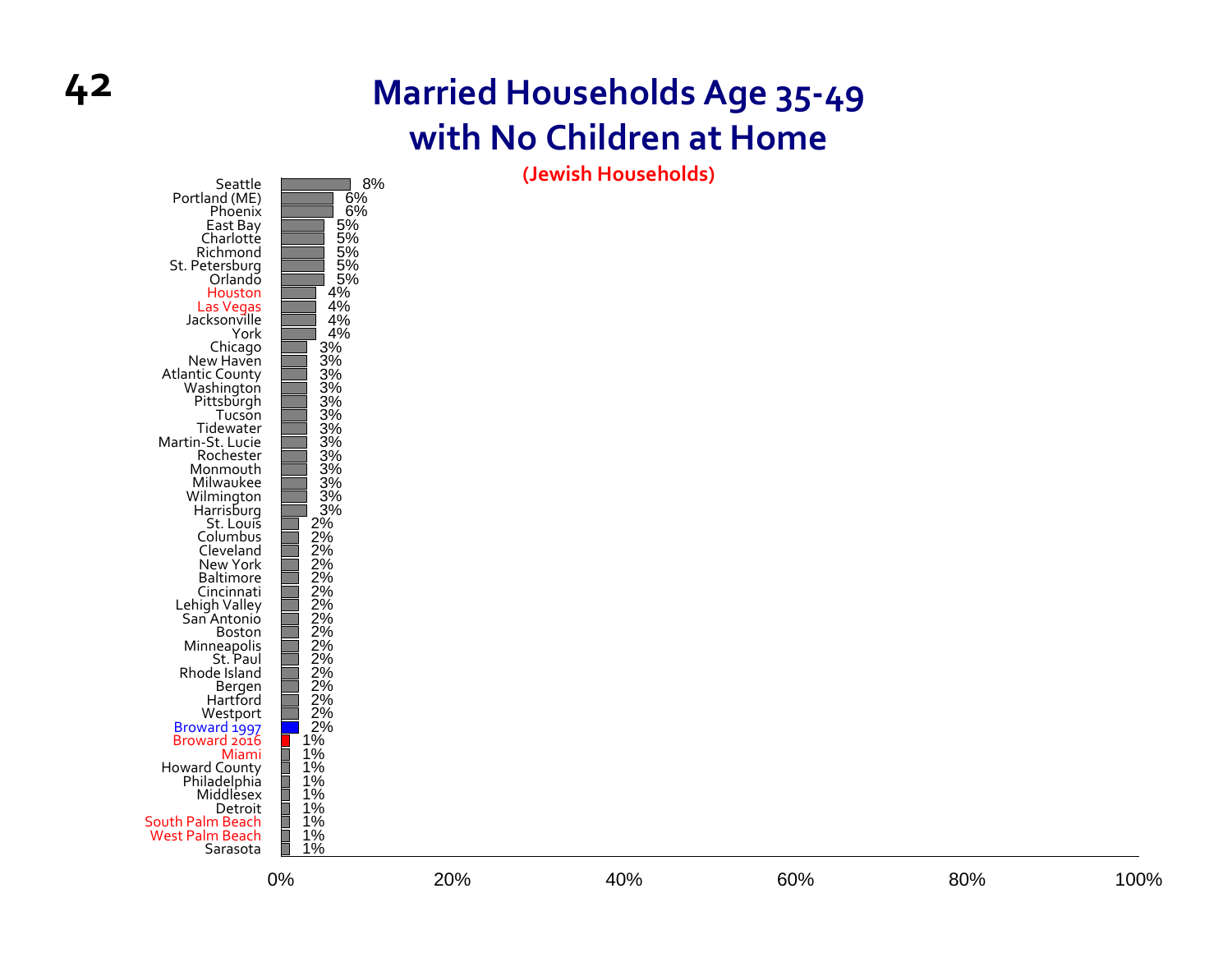# Married Households Age 35-49 with No Children at Home

**(Jewish Households)**

| Community | Percentage |
|---|---|
| Seattle | 8% |
| Portland (ME) | 6% |
| Phoenix | 6% |
| East Bay | 5% |
| Charlotte | 5% |
| Richmond | 5% |
| St. Petersburg | 5% |
| Orlando | 5% |
| Houston | 4% |
| Las Vegas | 4% |
| Jacksonville | 4% |
| York | 4% |
| Chicago | 3% |
| New Haven | 3% |
| Atlantic County | 3% |
| Washington | 3% |
| Pittsburgh | 3% |
| Tucson | 3% |
| Tidewater | 3% |
| Martin-St. Lucie | 3% |
| Rochester | 3% |
| Monmouth | 3% |
| Milwaukee | 3% |
| Wilmington | 3% |
| Harrisburg | 3% |
| St. Louis | 2% |
| Columbus | 2% |
| Cleveland | 2% |
| New York | 2% |
| Baltimore | 2% |
| Cincinnati | 2% |
| Lehigh Valley | 2% |
| San Antonio | 2% |
| Boston | 2% |
| Minneapolis | 2% |
| St. Paul | 2% |
| Rhode Island | 2% |
| Bergen | 2% |
| Hartford | 2% |
| Westport | 2% |
| Broward 1997 | 2% |
| Broward 2016 | 1% |
| Miami | 1% |
| Howard County | 1% |
| Philadelphia | 1% |
| Middlesex | 1% |
| Detroit | 1% |
| South Palm Beach | 1% |
| West Palm Beach | 1% |
| Sarasota | 1% |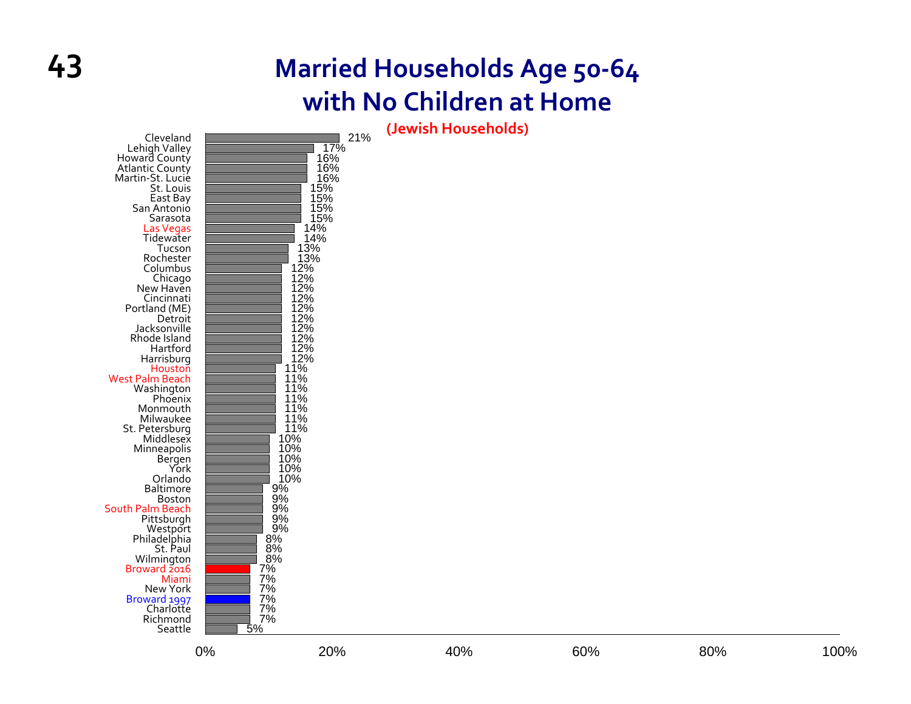# Married Households Age 50-64 with No Children at Home

**(Jewish Households)**

| Community | Percentage |
|---|---|
| Cleveland | 21% |
| Lehigh Valley | 17% |
| Howard County | 16% |
| Atlantic County | 16% |
| Martin-St. Lucie | 16% |
| St. Louis | 15% |
| East Bay | 15% |
| San Antonio | 15% |
| Sarasota | 15% |
| Las Vegas | 14% |
| Tidewater | 14% |
| Tucson | 13% |
| Rochester | 13% |
| Columbus | 12% |
| Chicago | 12% |
| New Haven | 12% |
| Cincinnati | 12% |
| Portland (ME) | 12% |
| Detroit | 12% |
| Jacksonville | 12% |
| Rhode Island | 12% |
| Hartford | 12% |
| Harrisburg | 12% |
| Houston | 11% |
| West Palm Beach | 11% |
| Washington | 11% |
| Phoenix | 11% |
| Monmouth | 11% |
| Milwaukee | 11% |
| St. Petersburg | 11% |
| Middlesex | 10% |
| Minneapolis | 10% |
| Bergen | 10% |
| York | 10% |
| Orlando | 10% |
| Baltimore | 9% |
| Boston | 9% |
| South Palm Beach | 9% |
| Pittsburgh | 9% |
| Westport | 9% |
| Philadelphia | 8% |
| St. Paul | 8% |
| Wilmington | 8% |
| Broward 2016 | 7% |
| Miami | 7% |
| New York | 7% |
| Broward 1997 | 7% |
| Charlotte | 7% |
| Richmond | 7% |
| Seattle | 5% |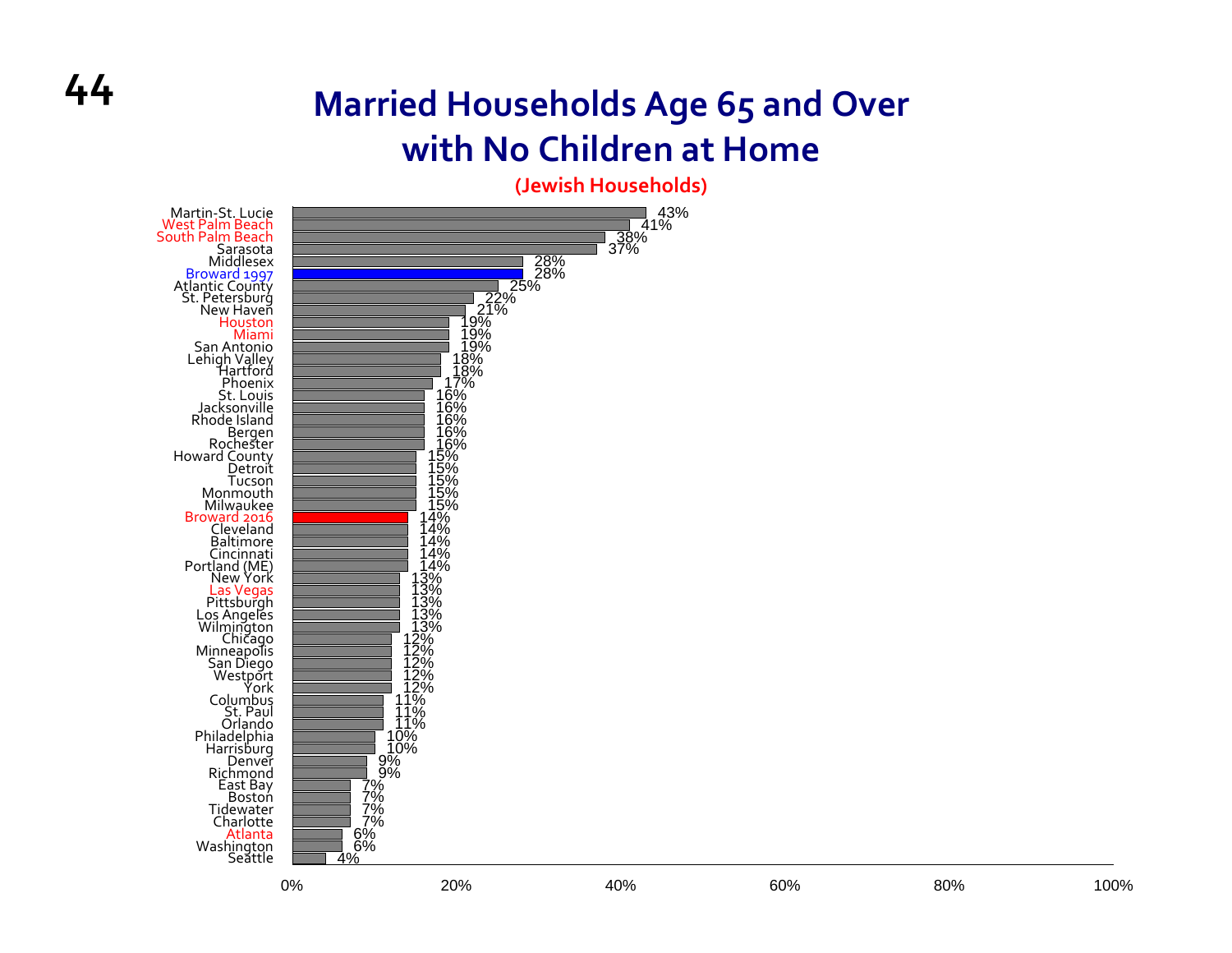# Married Households Age 65 and Over with No Children at Home

**(Jewish Households)**

| Community | Percentage |
|---|---|
| Martin-St. Lucie | 43% |
| West Palm Beach | 41% |
| South Palm Beach | 38% |
| Sarasota | 37% |
| Middlesex | 28% |
| Broward 1997 | 28% |
| Atlantic County | 25% |
| St. Petersburg | 22% |
| New Haven | 21% |
| Houston | 19% |
| Miami | 19% |
| San Antonio | 19% |
| Lehigh Valley | 18% |
| Hartford | 18% |
| Phoenix | 17% |
| St. Louis | 16% |
| Jacksonville | 16% |
| Rhode Island | 16% |
| Bergen | 16% |
| Rochester | 16% |
| Howard County | 15% |
| Detroit | 15% |
| Tucson | 15% |
| Monmouth | 15% |
| Milwaukee | 15% |
| Broward 2016 | 14% |
| Cleveland | 14% |
| Baltimore | 14% |
| Cincinnati | 14% |
| Portland (ME) | 14% |
| New York | 13% |
| Las Vegas | 13% |
| Pittsburgh | 13% |
| Los Angeles | 13% |
| Wilmington | 13% |
| Chicago | 12% |
| Minneapolis | 12% |
| San Diego | 12% |
| Westport | 12% |
| York | 12% |
| Columbus | 11% |
| St. Paul | 11% |
| Orlando | 11% |
| Philadelphia | 10% |
| Harrisburg | 10% |
| Denver | 9% |
| Richmond | 9% |
| East Bay | 7% |
| Boston | 7% |
| Tidewater | 7% |
| Charlotte | 7% |
| Atlanta | 6% |
| Washington | 6% |
| Seattle | 4% |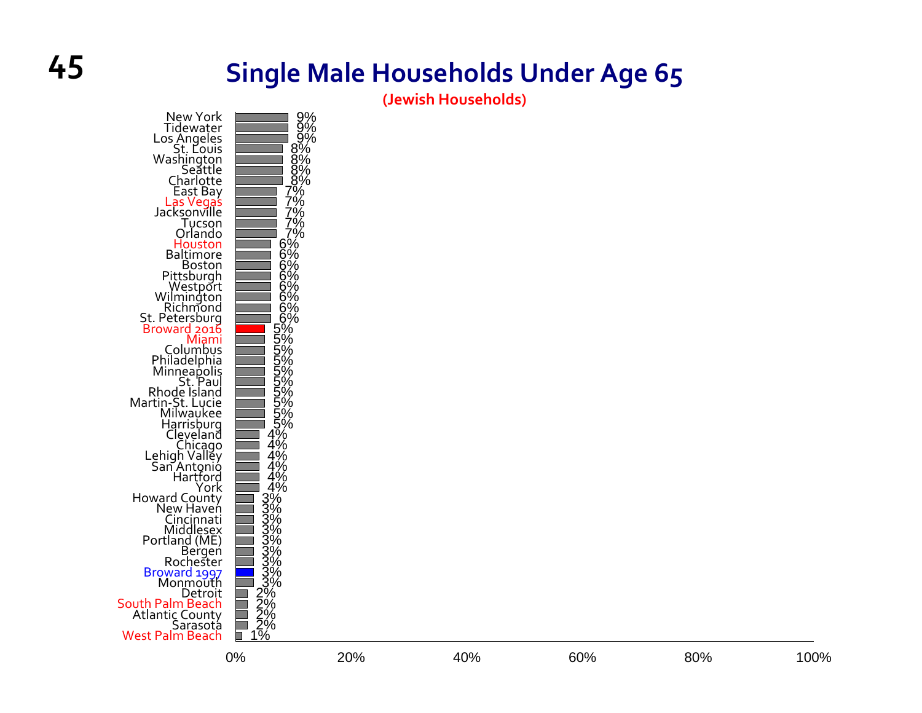# Single Male Households Under Age 65

**(Jewish Households)**

| Community | Percentage |
|---|---|
| New York | 9% |
| Tidewater | 9% |
| Los Angeles | 9% |
| St. Louis | 8% |
| Washington | 8% |
| Seattle | 8% |
| Charlotte | 8% |
| East Bay | 7% |
| Las Vegas | 7% |
| Jacksonville | 7% |
| Tucson | 7% |
| Orlando | 7% |
| Houston | 6% |
| Baltimore | 6% |
| Boston | 6% |
| Pittsburgh | 6% |
| Westport | 6% |
| Wilmington | 6% |
| Richmond | 6% |
| St. Petersburg | 6% |
| Broward 2016 | 5% |
| Miami | 5% |
| Columbus | 5% |
| Philadelphia | 5% |
| Minneapolis | 5% |
| St. Paul | 5% |
| Rhode Island | 5% |
| Martin-St. Lucie | 5% |
| Milwaukee | 5% |
| Harrisburg | 5% |
| Cleveland | 4% |
| Chicago | 4% |
| Lehigh Valley | 4% |
| San Antonio | 4% |
| Hartford | 4% |
| York | 4% |
| Howard County | 3% |
| New Haven | 3% |
| Cincinnati | 3% |
| Middlesex | 3% |
| Portland (ME) | 3% |
| Bergen | 3% |
| Rochester | 3% |
| Broward 1997 | 3% |
| Monmouth | 3% |
| Detroit | 2% |
| South Palm Beach | 2% |
| Atlantic County | 2% |
| Sarasota | 2% |
| West Palm Beach | 1% |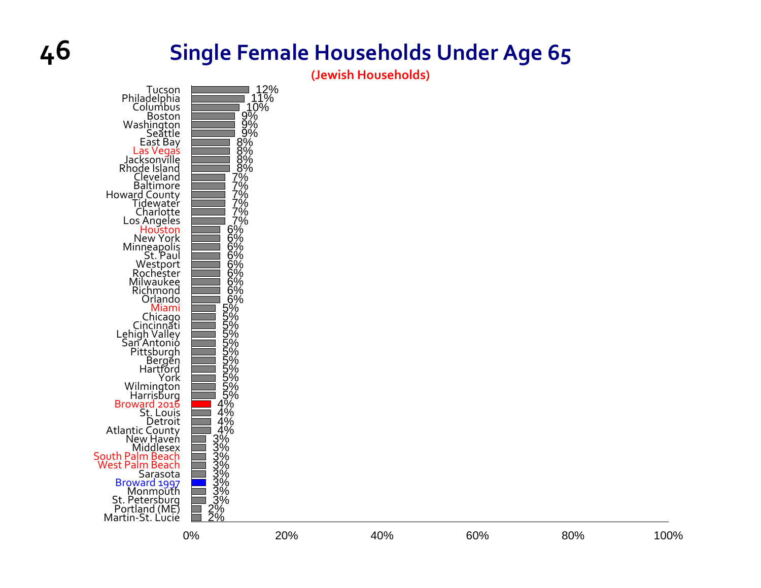# Single Female Households Under Age 65

**(Jewish Households)**

| Community | Percentage |
|---|---|
| Tucson | 12% |
| Philadelphia | 11% |
| Columbus | 10% |
| Boston | 9% |
| Washington | 9% |
| Seattle | 9% |
| East Bay | 8% |
| Las Vegas | 8% |
| Jacksonville | 8% |
| Rhode Island | 8% |
| Cleveland | 7% |
| Baltimore | 7% |
| Howard County | 7% |
| Tidewater | 7% |
| Charlotte | 7% |
| Los Angeles | 7% |
| Houston | 6% |
| New York | 6% |
| Minneapolis | 6% |
| St. Paul | 6% |
| Westport | 6% |
| Rochester | 6% |
| Milwaukee | 6% |
| Richmond | 6% |
| Orlando | 6% |
| Miami | 5% |
| Chicago | 5% |
| Cincinnati | 5% |
| Lehigh Valley | 5% |
| San Antonio | 5% |
| Pittsburgh | 5% |
| Bergen | 5% |
| Hartford | 5% |
| York | 5% |
| Wilmington | 5% |
| Harrisburg | 5% |
| Broward 2016 | 4% |
| St. Louis | 4% |
| Detroit | 4% |
| Atlantic County | 4% |
| New Haven | 3% |
| Middlesex | 3% |
| South Palm Beach | 3% |
| West Palm Beach | 3% |
| Sarasota | 3% |
| Broward 1997 | 3% |
| Monmouth | 3% |
| St. Petersburg | 3% |
| Portland (ME) | 2% |
| Martin-St. Lucie | 2% |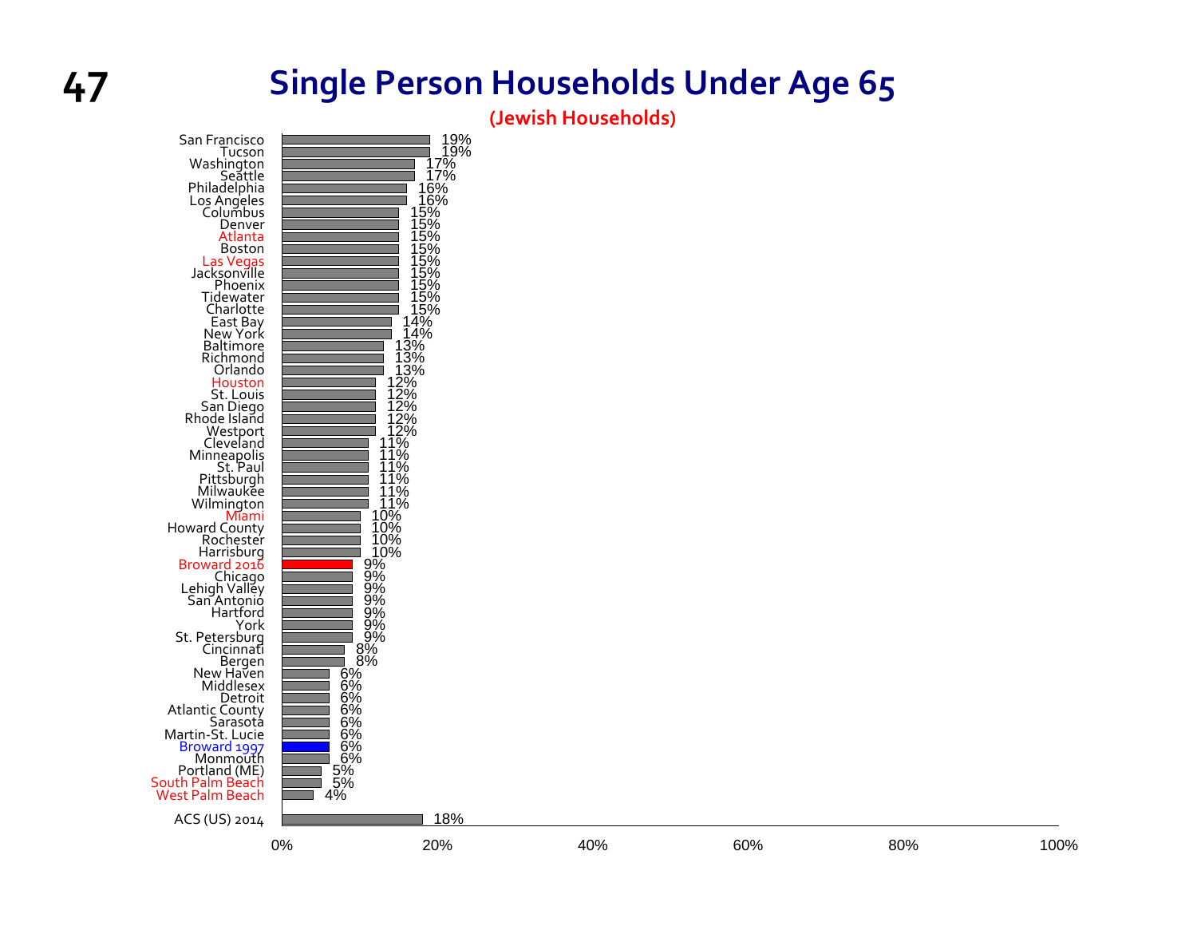# Single Person Households Under Age 65

**(Jewish Households)**

| Community | Percentage |
|---|---|
| San Francisco | 19% |
| Tucson | 19% |
| Washington | 17% |
| Seattle | 17% |
| Philadelphia | 16% |
| Los Angeles | 16% |
| Columbus | 15% |
| Denver | 15% |
| Atlanta | 15% |
| Boston | 15% |
| Las Vegas | 15% |
| Jacksonville | 15% |
| Phoenix | 15% |
| Tidewater | 15% |
| Charlotte | 15% |
| East Bay | 14% |
| New York | 14% |
| Baltimore | 13% |
| Richmond | 13% |
| Orlando | 13% |
| Houston | 12% |
| St. Louis | 12% |
| San Diego | 12% |
| Rhode Island | 12% |
| Westport | 12% |
| Cleveland | 11% |
| Minneapolis | 11% |
| St. Paul | 11% |
| Pittsburgh | 11% |
| Milwaukee | 11% |
| Wilmington | 11% |
| Miami | 10% |
| Howard County | 10% |
| Rochester | 10% |
| Harrisburg | 10% |
| Broward 2016 | 9% |
| Chicago | 9% |
| Lehigh Valley | 9% |
| San Antonio | 9% |
| Hartford | 9% |
| York | 9% |
| St. Petersburg | 9% |
| Cincinnati | 8% |
| Bergen | 8% |
| New Haven | 6% |
| Middlesex | 6% |
| Detroit | 6% |
| Atlantic County | 6% |
| Sarasota | 6% |
| Martin-St. Lucie | 6% |
| Broward 1997 | 6% |
| Monmouth | 6% |
| Portland (ME) | 5% |
| South Palm Beach | 5% |
| West Palm Beach | 4% |
| ACS (US) 2014 | 18% |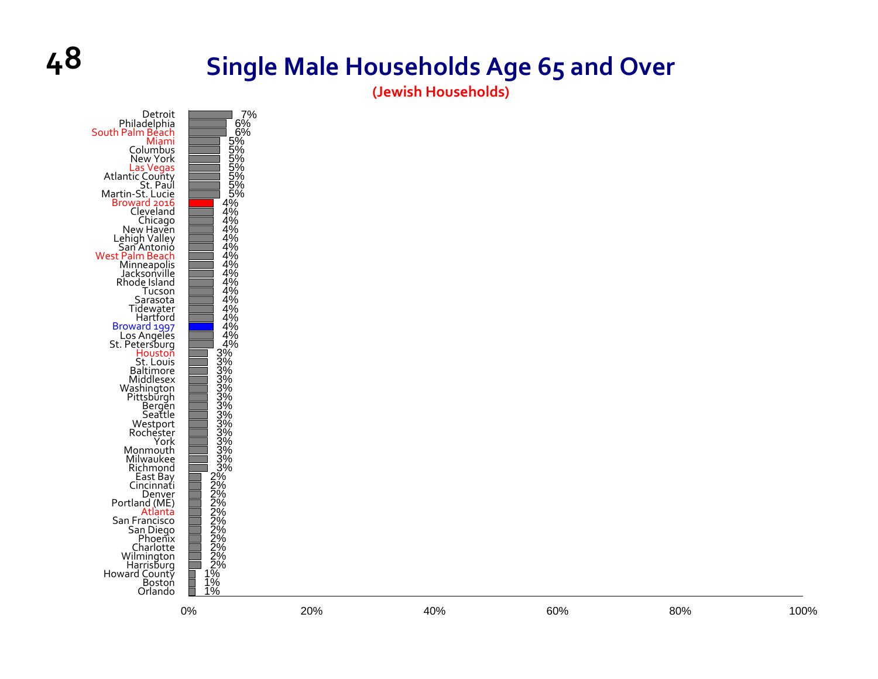# Single Male Households Age 65 and Over

**(Jewish Households)**

| Community | Percentage |
|---|---|
| Detroit | 7% |
| Philadelphia | 6% |
| South Palm Beach | 6% |
| Miami | 5% |
| Columbus | 5% |
| New York | 5% |
| Las Vegas | 5% |
| Atlantic County | 5% |
| St. Paul | 5% |
| Martin-St. Lucie | 5% |
| Broward 2016 | 4% |
| Cleveland | 4% |
| Chicago | 4% |
| New Haven | 4% |
| Lehigh Valley | 4% |
| San Antonio | 4% |
| West Palm Beach | 4% |
| Minneapolis | 4% |
| Jacksonville | 4% |
| Rhode Island | 4% |
| Tucson | 4% |
| Sarasota | 4% |
| Tidewater | 4% |
| Hartford | 4% |
| Broward 1997 | 4% |
| Los Angeles | 4% |
| St. Petersburg | 4% |
| Houston | 3% |
| St. Louis | 3% |
| Baltimore | 3% |
| Middlesex | 3% |
| Washington | 3% |
| Pittsburgh | 3% |
| Bergen | 3% |
| Seattle | 3% |
| Westport | 3% |
| Rochester | 3% |
| York | 3% |
| Monmouth | 3% |
| Milwaukee | 3% |
| Richmond | 3% |
| East Bay | 2% |
| Cincinnati | 2% |
| Denver | 2% |
| Portland (ME) | 2% |
| Atlanta | 2% |
| San Francisco | 2% |
| San Diego | 2% |
| Phoenix | 2% |
| Charlotte | 2% |
| Wilmington | 2% |
| Harrisburg | 2% |
| Howard County | 1% |
| Boston | 1% |
| Orlando | 1% |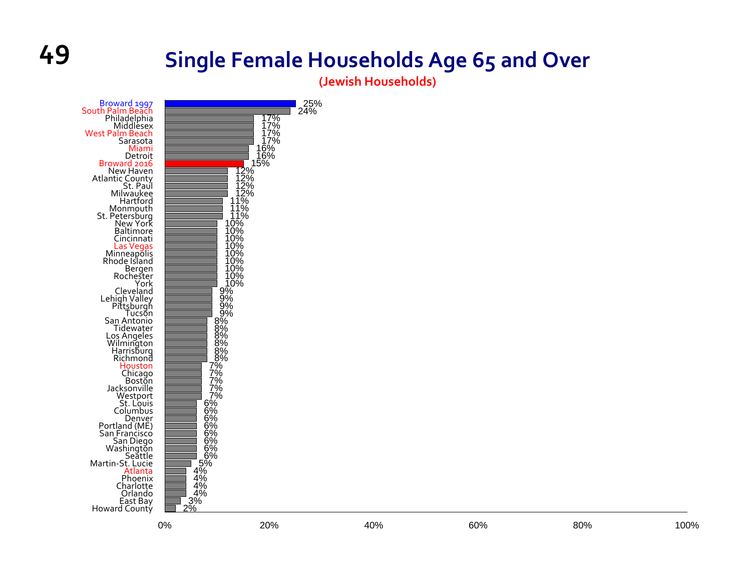# Single Female Households Age 65 and Over

**(Jewish Households)**

| Community | Percentage |
|---|---|
| Broward 1997 | 25% |
| South Palm Beach | 24% |
| Philadelphia | 17% |
| Middlesex | 17% |
| West Palm Beach | 17% |
| Sarasota | 17% |
| Miami | 16% |
| Detroit | 16% |
| Broward 2016 | 15% |
| New Haven | 12% |
| Atlantic County | 12% |
| St. Paul | 12% |
| Milwaukee | 12% |
| Hartford | 11% |
| Monmouth | 11% |
| St. Petersburg | 11% |
| New York | 10% |
| Baltimore | 10% |
| Cincinnati | 10% |
| Las Vegas | 10% |
| Minneapolis | 10% |
| Rhode Island | 10% |
| Bergen | 10% |
| Rochester | 10% |
| York | 10% |
| Cleveland | 9% |
| Lehigh Valley | 9% |
| Pittsburgh | 9% |
| Tucson | 9% |
| San Antonio | 8% |
| Tidewater | 8% |
| Los Angeles | 8% |
| Wilmington | 8% |
| Harrisburg | 8% |
| Richmond | 8% |
| Houston | 7% |
| Chicago | 7% |
| Boston | 7% |
| Jacksonville | 7% |
| Westport | 7% |
| St. Louis | 6% |
| Columbus | 6% |
| Denver | 6% |
| Portland (ME) | 6% |
| San Francisco | 6% |
| San Diego | 6% |
| Washington | 6% |
| Seattle | 6% |
| Martin-St. Lucie | 5% |
| Atlanta | 4% |
| Phoenix | 4% |
| Charlotte | 4% |
| Orlando | 4% |
| East Bay | 3% |
| Howard County | 2% |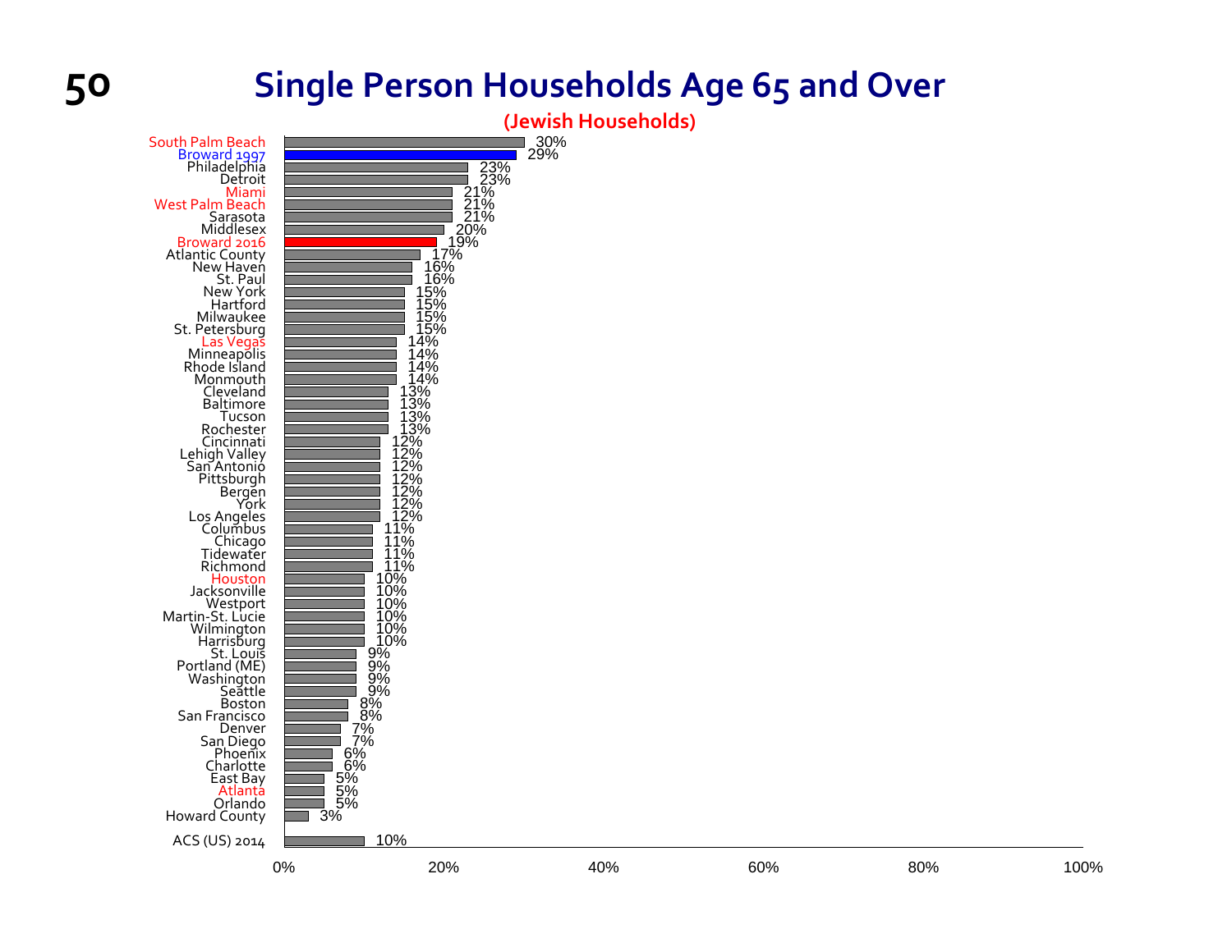# Single Person Households Age 65 and Over

**(Jewish Households)**

| Community | Percentage |
|---|---|
| South Palm Beach | 30% |
| Broward 1997 | 29% |
| Philadelphia | 23% |
| Detroit | 23% |
| Miami | 21% |
| West Palm Beach | 21% |
| Sarasota | 21% |
| Middlesex | 20% |
| Broward 2016 | 19% |
| Atlantic County | 17% |
| New Haven | 16% |
| St. Paul | 16% |
| New York | 15% |
| Hartford | 15% |
| Milwaukee | 15% |
| St. Petersburg | 15% |
| Las Vegas | 14% |
| Minneapolis | 14% |
| Rhode Island | 14% |
| Monmouth | 14% |
| Cleveland | 13% |
| Baltimore | 13% |
| Tucson | 13% |
| Rochester | 13% |
| Cincinnati | 12% |
| Lehigh Valley | 12% |
| San Antonio | 12% |
| Pittsburgh | 12% |
| Bergen | 12% |
| York | 12% |
| Los Angeles | 12% |
| Columbus | 11% |
| Chicago | 11% |
| Tidewater | 11% |
| Richmond | 11% |
| Houston | 10% |
| Jacksonville | 10% |
| Westport | 10% |
| Martin-St. Lucie | 10% |
| Wilmington | 10% |
| Harrisburg | 10% |
| St. Louis | 9% |
| Portland (ME) | 9% |
| Washington | 9% |
| Seattle | 9% |
| Boston | 8% |
| San Francisco | 8% |
| Denver | 7% |
| San Diego | 7% |
| Phoenix | 6% |
| Charlotte | 6% |
| East Bay | 5% |
| Atlanta | 5% |
| Orlando | 5% |
| Howard County | 3% |
| ACS (US) 2014 | 10% |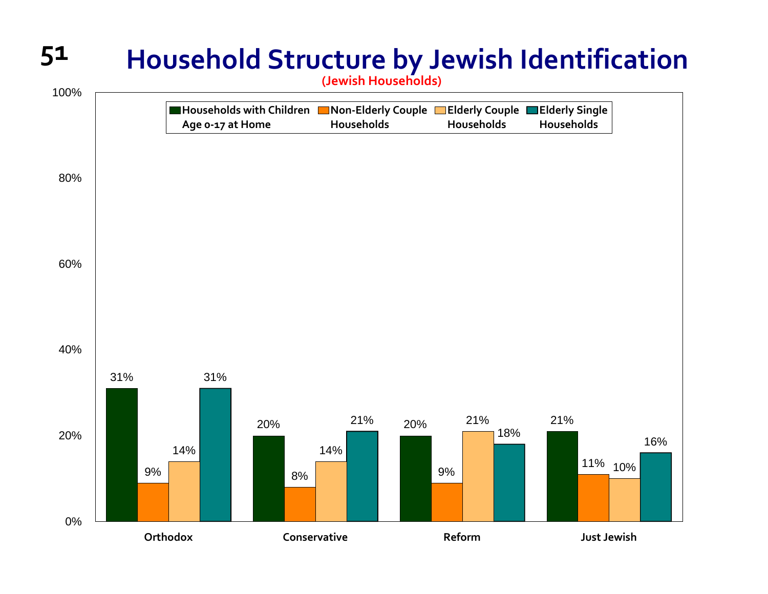# Household Structure by Jewish Identification

**(Jewish Households)**

| | Households with Children Age 0-17 at Home | Non-Elderly Couple Households | Elderly Couple Households | Elderly Single Households |
|---|---|---|---|---|
| Orthodox | 31% | 9% | 14% | 31% |
| Conservative | 20% | 8% | 14% | 21% |
| Reform | 20% | 9% | 21% | 18% |
| Just Jewish | 21% | 11% | 10% | 16% |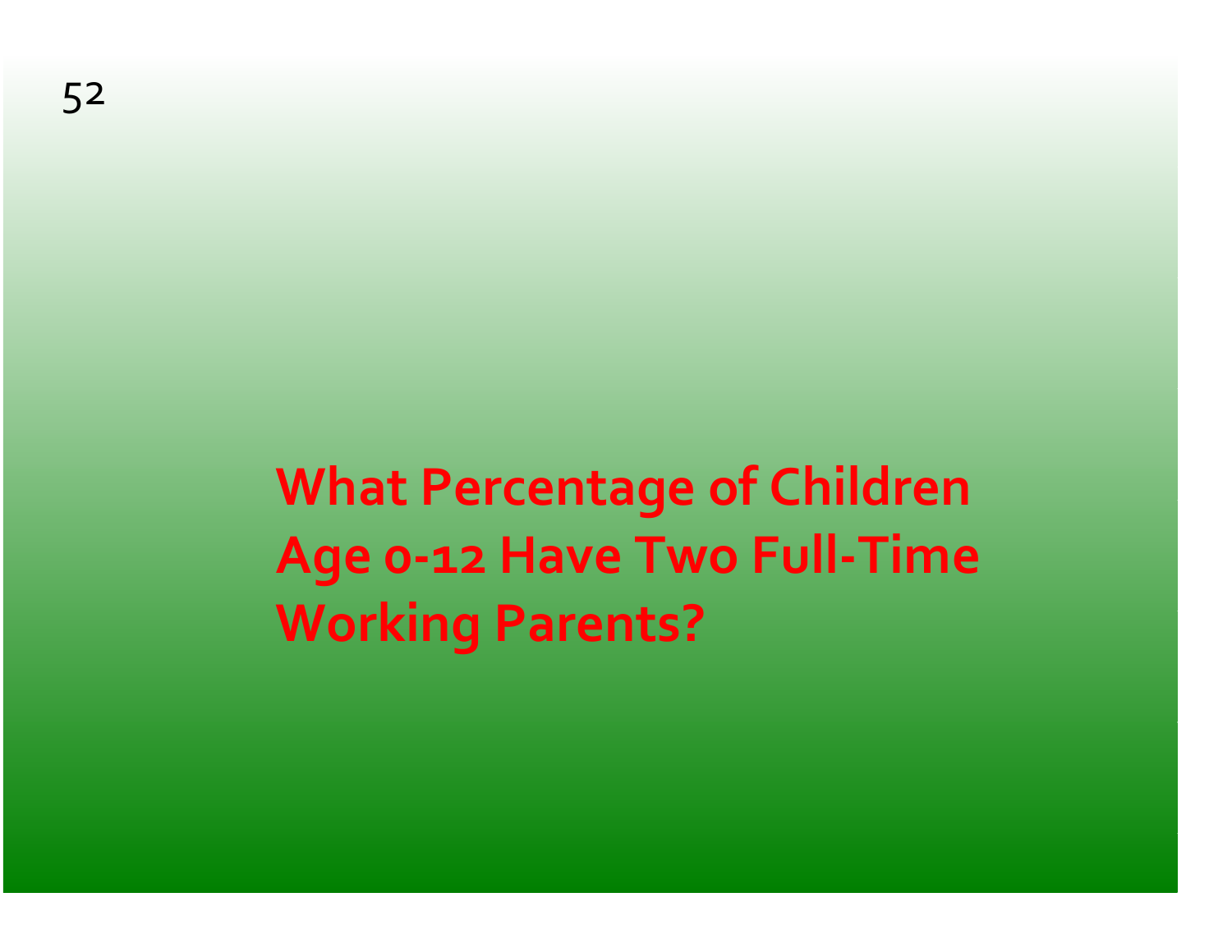# What Percentage of Children Age 0-12 Have Two Full-Time Working Parents?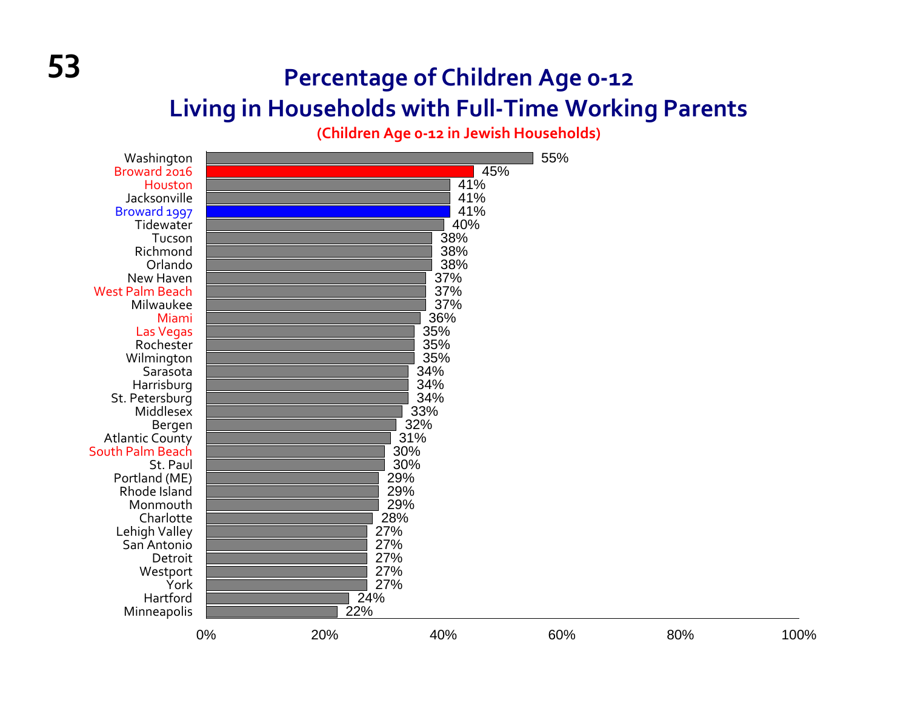# Percentage of Children Age 0-12 Living in Households with Full-Time Working Parents

**(Children Age 0-12 in Jewish Households)**

| Community | Percentage |
|---|---|
| Washington | 55% |
| Broward 2016 | 45% |
| Houston | 41% |
| Jacksonville | 41% |
| Broward 1997 | 41% |
| Tidewater | 40% |
| Tucson | 38% |
| Richmond | 38% |
| Orlando | 38% |
| New Haven | 37% |
| West Palm Beach | 37% |
| Milwaukee | 37% |
| Miami | 36% |
| Las Vegas | 35% |
| Rochester | 35% |
| Wilmington | 35% |
| Sarasota | 34% |
| Harrisburg | 34% |
| St. Petersburg | 34% |
| Middlesex | 33% |
| Bergen | 32% |
| Atlantic County | 31% |
| South Palm Beach | 30% |
| St. Paul | 30% |
| Portland (ME) | 29% |
| Rhode Island | 29% |
| Monmouth | 29% |
| Charlotte | 28% |
| Lehigh Valley | 27% |
| San Antonio | 27% |
| Detroit | 27% |
| Westport | 27% |
| York | 27% |
| Hartford | 24% |
| Minneapolis | 22% |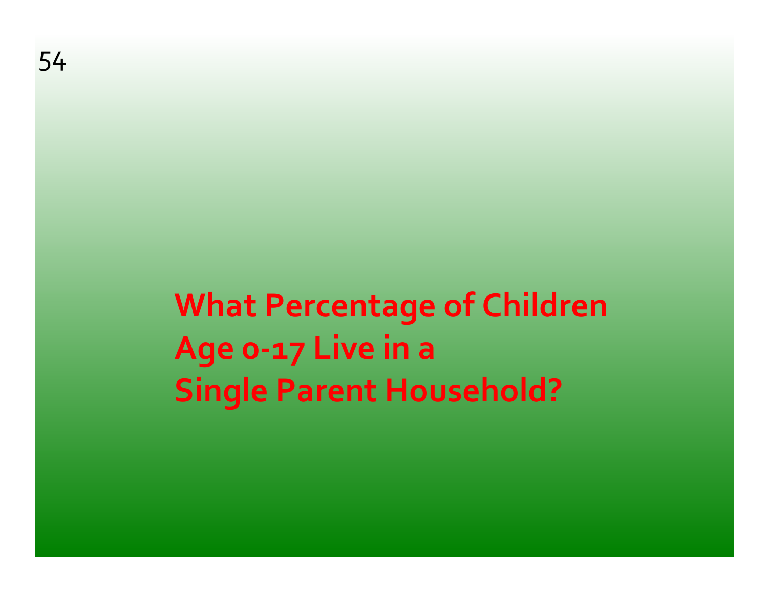## What Percentage of Children Age 0-17 Live in a Single Parent Household?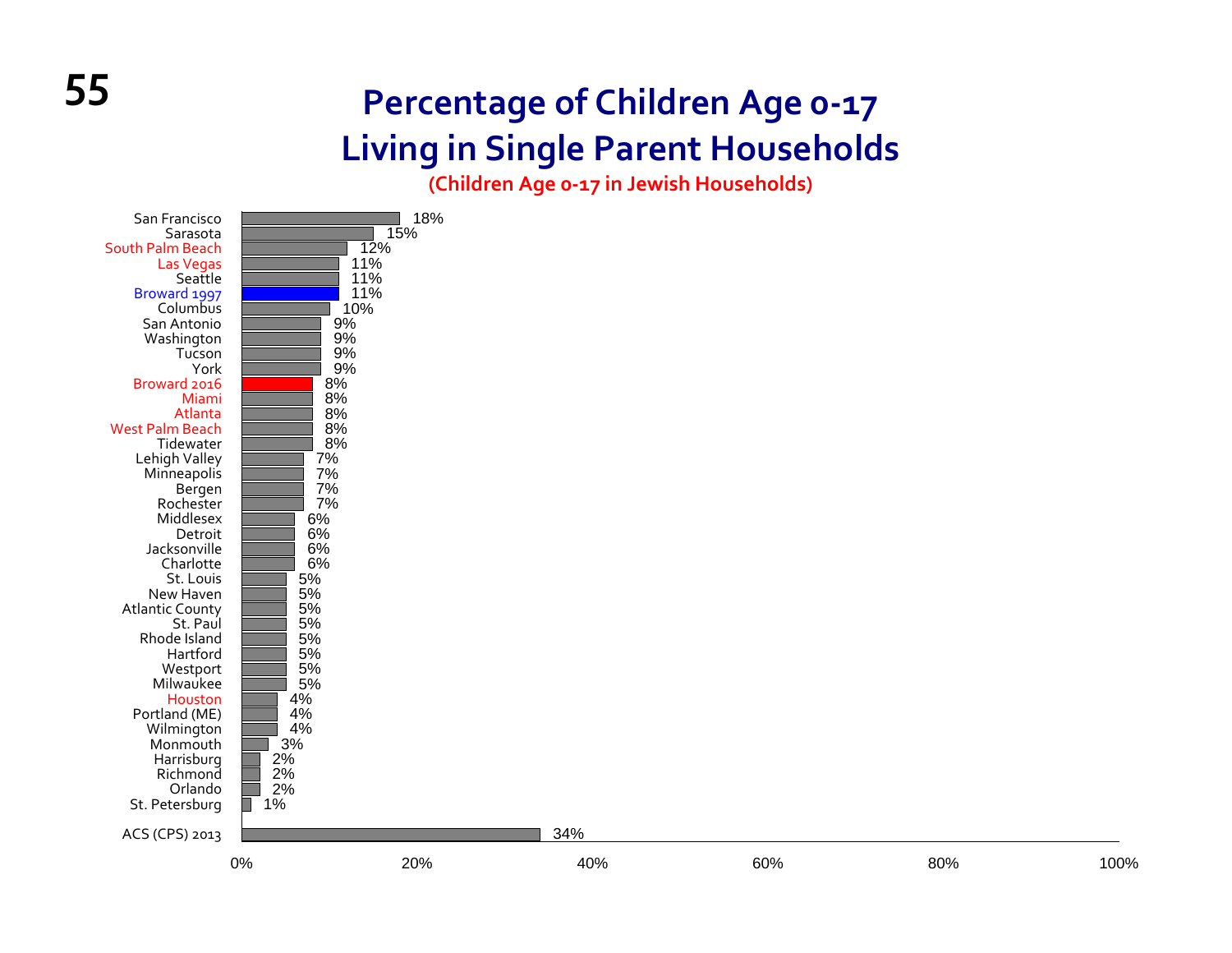# Percentage of Children Age 0-17 Living in Single Parent Households

**(Children Age 0-17 in Jewish Households)**

| Community | Percentage |
|---|---|
| San Francisco | 18% |
| Sarasota | 15% |
| South Palm Beach | 12% |
| Las Vegas | 11% |
| Seattle | 11% |
| Broward 1997 | 11% |
| Columbus | 10% |
| San Antonio | 9% |
| Washington | 9% |
| Tucson | 9% |
| York | 9% |
| Broward 2016 | 8% |
| Miami | 8% |
| Atlanta | 8% |
| West Palm Beach | 8% |
| Tidewater | 8% |
| Lehigh Valley | 7% |
| Minneapolis | 7% |
| Bergen | 7% |
| Rochester | 7% |
| Middlesex | 6% |
| Detroit | 6% |
| Jacksonville | 6% |
| Charlotte | 6% |
| St. Louis | 5% |
| New Haven | 5% |
| Atlantic County | 5% |
| St. Paul | 5% |
| Rhode Island | 5% |
| Hartford | 5% |
| Westport | 5% |
| Milwaukee | 5% |
| Houston | 4% |
| Portland (ME) | 4% |
| Wilmington | 4% |
| Monmouth | 3% |
| Harrisburg | 2% |
| Richmond | 2% |
| Orlando | 2% |
| St. Petersburg | 1% |
| ACS (CPS) 2013 | 34% |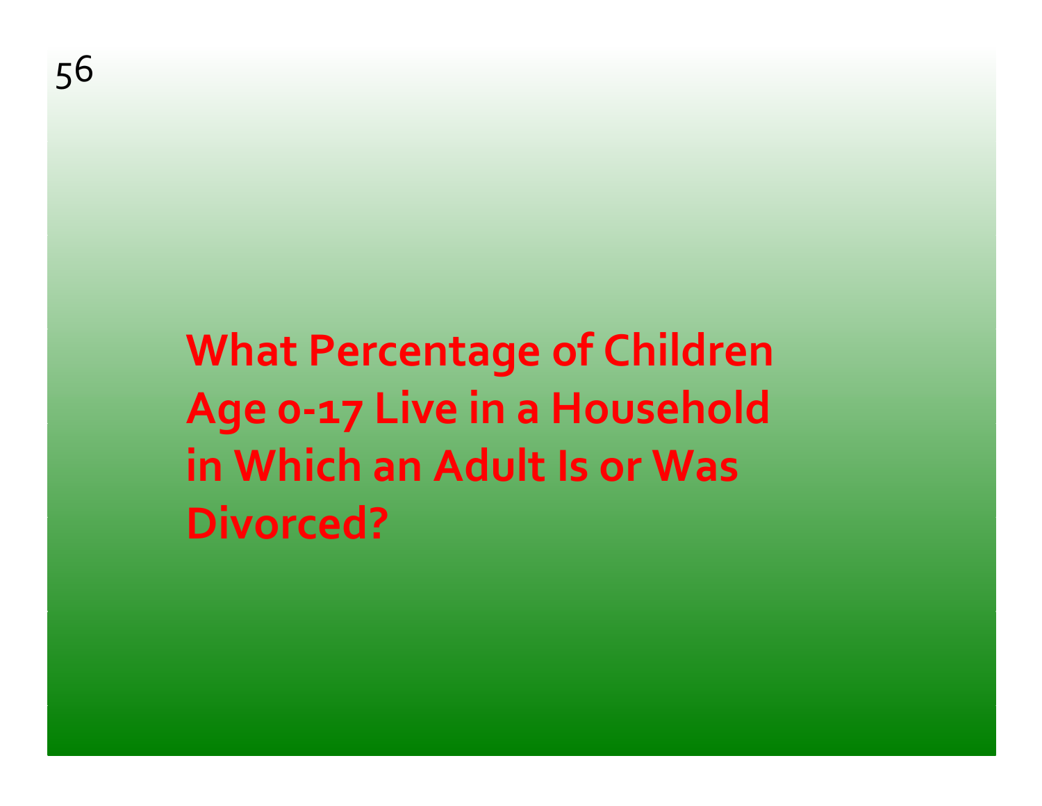## What Percentage of Children Age 0-17 Live in a Household in Which an Adult Is or Was Divorced?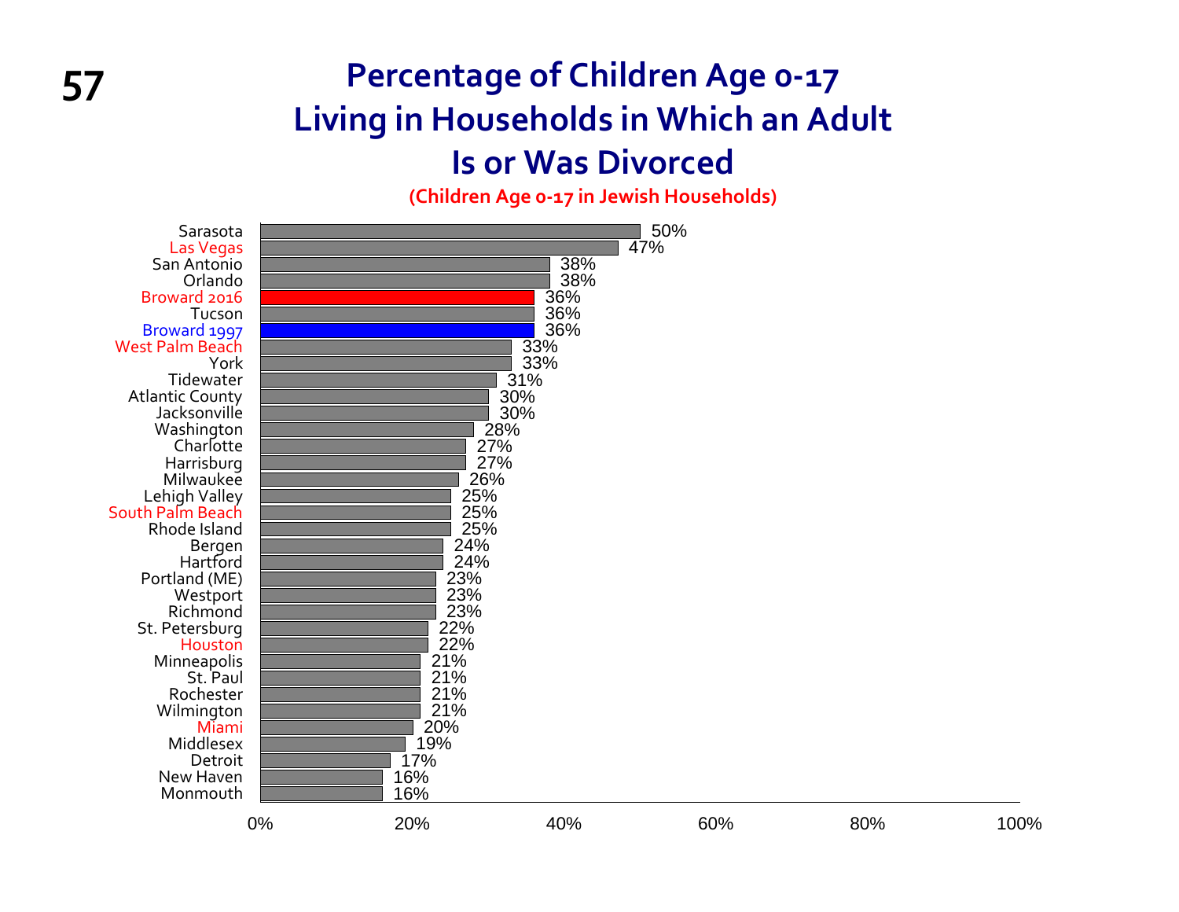# Percentage of Children Age 0-17 Living in Households in Which an Adult Is or Was Divorced

**(Children Age 0-17 in Jewish Households)**

| Community | Percentage |
|---|---|
| Sarasota | 50% |
| Las Vegas | 47% |
| San Antonio | 38% |
| Orlando | 38% |
| Broward 2016 | 36% |
| Tucson | 36% |
| Broward 1997 | 36% |
| West Palm Beach | 33% |
| York | 33% |
| Tidewater | 31% |
| Atlantic County | 30% |
| Jacksonville | 30% |
| Washington | 28% |
| Charlotte | 27% |
| Harrisburg | 27% |
| Milwaukee | 26% |
| Lehigh Valley | 25% |
| South Palm Beach | 25% |
| Rhode Island | 25% |
| Bergen | 24% |
| Hartford | 24% |
| Portland (ME) | 23% |
| Westport | 23% |
| Richmond | 23% |
| St. Petersburg | 22% |
| Houston | 22% |
| Minneapolis | 21% |
| St. Paul | 21% |
| Rochester | 21% |
| Wilmington | 21% |
| Miami | 20% |
| Middlesex | 19% |
| Detroit | 17% |
| New Haven | 16% |
| Monmouth | 16% |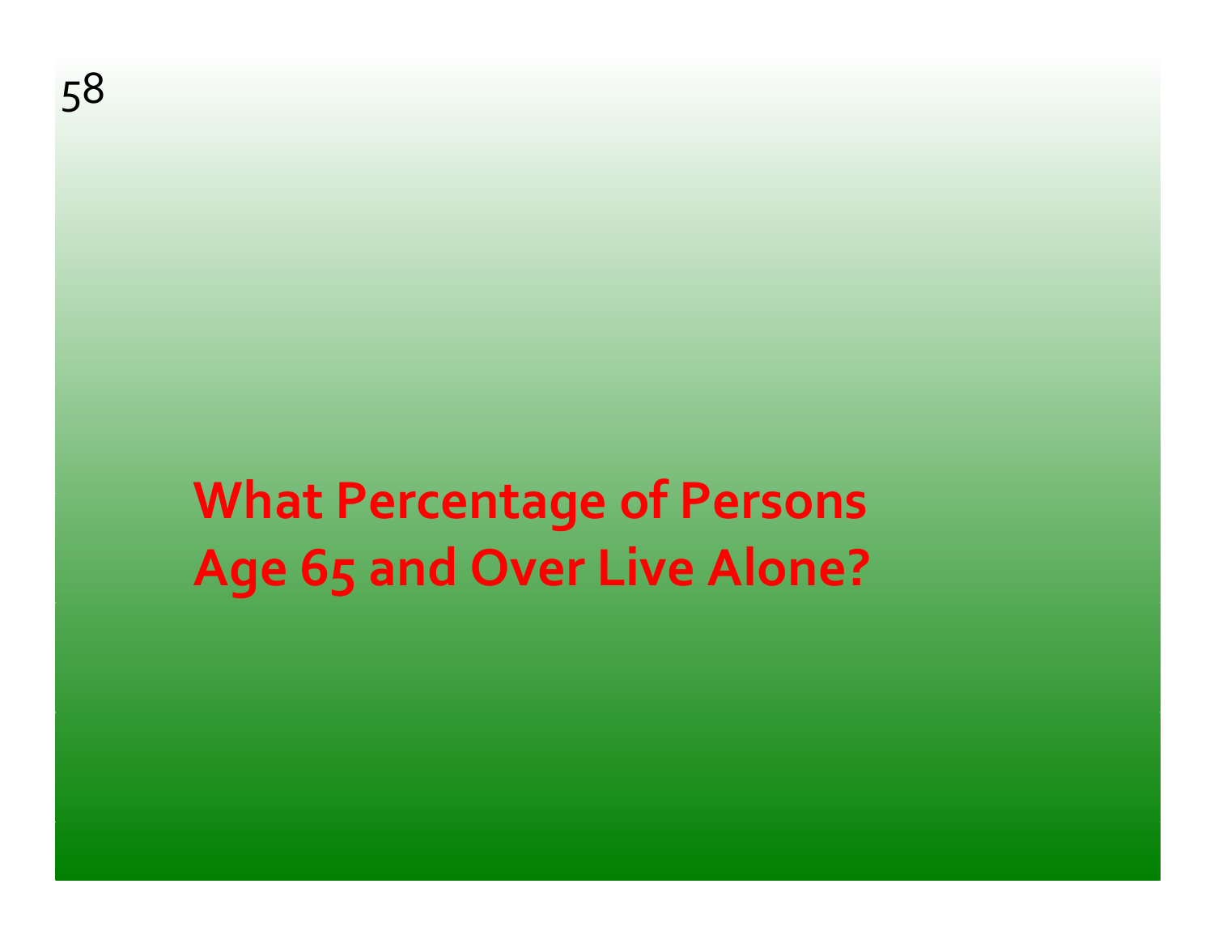# What Percentage of Persons Age 65 and Over Live Alone?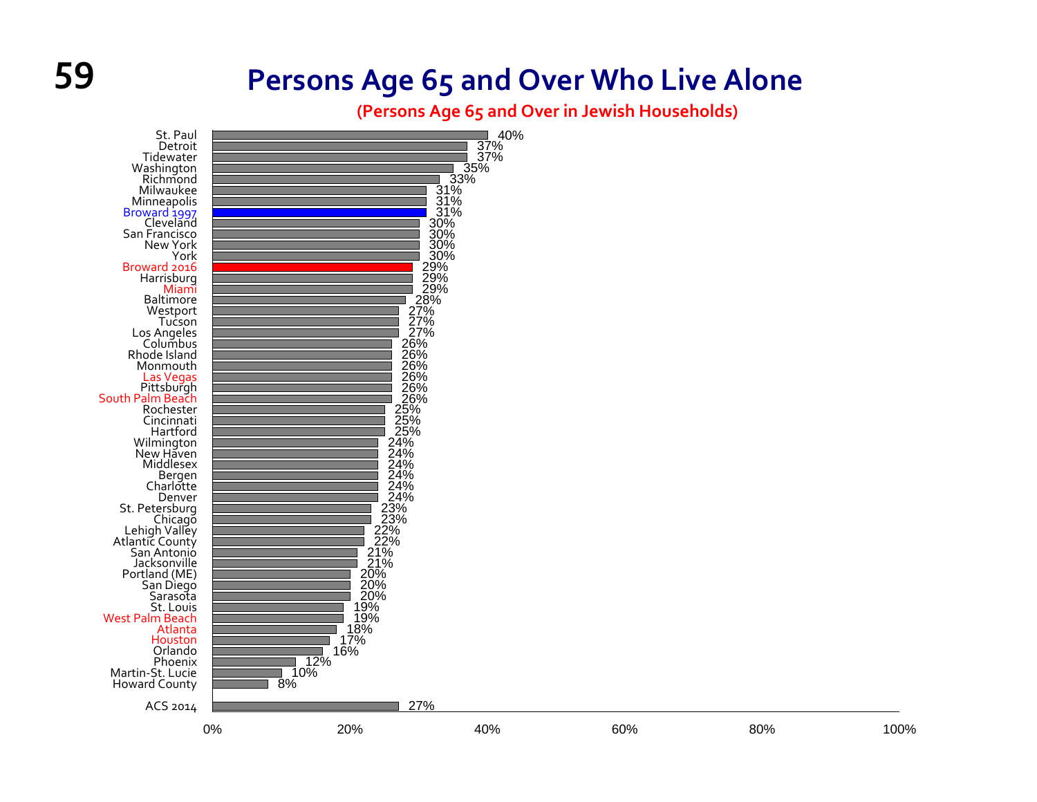# Persons Age 65 and Over Who Live Alone

**(Persons Age 65 and Over in Jewish Households)**

| Community | Percentage |
|---|---|
| St. Paul | 40% |
| Detroit | 37% |
| Tidewater | 37% |
| Washington | 35% |
| Richmond | 33% |
| Milwaukee | 31% |
| Minneapolis | 31% |
| Broward 1997 | 31% |
| Cleveland | 30% |
| San Francisco | 30% |
| New York | 30% |
| York | 30% |
| Broward 2016 | 29% |
| Harrisburg | 29% |
| Miami | 29% |
| Baltimore | 28% |
| Westport | 27% |
| Tucson | 27% |
| Los Angeles | 27% |
| Columbus | 26% |
| Rhode Island | 26% |
| Monmouth | 26% |
| Las Vegas | 26% |
| Pittsburgh | 26% |
| South Palm Beach | 26% |
| Rochester | 25% |
| Cincinnati | 25% |
| Hartford | 25% |
| Wilmington | 24% |
| New Haven | 24% |
| Middlesex | 24% |
| Bergen | 24% |
| Charlotte | 24% |
| Denver | 24% |
| St. Petersburg | 23% |
| Chicago | 23% |
| Lehigh Valley | 22% |
| Atlantic County | 22% |
| San Antonio | 21% |
| Jacksonville | 21% |
| Portland (ME) | 20% |
| San Diego | 20% |
| Sarasota | 20% |
| St. Louis | 19% |
| West Palm Beach | 19% |
| Atlanta | 18% |
| Houston | 17% |
| Orlando | 16% |
| Phoenix | 12% |
| Martin-St. Lucie | 10% |
| Howard County | 8% |
| ACS 2014 | 27% |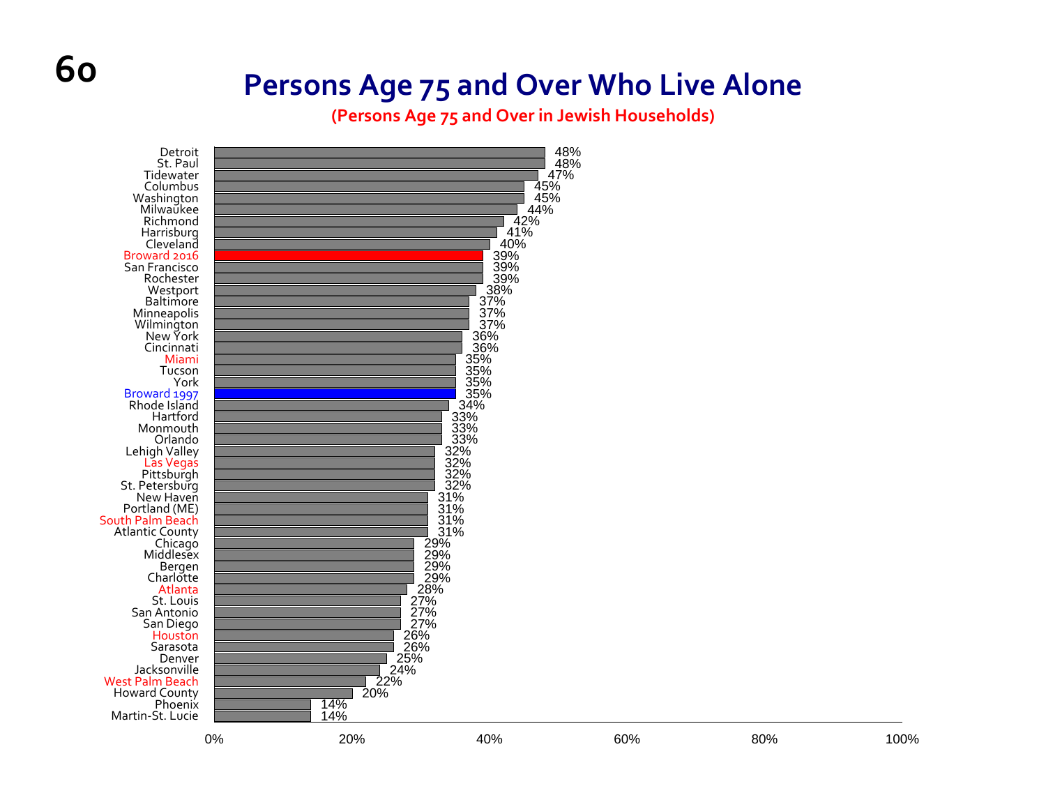# Persons Age 75 and Over Who Live Alone

**(Persons Age 75 and Over in Jewish Households)**

| Community | Percentage |
|---|---|
| Detroit | 48% |
| St. Paul | 48% |
| Tidewater | 47% |
| Columbus | 45% |
| Washington | 45% |
| Milwaukee | 44% |
| Richmond | 42% |
| Harrisburg | 41% |
| Cleveland | 40% |
| Broward 2016 | 39% |
| San Francisco | 39% |
| Rochester | 39% |
| Westport | 38% |
| Baltimore | 37% |
| Minneapolis | 37% |
| Wilmington | 37% |
| New York | 36% |
| Cincinnati | 36% |
| Miami | 35% |
| Tucson | 35% |
| York | 35% |
| Broward 1997 | 35% |
| Rhode Island | 34% |
| Hartford | 33% |
| Monmouth | 33% |
| Orlando | 33% |
| Lehigh Valley | 32% |
| Las Vegas | 32% |
| Pittsburgh | 32% |
| St. Petersburg | 32% |
| New Haven | 31% |
| Portland (ME) | 31% |
| South Palm Beach | 31% |
| Atlantic County | 31% |
| Chicago | 29% |
| Middlesex | 29% |
| Bergen | 29% |
| Charlotte | 29% |
| Atlanta | 28% |
| St. Louis | 27% |
| San Antonio | 27% |
| San Diego | 27% |
| Houston | 26% |
| Sarasota | 26% |
| Denver | 25% |
| Jacksonville | 24% |
| West Palm Beach | 22% |
| Howard County | 20% |
| Phoenix | 14% |
| Martin-St. Lucie | 14% |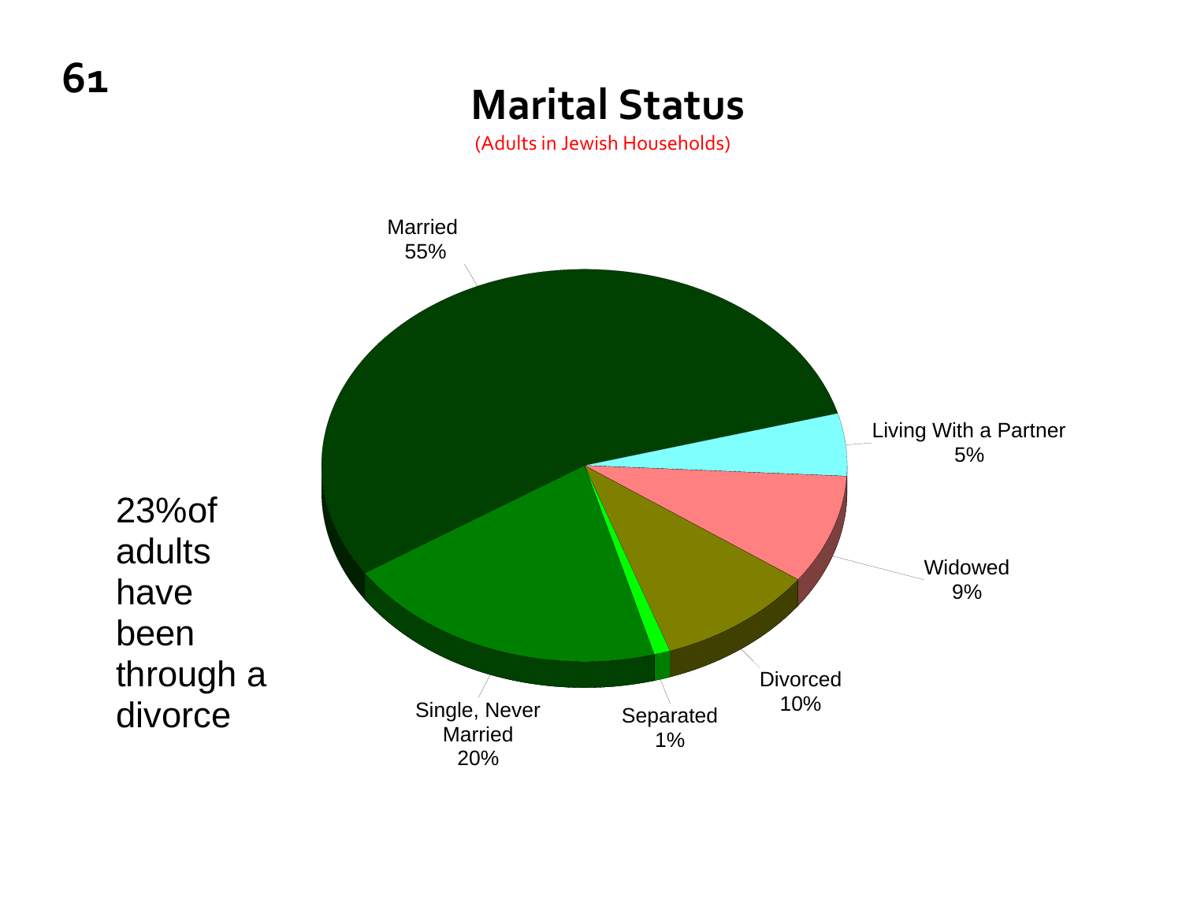# Marital Status

(Adults in Jewish Households)

| Marital Status | Percent |
|---|---|
| Married | 55% |
| Living With a Partner | 5% |
| Widowed | 9% |
| Divorced | 10% |
| Separated | 1% |
| Single, Never Married | 20% |

23%of adults have been through a divorce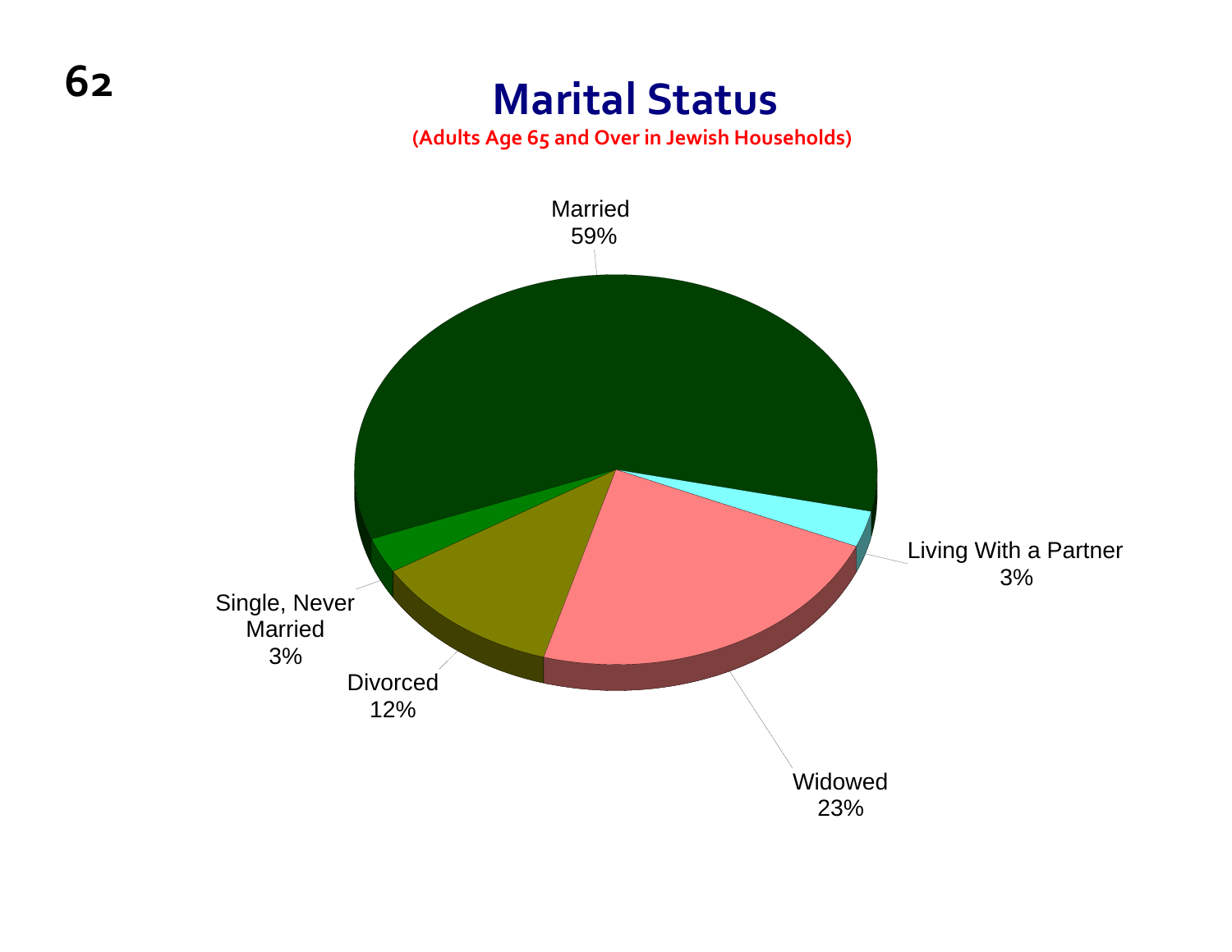# Marital Status

**(Adults Age 65 and Over in Jewish Households)**

| Marital Status | Percentage |
|---|---|
| Married | 59% |
| Living With a Partner | 3% |
| Widowed | 23% |
| Divorced | 12% |
| Single, Never Married | 3% |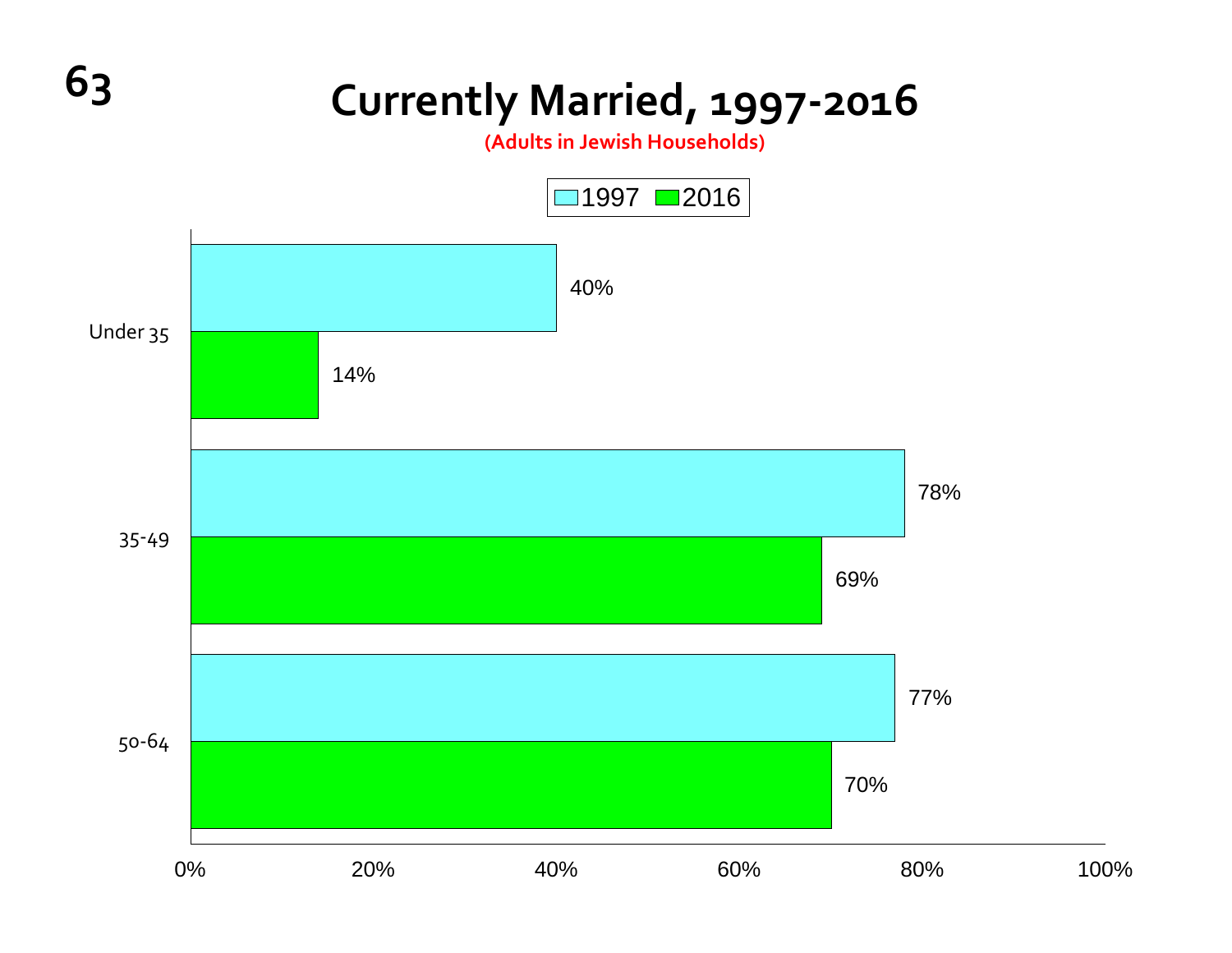# Currently Married, 1997-2016

**(Adults in Jewish Households)**

| Age | 1997 | 2016 |
| --- | --- | --- |
| Under 35 | 40% | 14% |
| 35-49 | 78% | 69% |
| 50-64 | 77% | 70% |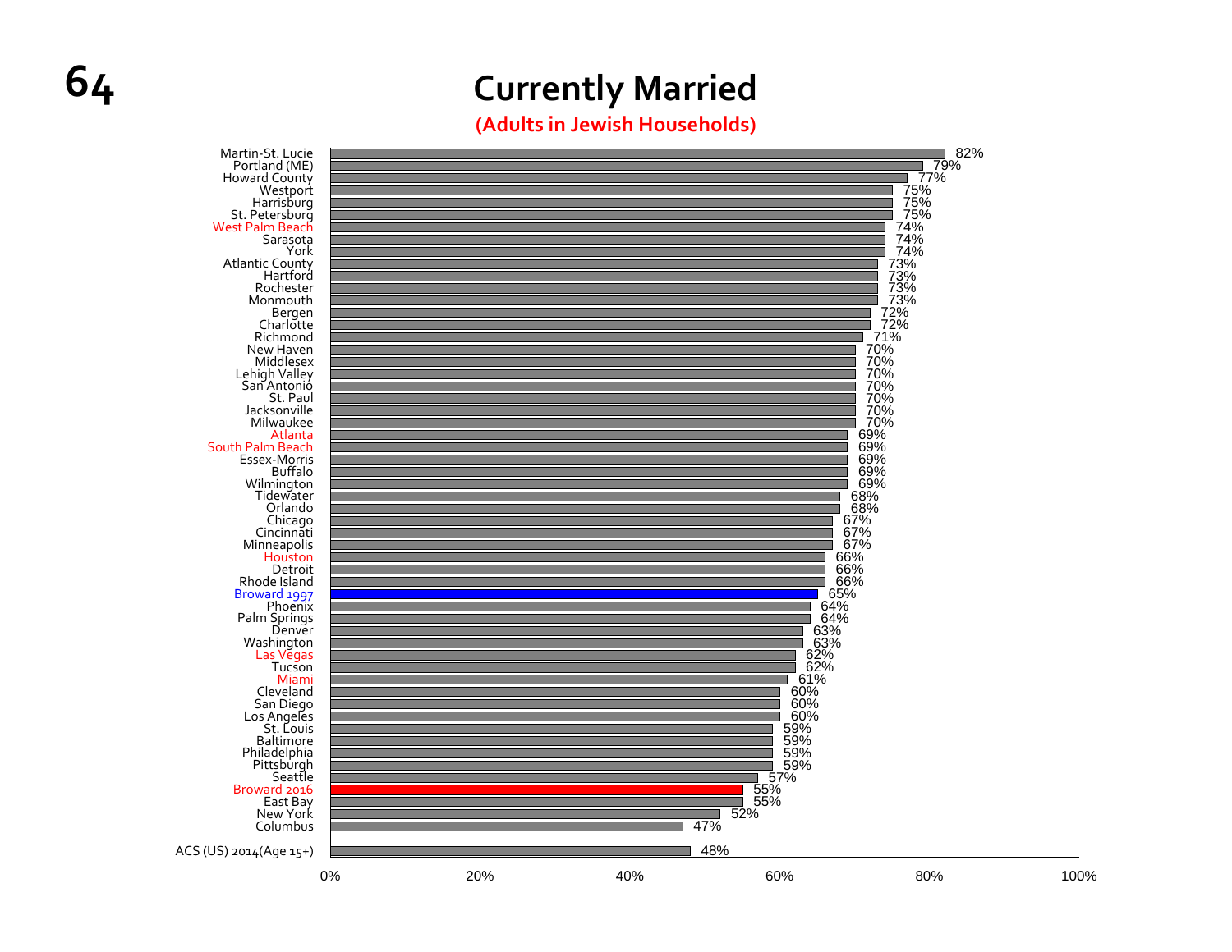# Currently Married

**(Adults in Jewish Households)**

| Community | Currently Married |
|---|---|
| Martin-St. Lucie | 82% |
| Portland (ME) | 79% |
| Howard County | 77% |
| Westport | 75% |
| Harrisburg | 75% |
| St. Petersburg | 75% |
| West Palm Beach | 74% |
| Sarasota | 74% |
| York | 74% |
| Atlantic County | 73% |
| Hartford | 73% |
| Rochester | 73% |
| Monmouth | 73% |
| Bergen | 72% |
| Charlotte | 72% |
| Richmond | 71% |
| New Haven | 70% |
| Middlesex | 70% |
| Lehigh Valley | 70% |
| San Antonio | 70% |
| St. Paul | 70% |
| Jacksonville | 70% |
| Milwaukee | 70% |
| Atlanta | 69% |
| South Palm Beach | 69% |
| Essex-Morris | 69% |
| Buffalo | 69% |
| Wilmington | 69% |
| Tidewater | 68% |
| Orlando | 68% |
| Chicago | 67% |
| Cincinnati | 67% |
| Minneapolis | 67% |
| Houston | 66% |
| Detroit | 66% |
| Rhode Island | 66% |
| Broward 1997 | 65% |
| Phoenix | 64% |
| Palm Springs | 64% |
| Denver | 63% |
| Washington | 63% |
| Las Vegas | 62% |
| Tucson | 62% |
| Miami | 61% |
| Cleveland | 60% |
| San Diego | 60% |
| Los Angeles | 60% |
| St. Louis | 59% |
| Baltimore | 59% |
| Philadelphia | 59% |
| Pittsburgh | 59% |
| Seattle | 57% |
| Broward 2016 | 55% |
| East Bay | 55% |
| New York | 52% |
| Columbus | 47% |
| ACS (US) 2014(Age 15+) | 48% |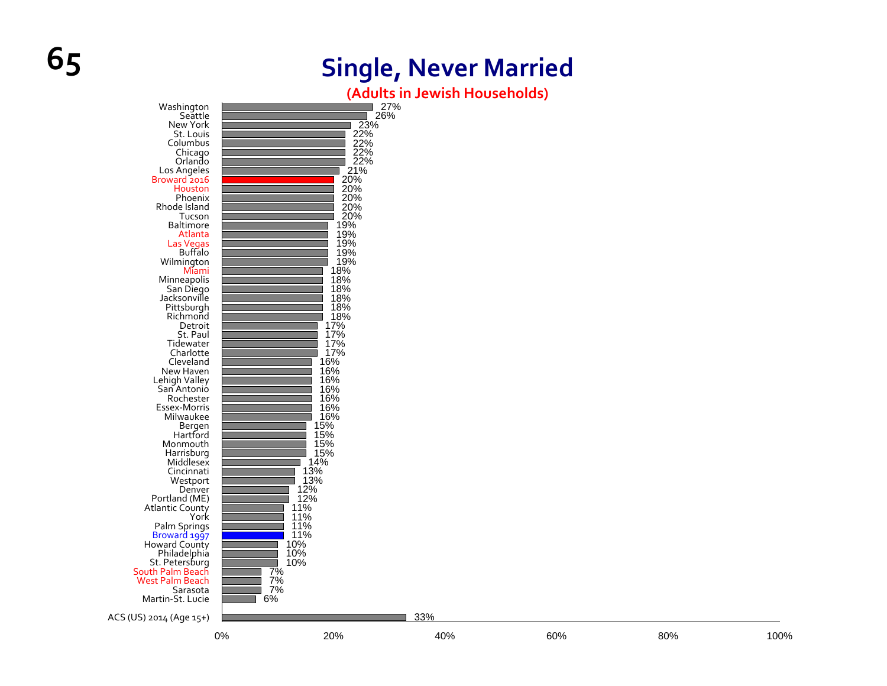# Single, Never Married

**(Adults in Jewish Households)**

| Community | Single, Never Married |
|---|---|
| Washington | 27% |
| Seattle | 26% |
| New York | 23% |
| St. Louis | 22% |
| Columbus | 22% |
| Chicago | 22% |
| Orlando | 22% |
| Los Angeles | 21% |
| Broward 2016 | 20% |
| Houston | 20% |
| Phoenix | 20% |
| Rhode Island | 20% |
| Tucson | 20% |
| Baltimore | 19% |
| Atlanta | 19% |
| Las Vegas | 19% |
| Buffalo | 19% |
| Wilmington | 19% |
| Miami | 18% |
| Minneapolis | 18% |
| San Diego | 18% |
| Jacksonville | 18% |
| Pittsburgh | 18% |
| Richmond | 18% |
| Detroit | 17% |
| St. Paul | 17% |
| Tidewater | 17% |
| Charlotte | 17% |
| Cleveland | 16% |
| New Haven | 16% |
| Lehigh Valley | 16% |
| San Antonio | 16% |
| Rochester | 16% |
| Essex-Morris | 16% |
| Milwaukee | 16% |
| Bergen | 15% |
| Hartford | 15% |
| Monmouth | 15% |
| Harrisburg | 15% |
| Middlesex | 14% |
| Cincinnati | 13% |
| Westport | 13% |
| Denver | 12% |
| Portland (ME) | 12% |
| Atlantic County | 11% |
| York | 11% |
| Palm Springs | 11% |
| Broward 1997 | 11% |
| Howard County | 10% |
| Philadelphia | 10% |
| St. Petersburg | 10% |
| South Palm Beach | 7% |
| West Palm Beach | 7% |
| Sarasota | 7% |
| Martin-St. Lucie | 6% |
| ACS (US) 2014 (Age 15+) | 33% |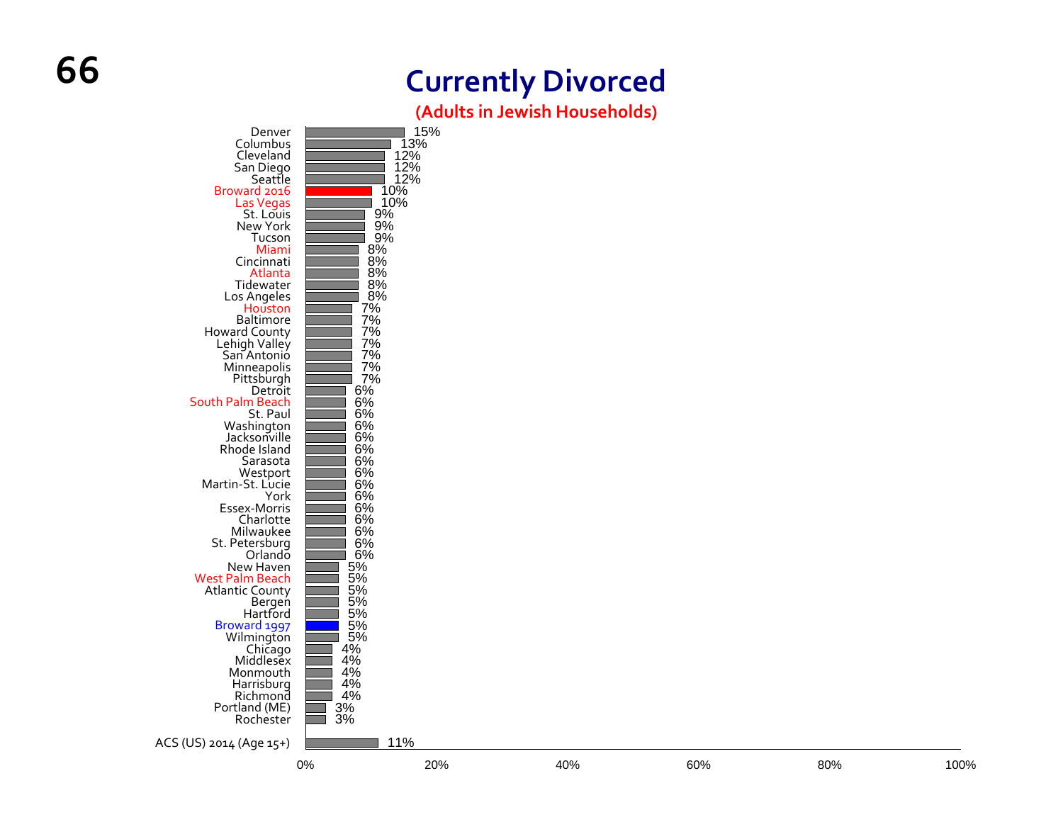# Currently Divorced

**(Adults in Jewish Households)**

| Community | Percentage |
|---|---|
| Denver | 15% |
| Columbus | 13% |
| Cleveland | 12% |
| San Diego | 12% |
| Seattle | 12% |
| Broward 2016 | 10% |
| Las Vegas | 10% |
| St. Louis | 9% |
| New York | 9% |
| Tucson | 9% |
| Miami | 8% |
| Cincinnati | 8% |
| Atlanta | 8% |
| Tidewater | 8% |
| Los Angeles | 8% |
| Houston | 7% |
| Baltimore | 7% |
| Howard County | 7% |
| Lehigh Valley | 7% |
| San Antonio | 7% |
| Minneapolis | 7% |
| Pittsburgh | 7% |
| Detroit | 6% |
| South Palm Beach | 6% |
| St. Paul | 6% |
| Washington | 6% |
| Jacksonville | 6% |
| Rhode Island | 6% |
| Sarasota | 6% |
| Westport | 6% |
| Martin-St. Lucie | 6% |
| York | 6% |
| Essex-Morris | 6% |
| Charlotte | 6% |
| Milwaukee | 6% |
| St. Petersburg | 6% |
| Orlando | 6% |
| New Haven | 5% |
| West Palm Beach | 5% |
| Atlantic County | 5% |
| Bergen | 5% |
| Hartford | 5% |
| Broward 1997 | 5% |
| Wilmington | 5% |
| Chicago | 4% |
| Middlesex | 4% |
| Monmouth | 4% |
| Harrisburg | 4% |
| Richmond | 4% |
| Portland (ME) | 3% |
| Rochester | 3% |
| ACS (US) 2014 (Age 15+) | 11% |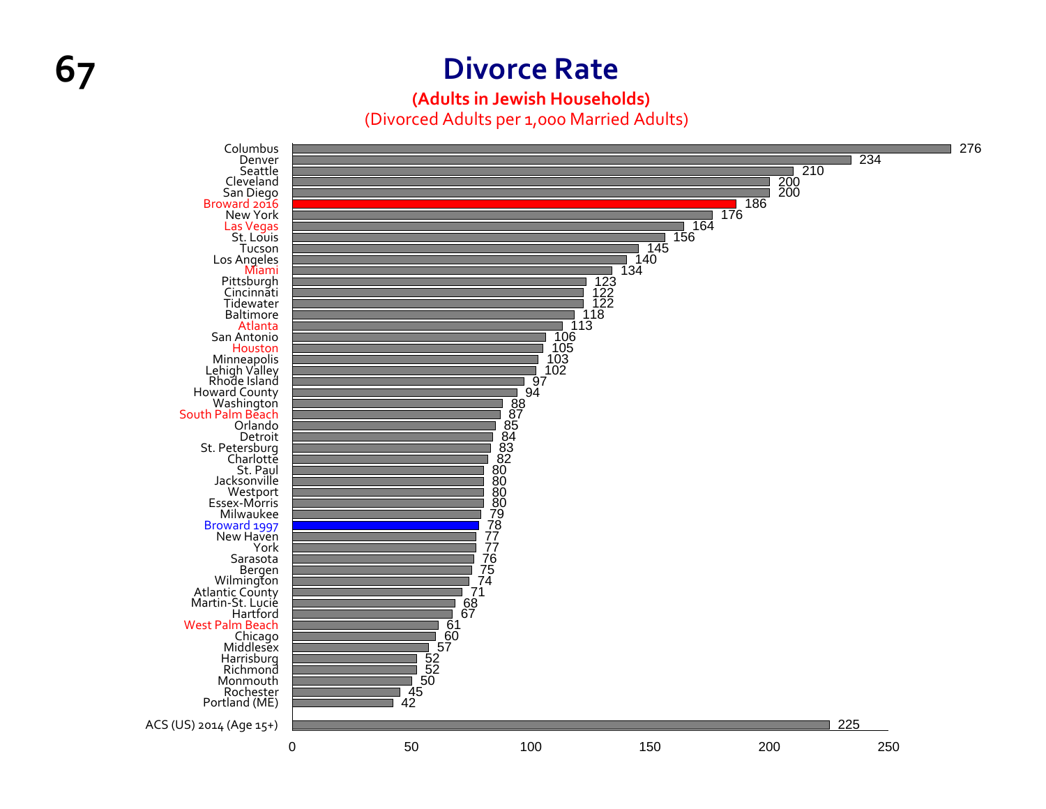# Divorce Rate

**(Adults in Jewish Households)**

(Divorced Adults per 1,000 Married Adults)

| Community | Divorce Rate |
| --- | --- |
| Columbus | 276 |
| Denver | 234 |
| Seattle | 210 |
| Cleveland | 200 |
| San Diego | 200 |
| Broward 2016 | 186 |
| New York | 176 |
| Las Vegas | 164 |
| St. Louis | 156 |
| Tucson | 145 |
| Los Angeles | 140 |
| Miami | 134 |
| Pittsburgh | 123 |
| Cincinnati | 122 |
| Tidewater | 122 |
| Baltimore | 118 |
| Atlanta | 113 |
| San Antonio | 106 |
| Houston | 105 |
| Minneapolis | 103 |
| Lehigh Valley | 102 |
| Rhode Island | 97 |
| Howard County | 94 |
| Washington | 88 |
| South Palm Beach | 87 |
| Orlando | 85 |
| Detroit | 84 |
| St. Petersburg | 83 |
| Charlotte | 82 |
| St. Paul | 80 |
| Jacksonville | 80 |
| Westport | 80 |
| Essex-Morris | 80 |
| Milwaukee | 79 |
| Broward 1997 | 78 |
| New Haven | 77 |
| York | 77 |
| Sarasota | 76 |
| Bergen | 75 |
| Wilmington | 74 |
| Atlantic County | 71 |
| Martin-St. Lucie | 68 |
| Hartford | 67 |
| West Palm Beach | 61 |
| Chicago | 60 |
| Middlesex | 57 |
| Harrisburg | 52 |
| Richmond | 52 |
| Monmouth | 50 |
| Rochester | 45 |
| Portland (ME) | 42 |
| ACS (US) 2014 (Age 15+) | 225 |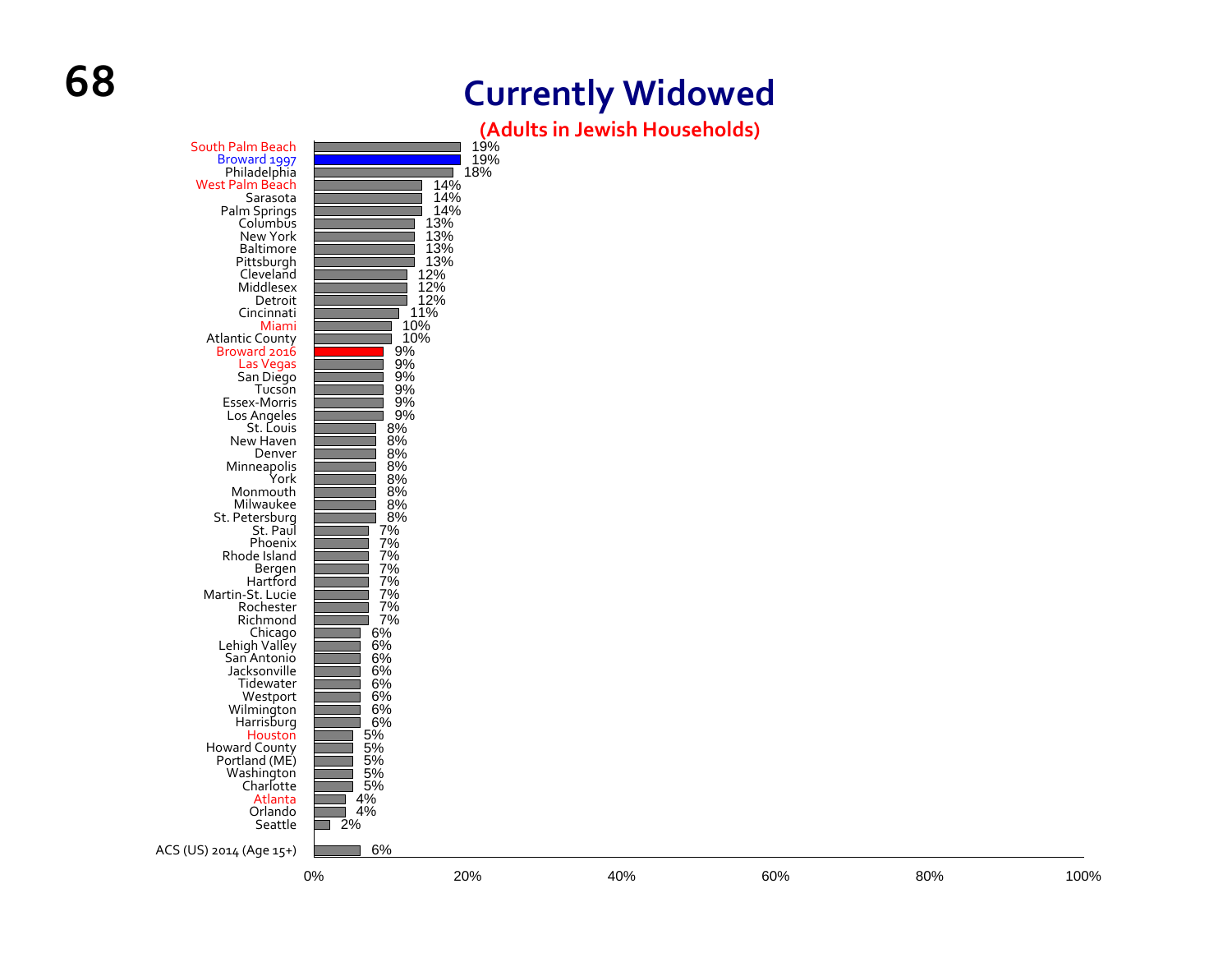# Currently Widowed

## (Adults in Jewish Households)

| Community | Percentage |
|---|---|
| South Palm Beach | 19% |
| Broward 1997 | 19% |
| Philadelphia | 18% |
| West Palm Beach | 14% |
| Sarasota | 14% |
| Palm Springs | 14% |
| Columbus | 13% |
| New York | 13% |
| Baltimore | 13% |
| Pittsburgh | 13% |
| Cleveland | 12% |
| Middlesex | 12% |
| Detroit | 12% |
| Cincinnati | 11% |
| Miami | 10% |
| Atlantic County | 10% |
| Broward 2016 | 9% |
| Las Vegas | 9% |
| San Diego | 9% |
| Tucson | 9% |
| Essex-Morris | 9% |
| Los Angeles | 9% |
| St. Louis | 8% |
| New Haven | 8% |
| Denver | 8% |
| Minneapolis | 8% |
| York | 8% |
| Monmouth | 8% |
| Milwaukee | 8% |
| St. Petersburg | 8% |
| St. Paul | 7% |
| Phoenix | 7% |
| Rhode Island | 7% |
| Bergen | 7% |
| Hartford | 7% |
| Martin-St. Lucie | 7% |
| Rochester | 7% |
| Richmond | 7% |
| Chicago | 6% |
| Lehigh Valley | 6% |
| San Antonio | 6% |
| Jacksonville | 6% |
| Tidewater | 6% |
| Westport | 6% |
| Wilmington | 6% |
| Harrisburg | 6% |
| Houston | 5% |
| Howard County | 5% |
| Portland (ME) | 5% |
| Washington | 5% |
| Charlotte | 5% |
| Atlanta | 4% |
| Orlando | 4% |
| Seattle | 2% |
| ACS (US) 2014 (Age 15+) | 6% |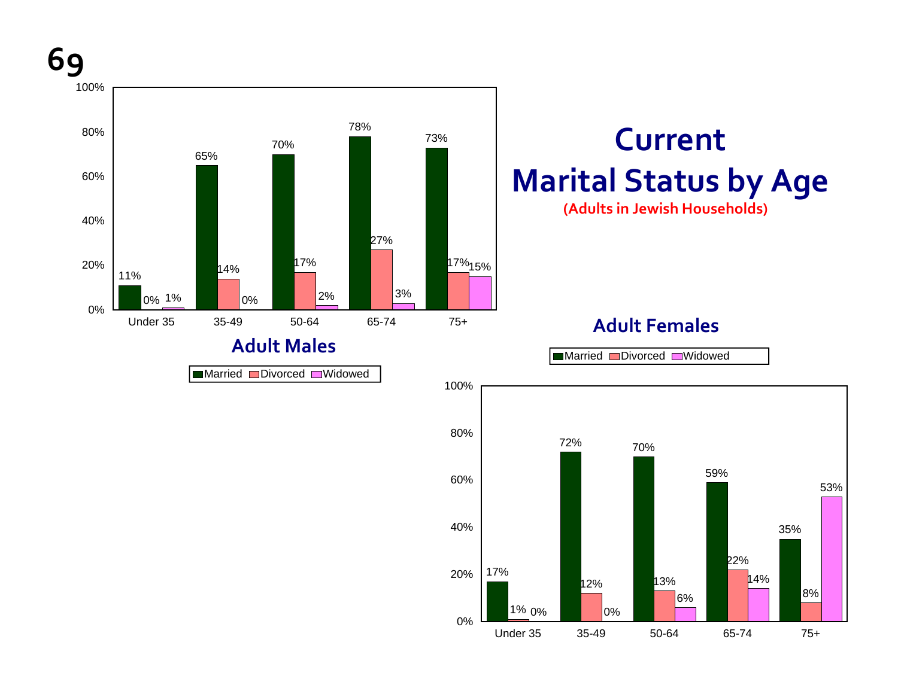# Current Marital Status by Age

**(Adults in Jewish Households)**

## Adult Males

| Age | Married | Divorced | Widowed |
|---|---|---|---|
| Under 35 | 11% | 0% | 1% |
| 35-49 | 65% | 14% | 0% |
| 50-64 | 70% | 17% | 2% |
| 65-74 | 78% | 27% | 3% |
| 75+ | 73% | 17% | 15% |

## Adult Females

| Age | Married | Divorced | Widowed |
|---|---|---|---|
| Under 35 | 17% | 1% | 0% |
| 35-49 | 72% | 12% | 0% |
| 50-64 | 70% | 13% | 6% |
| 65-74 | 59% | 22% | 14% |
| 75+ | 35% | 8% | 53% |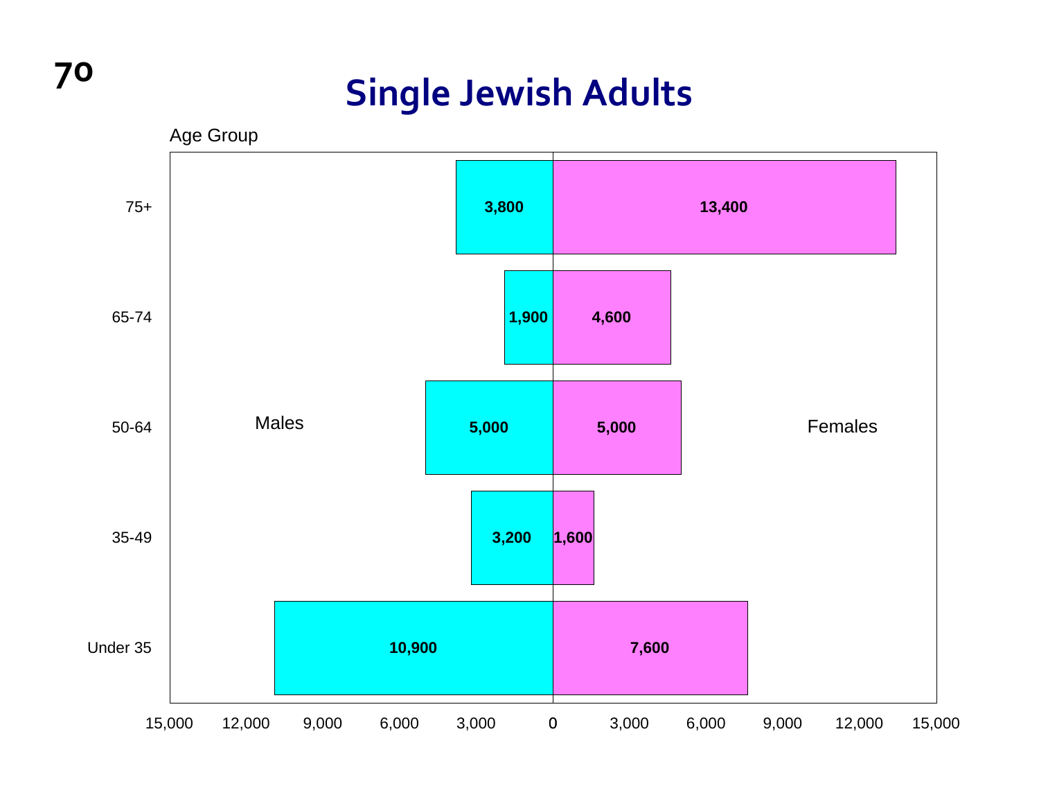# Single Jewish Adults

| Age Group | Males | Females |
|---|---|---|
| 75+ | 3,800 | 13,400 |
| 65-74 | 1,900 | 4,600 |
| 50-64 | 5,000 | 5,000 |
| 35-49 | 3,200 | 1,600 |
| Under 35 | 10,900 | 7,600 |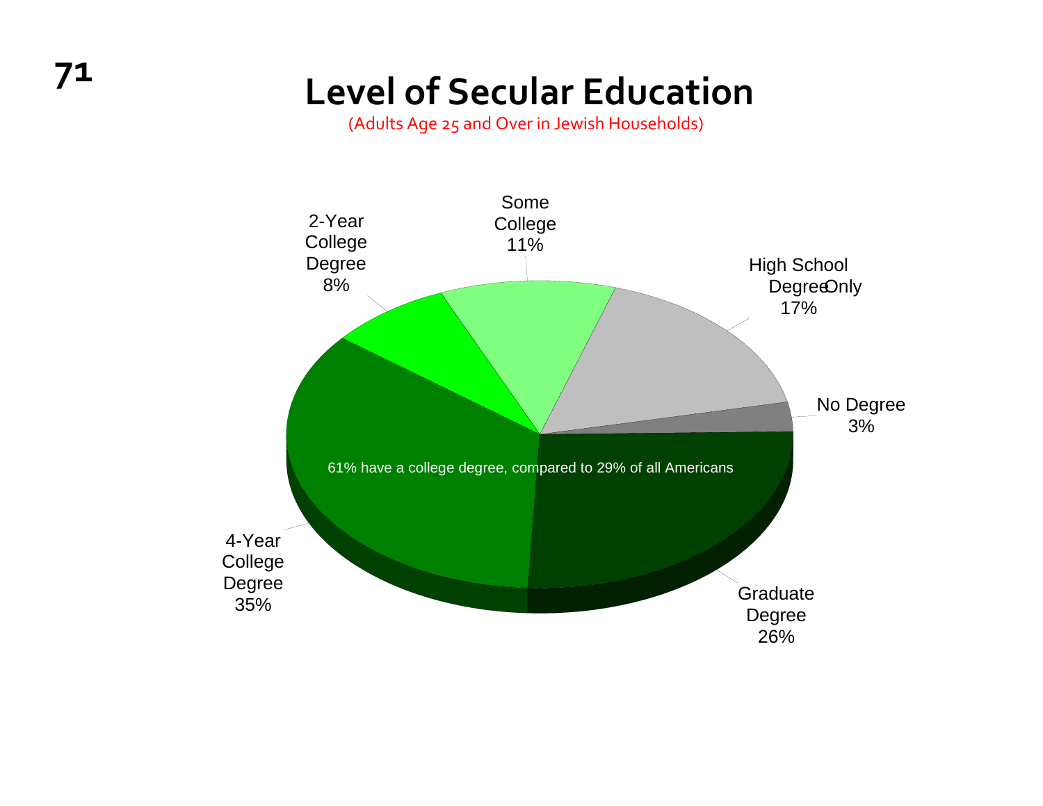# Level of Secular Education

(Adults Age 25 and Over in Jewish Households)

| Level | Percent |
|---|---|
| No Degree | 3% |
| High School Degree Only | 17% |
| Some College | 11% |
| 2-Year College Degree | 8% |
| 4-Year College Degree | 35% |
| Graduate Degree | 26% |

61% have a college degree, compared to 29% of all Americans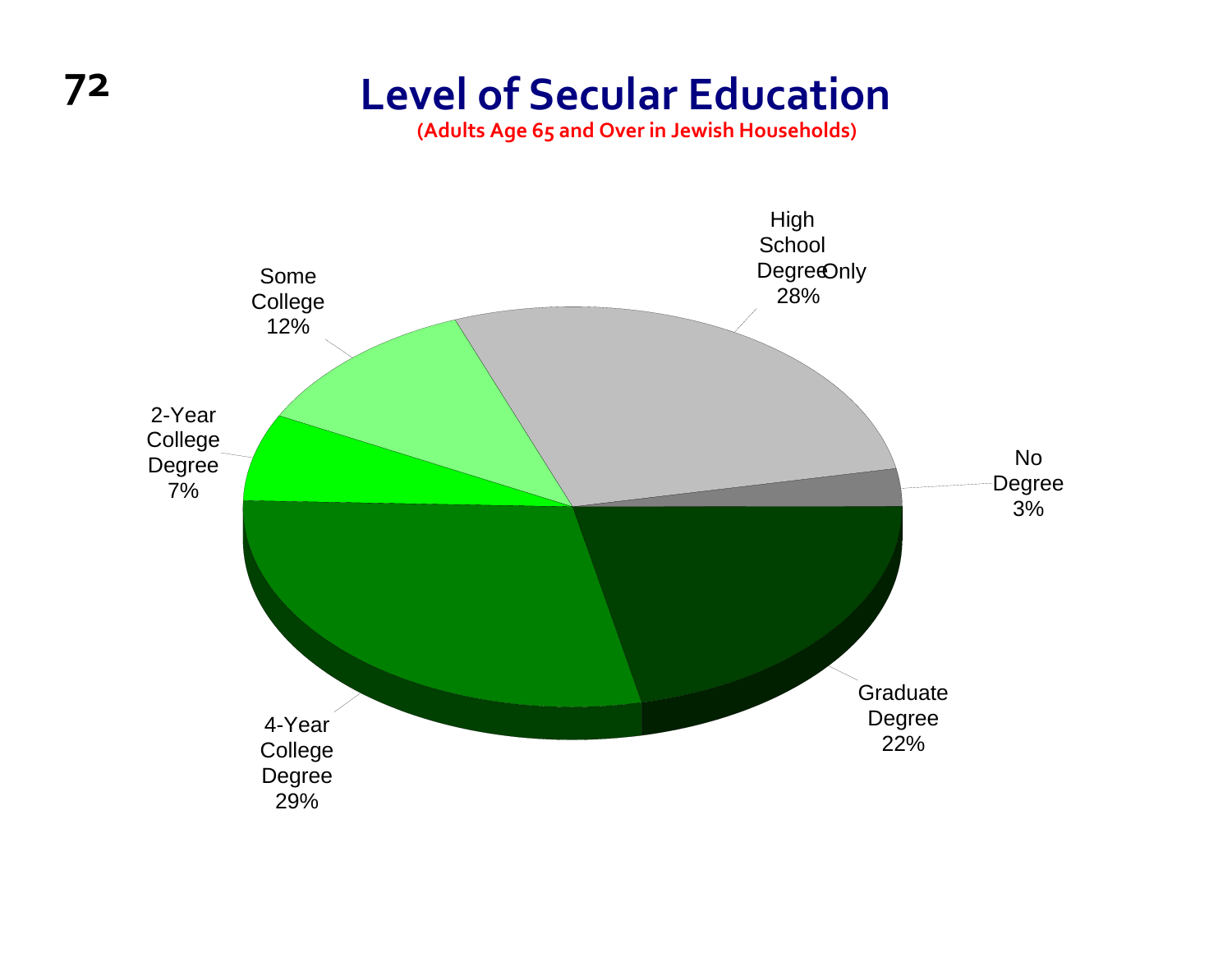# Level of Secular Education

**(Adults Age 65 and Over in Jewish Households)**

| Category | Percent |
|---|---|
| High School Degree Only | 28% |
| No Degree | 3% |
| Graduate Degree | 22% |
| 4-Year College Degree | 29% |
| 2-Year College Degree | 7% |
| Some College | 12% |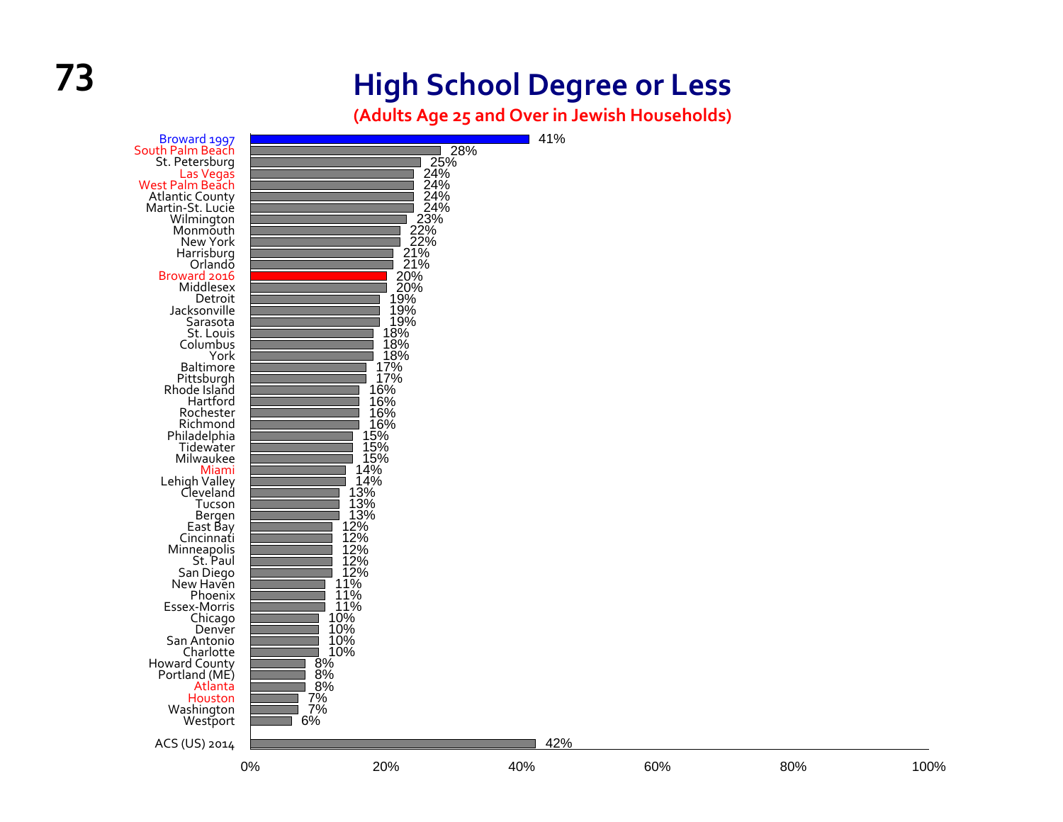# High School Degree or Less

**(Adults Age 25 and Over in Jewish Households)**

| Community | Percentage |
|---|---|
| Broward 1997 | 41% |
| South Palm Beach | 28% |
| St. Petersburg | 25% |
| Las Vegas | 24% |
| West Palm Beach | 24% |
| Atlantic County | 24% |
| Martin-St. Lucie | 24% |
| Wilmington | 23% |
| Monmouth | 22% |
| New York | 22% |
| Harrisburg | 21% |
| Orlando | 21% |
| Broward 2016 | 20% |
| Middlesex | 20% |
| Detroit | 19% |
| Jacksonville | 19% |
| Sarasota | 19% |
| St. Louis | 18% |
| Columbus | 18% |
| York | 18% |
| Baltimore | 17% |
| Pittsburgh | 17% |
| Rhode Island | 16% |
| Hartford | 16% |
| Rochester | 16% |
| Richmond | 16% |
| Philadelphia | 15% |
| Tidewater | 15% |
| Milwaukee | 15% |
| Miami | 14% |
| Lehigh Valley | 14% |
| Cleveland | 13% |
| Tucson | 13% |
| Bergen | 13% |
| East Bay | 12% |
| Cincinnati | 12% |
| Minneapolis | 12% |
| St. Paul | 12% |
| San Diego | 12% |
| New Haven | 11% |
| Phoenix | 11% |
| Essex-Morris | 11% |
| Chicago | 10% |
| Denver | 10% |
| San Antonio | 10% |
| Charlotte | 10% |
| Howard County | 8% |
| Portland (ME) | 8% |
| Atlanta | 8% |
| Houston | 7% |
| Washington | 7% |
| Westport | 6% |
| ACS (US) 2014 | 42% |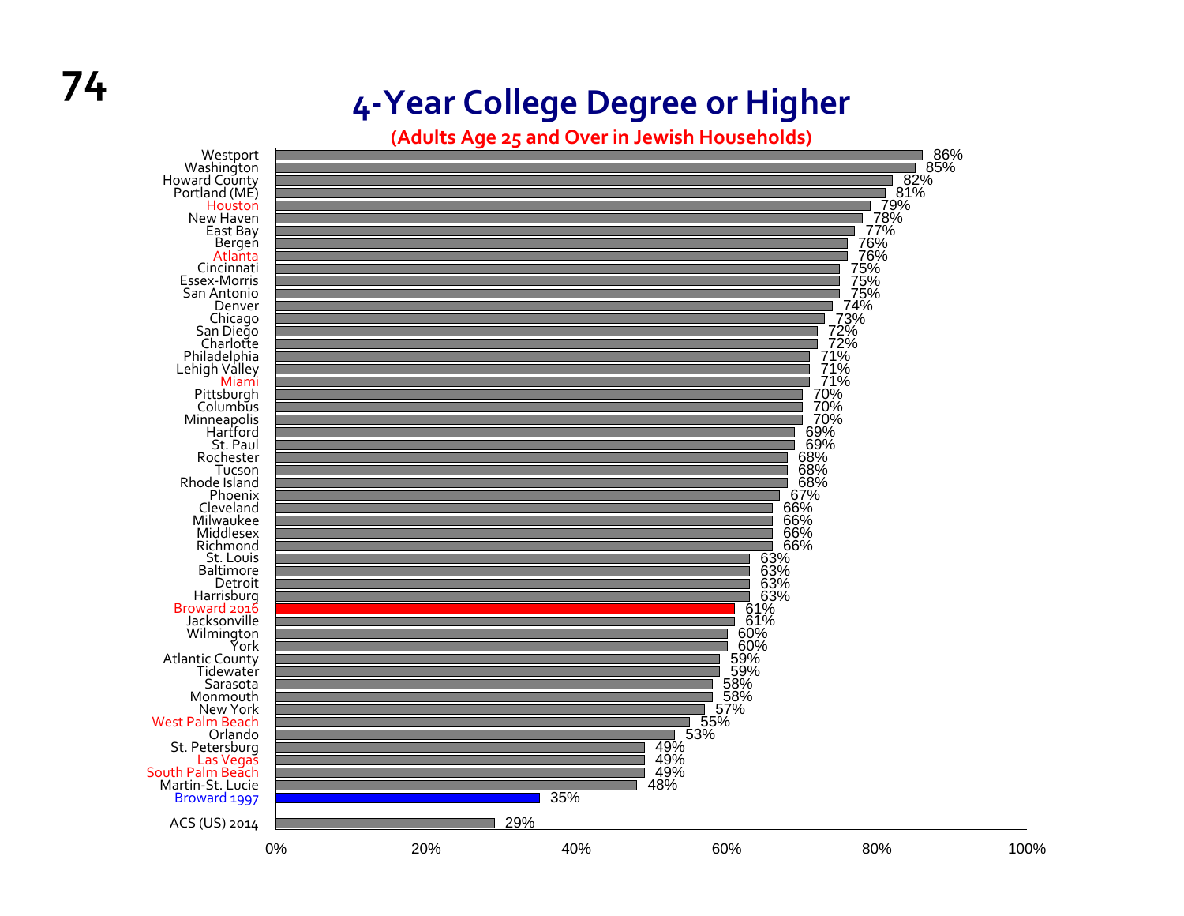# 4-Year College Degree or Higher

**(Adults Age 25 and Over in Jewish Households)**

| Community | Percentage |
|---|---|
| Westport | 86% |
| Washington | 85% |
| Howard County | 82% |
| Portland (ME) | 81% |
| Houston | 79% |
| New Haven | 78% |
| East Bay | 77% |
| Bergen | 76% |
| Atlanta | 76% |
| Cincinnati | 75% |
| Essex-Morris | 75% |
| San Antonio | 75% |
| Denver | 74% |
| Chicago | 73% |
| San Diego | 72% |
| Charlotte | 72% |
| Philadelphia | 71% |
| Lehigh Valley | 71% |
| Miami | 71% |
| Pittsburgh | 70% |
| Columbus | 70% |
| Minneapolis | 70% |
| Hartford | 69% |
| St. Paul | 69% |
| Rochester | 68% |
| Tucson | 68% |
| Rhode Island | 68% |
| Phoenix | 67% |
| Cleveland | 66% |
| Milwaukee | 66% |
| Middlesex | 66% |
| Richmond | 66% |
| St. Louis | 63% |
| Baltimore | 63% |
| Detroit | 63% |
| Harrisburg | 63% |
| Broward 2016 | 61% |
| Jacksonville | 61% |
| Wilmington | 60% |
| York | 60% |
| Atlantic County | 59% |
| Tidewater | 59% |
| Sarasota | 58% |
| Monmouth | 58% |
| New York | 57% |
| West Palm Beach | 55% |
| Orlando | 53% |
| St. Petersburg | 49% |
| Las Vegas | 49% |
| South Palm Beach | 49% |
| Martin-St. Lucie | 48% |
| Broward 1997 | 35% |
| ACS (US) 2014 | 29% |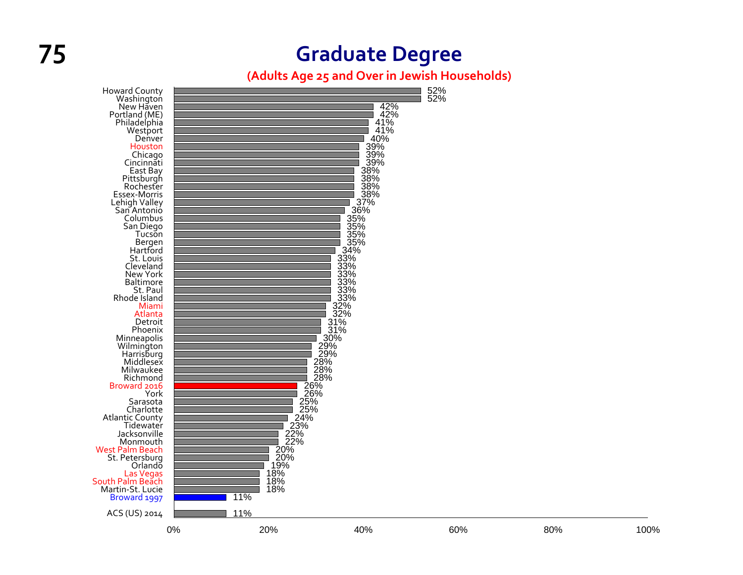# Graduate Degree

**(Adults Age 25 and Over in Jewish Households)**

| Community | Percentage |
|---|---|
| Howard County | 52% |
| Washington | 52% |
| New Haven | 42% |
| Portland (ME) | 42% |
| Philadelphia | 41% |
| Westport | 41% |
| Denver | 40% |
| Houston | 39% |
| Chicago | 39% |
| Cincinnati | 39% |
| East Bay | 38% |
| Pittsburgh | 38% |
| Rochester | 38% |
| Essex-Morris | 38% |
| Lehigh Valley | 37% |
| San Antonio | 36% |
| Columbus | 35% |
| San Diego | 35% |
| Tucson | 35% |
| Bergen | 35% |
| Hartford | 34% |
| St. Louis | 33% |
| Cleveland | 33% |
| New York | 33% |
| Baltimore | 33% |
| St. Paul | 33% |
| Rhode Island | 33% |
| Miami | 32% |
| Atlanta | 32% |
| Detroit | 31% |
| Phoenix | 31% |
| Minneapolis | 30% |
| Wilmington | 29% |
| Harrisburg | 29% |
| Middlesex | 28% |
| Milwaukee | 28% |
| Richmond | 28% |
| Broward 2016 | 26% |
| York | 26% |
| Sarasota | 25% |
| Charlotte | 25% |
| Atlantic County | 24% |
| Tidewater | 23% |
| Jacksonville | 22% |
| Monmouth | 22% |
| West Palm Beach | 20% |
| St. Petersburg | 20% |
| Orlando | 19% |
| Las Vegas | 18% |
| South Palm Beach | 18% |
| Martin-St. Lucie | 18% |
| Broward 1997 | 11% |
| ACS (US) 2014 | 11% |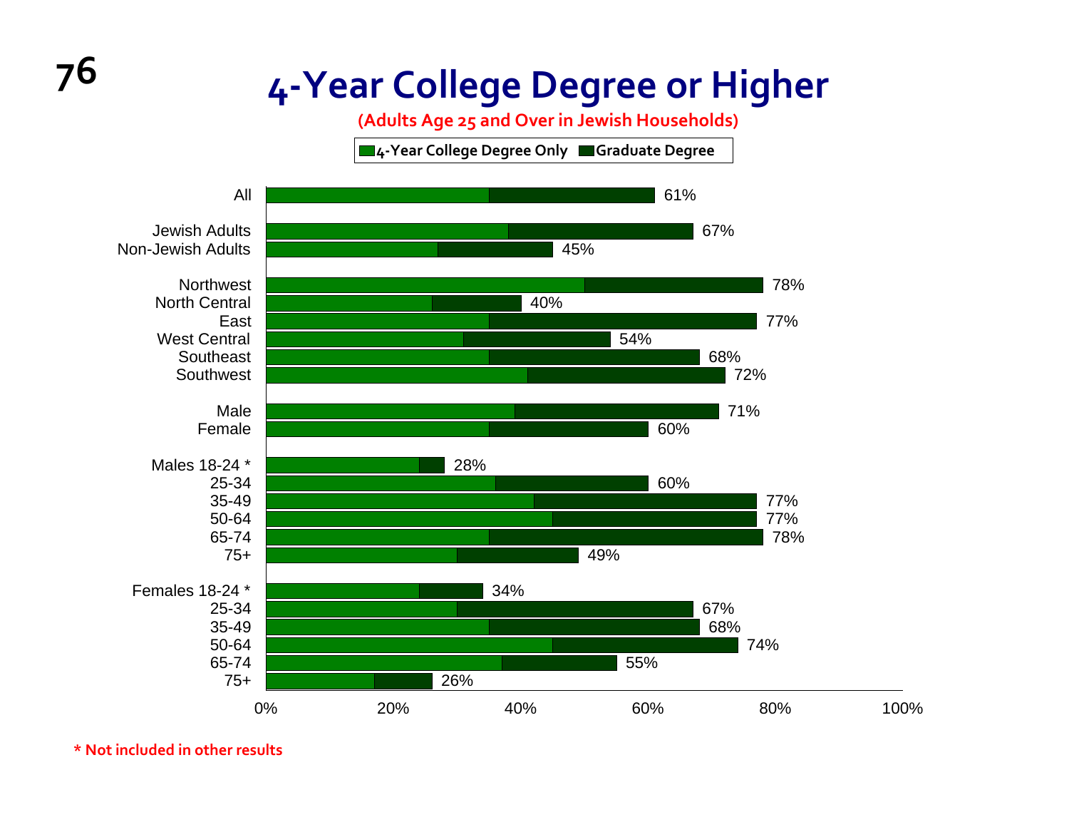# 4-Year College Degree or Higher

**(Adults Age 25 and Over in Jewish Households)**

| | Total (4-Year College Degree Only + Graduate Degree) |
|---|---|
| All | 61% |
| Jewish Adults | 67% |
| Non-Jewish Adults | 45% |
| Northwest | 78% |
| North Central | 40% |
| East | 77% |
| West Central | 54% |
| Southeast | 68% |
| Southwest | 72% |
| Male | 71% |
| Female | 60% |
| Males 18-24 * | 28% |
| 25-34 | 60% |
| 35-49 | 77% |
| 50-64 | 77% |
| 65-74 | 78% |
| 75+ | 49% |
| Females 18-24 * | 34% |
| 25-34 | 67% |
| 35-49 | 68% |
| 50-64 | 74% |
| 65-74 | 55% |
| 75+ | 26% |

**\* Not included in other results**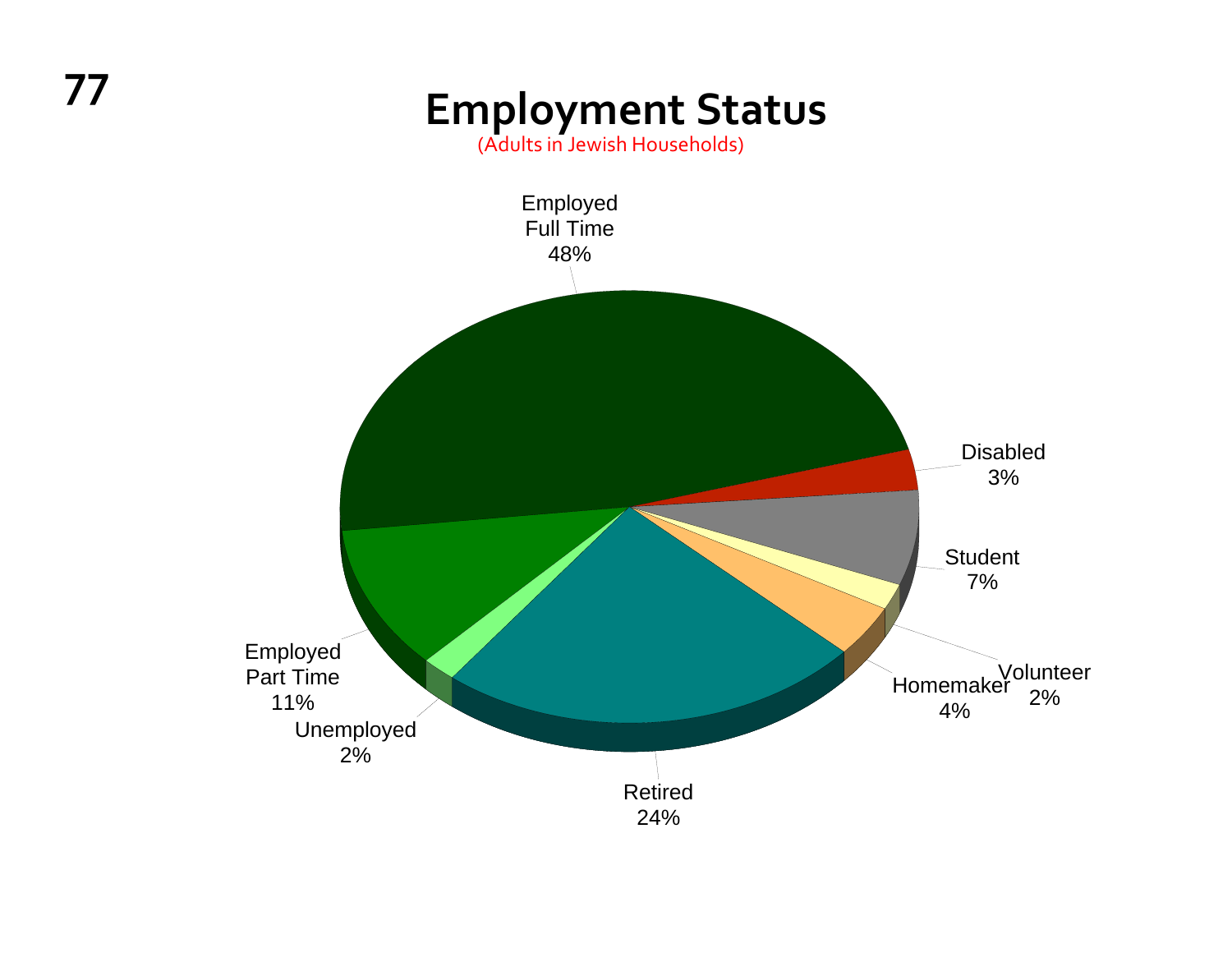# Employment Status

(Adults in Jewish Households)

| Employment Status | Percent |
|---|---|
| Employed Full Time | 48% |
| Disabled | 3% |
| Student | 7% |
| Volunteer | 2% |
| Homemaker | 4% |
| Retired | 24% |
| Unemployed | 2% |
| Employed Part Time | 11% |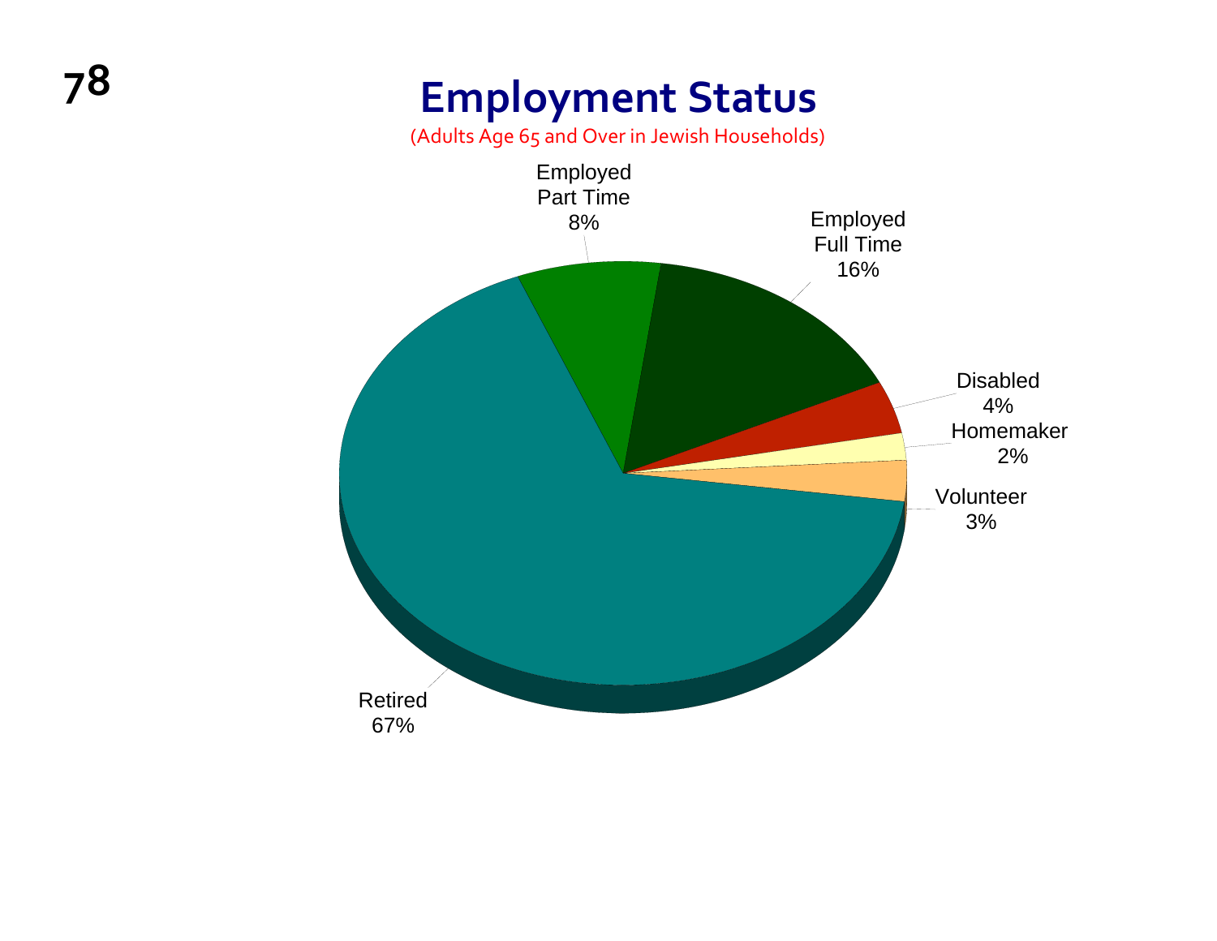# Employment Status

(Adults Age 65 and Over in Jewish Households)

| Employment Status | Percent |
|---|---|
| Retired | 67% |
| Employed Full Time | 16% |
| Employed Part Time | 8% |
| Disabled | 4% |
| Volunteer | 3% |
| Homemaker | 2% |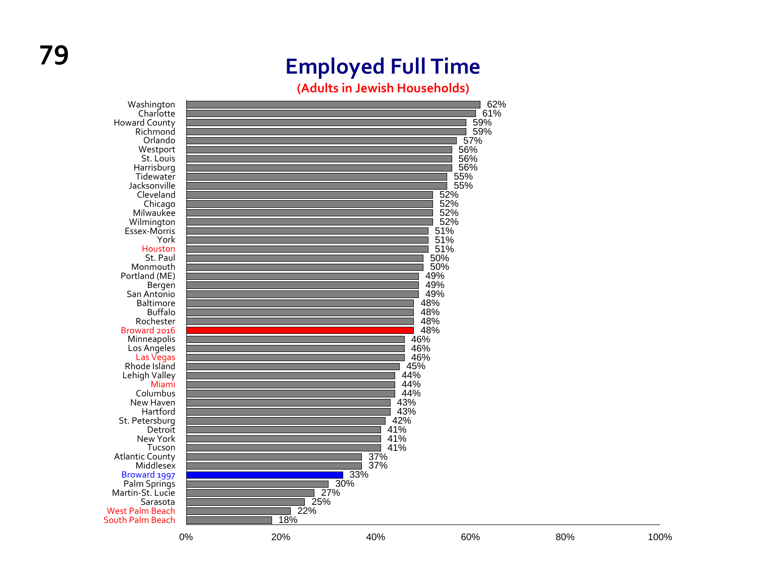# Employed Full Time

**(Adults in Jewish Households)**

| Community | Percentage |
|---|---|
| Washington | 62% |
| Charlotte | 61% |
| Howard County | 59% |
| Richmond | 59% |
| Orlando | 57% |
| Westport | 56% |
| St. Louis | 56% |
| Harrisburg | 56% |
| Tidewater | 55% |
| Jacksonville | 55% |
| Cleveland | 52% |
| Chicago | 52% |
| Milwaukee | 52% |
| Wilmington | 52% |
| Essex-Morris | 51% |
| York | 51% |
| Houston | 51% |
| St. Paul | 50% |
| Monmouth | 50% |
| Portland (ME) | 49% |
| Bergen | 49% |
| San Antonio | 49% |
| Baltimore | 48% |
| Buffalo | 48% |
| Rochester | 48% |
| Broward 2016 | 48% |
| Minneapolis | 46% |
| Los Angeles | 46% |
| Las Vegas | 46% |
| Rhode Island | 45% |
| Lehigh Valley | 44% |
| Miami | 44% |
| Columbus | 44% |
| New Haven | 43% |
| Hartford | 43% |
| St. Petersburg | 42% |
| Detroit | 41% |
| New York | 41% |
| Tucson | 41% |
| Atlantic County | 37% |
| Middlesex | 37% |
| Broward 1997 | 33% |
| Palm Springs | 30% |
| Martin-St. Lucie | 27% |
| Sarasota | 25% |
| West Palm Beach | 22% |
| South Palm Beach | 18% |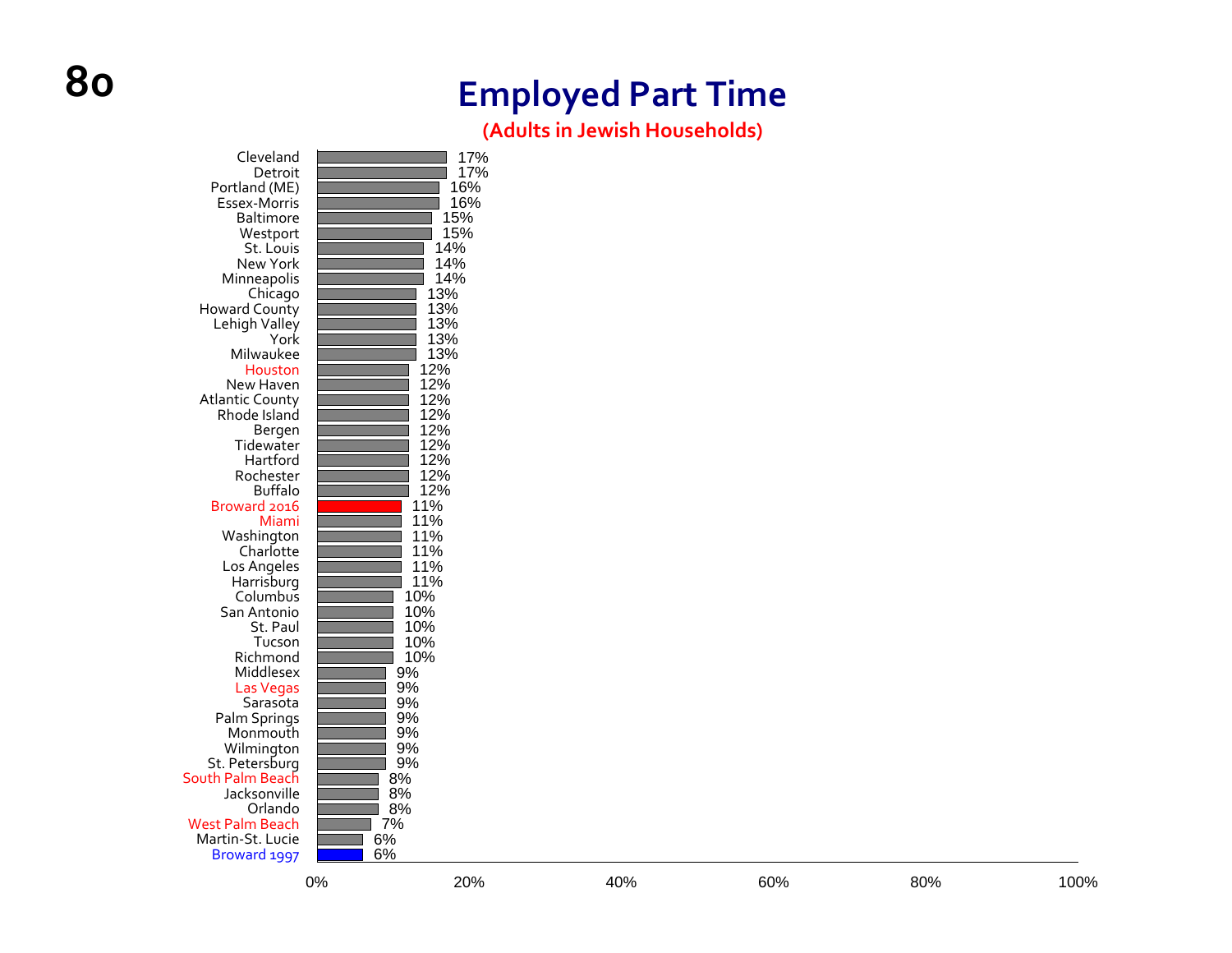# Employed Part Time

**(Adults in Jewish Households)**

| Community | Employed Part Time |
|---|---|
| Cleveland | 17% |
| Detroit | 17% |
| Portland (ME) | 16% |
| Essex-Morris | 16% |
| Baltimore | 15% |
| Westport | 15% |
| St. Louis | 14% |
| New York | 14% |
| Minneapolis | 14% |
| Chicago | 13% |
| Howard County | 13% |
| Lehigh Valley | 13% |
| York | 13% |
| Milwaukee | 13% |
| Houston | 12% |
| New Haven | 12% |
| Atlantic County | 12% |
| Rhode Island | 12% |
| Bergen | 12% |
| Tidewater | 12% |
| Hartford | 12% |
| Rochester | 12% |
| Buffalo | 12% |
| Broward 2016 | 11% |
| Miami | 11% |
| Washington | 11% |
| Charlotte | 11% |
| Los Angeles | 11% |
| Harrisburg | 11% |
| Columbus | 10% |
| San Antonio | 10% |
| St. Paul | 10% |
| Tucson | 10% |
| Richmond | 10% |
| Middlesex | 9% |
| Las Vegas | 9% |
| Sarasota | 9% |
| Palm Springs | 9% |
| Monmouth | 9% |
| Wilmington | 9% |
| St. Petersburg | 9% |
| South Palm Beach | 8% |
| Jacksonville | 8% |
| Orlando | 8% |
| West Palm Beach | 7% |
| Martin-St. Lucie | 6% |
| Broward 1997 | 6% |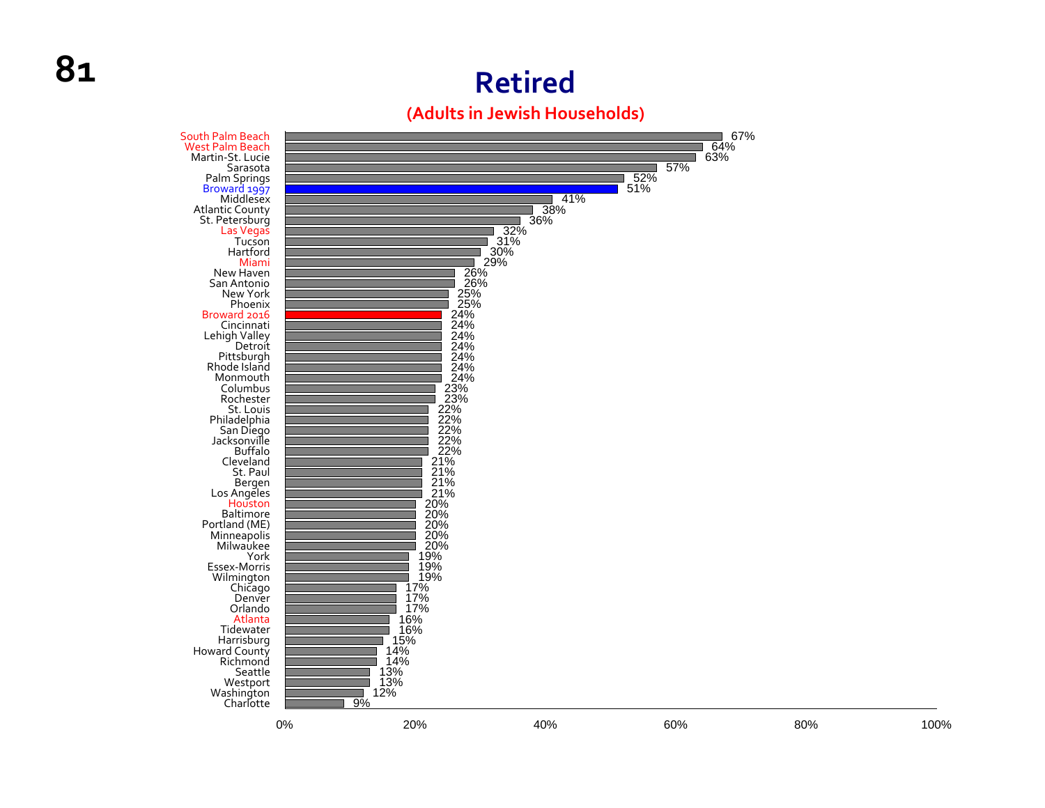# Retired

## (Adults in Jewish Households)

| Community | Retired |
|---|---|
| South Palm Beach | 67% |
| West Palm Beach | 64% |
| Martin-St. Lucie | 63% |
| Sarasota | 57% |
| Palm Springs | 52% |
| Broward 1997 | 51% |
| Middlesex | 41% |
| Atlantic County | 38% |
| St. Petersburg | 36% |
| Las Vegas | 32% |
| Tucson | 31% |
| Hartford | 30% |
| Miami | 29% |
| New Haven | 26% |
| San Antonio | 26% |
| New York | 25% |
| Phoenix | 25% |
| Broward 2016 | 24% |
| Cincinnati | 24% |
| Lehigh Valley | 24% |
| Detroit | 24% |
| Pittsburgh | 24% |
| Rhode Island | 24% |
| Monmouth | 24% |
| Columbus | 23% |
| Rochester | 23% |
| St. Louis | 22% |
| Philadelphia | 22% |
| San Diego | 22% |
| Jacksonville | 22% |
| Buffalo | 22% |
| Cleveland | 21% |
| St. Paul | 21% |
| Bergen | 21% |
| Los Angeles | 21% |
| Houston | 20% |
| Baltimore | 20% |
| Portland (ME) | 20% |
| Minneapolis | 20% |
| Milwaukee | 20% |
| York | 19% |
| Essex-Morris | 19% |
| Wilmington | 19% |
| Chicago | 17% |
| Denver | 17% |
| Orlando | 17% |
| Atlanta | 16% |
| Tidewater | 16% |
| Harrisburg | 15% |
| Howard County | 14% |
| Richmond | 14% |
| Seattle | 13% |
| Westport | 13% |
| Washington | 12% |
| Charlotte | 9% |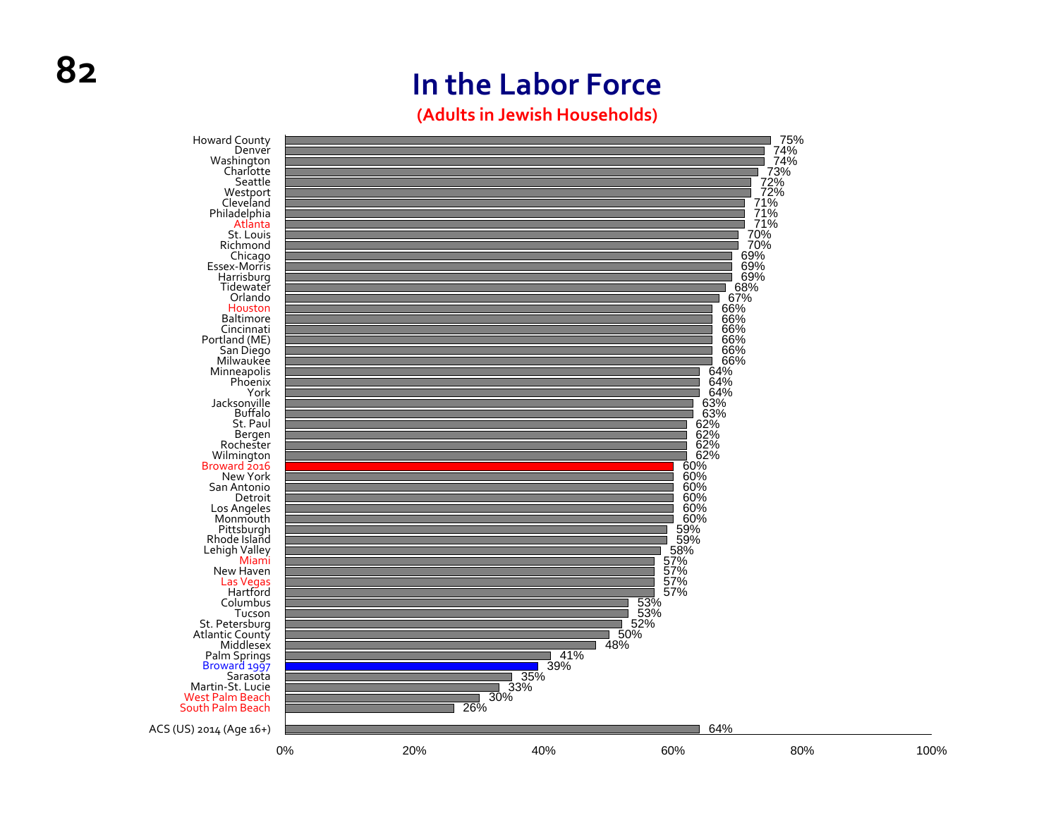# In the Labor Force

**(Adults in Jewish Households)**

| Community | Percentage |
|---|---|
| Howard County | 75% |
| Denver | 74% |
| Washington | 74% |
| Charlotte | 73% |
| Seattle | 72% |
| Westport | 72% |
| Cleveland | 71% |
| Philadelphia | 71% |
| Atlanta | 71% |
| St. Louis | 70% |
| Richmond | 70% |
| Chicago | 69% |
| Essex-Morris | 69% |
| Harrisburg | 69% |
| Tidewater | 68% |
| Orlando | 67% |
| Houston | 66% |
| Baltimore | 66% |
| Cincinnati | 66% |
| Portland (ME) | 66% |
| San Diego | 66% |
| Milwaukee | 66% |
| Minneapolis | 64% |
| Phoenix | 64% |
| York | 64% |
| Jacksonville | 63% |
| Buffalo | 63% |
| St. Paul | 62% |
| Bergen | 62% |
| Rochester | 62% |
| Wilmington | 62% |
| Broward 2016 | 60% |
| New York | 60% |
| San Antonio | 60% |
| Detroit | 60% |
| Los Angeles | 60% |
| Monmouth | 60% |
| Pittsburgh | 59% |
| Rhode Island | 59% |
| Lehigh Valley | 58% |
| Miami | 57% |
| New Haven | 57% |
| Las Vegas | 57% |
| Hartford | 57% |
| Columbus | 53% |
| Tucson | 53% |
| St. Petersburg | 52% |
| Atlantic County | 50% |
| Middlesex | 48% |
| Palm Springs | 41% |
| Broward 1997 | 39% |
| Sarasota | 35% |
| Martin-St. Lucie | 33% |
| West Palm Beach | 30% |
| South Palm Beach | 26% |
| ACS (US) 2014 (Age 16+) | 64% |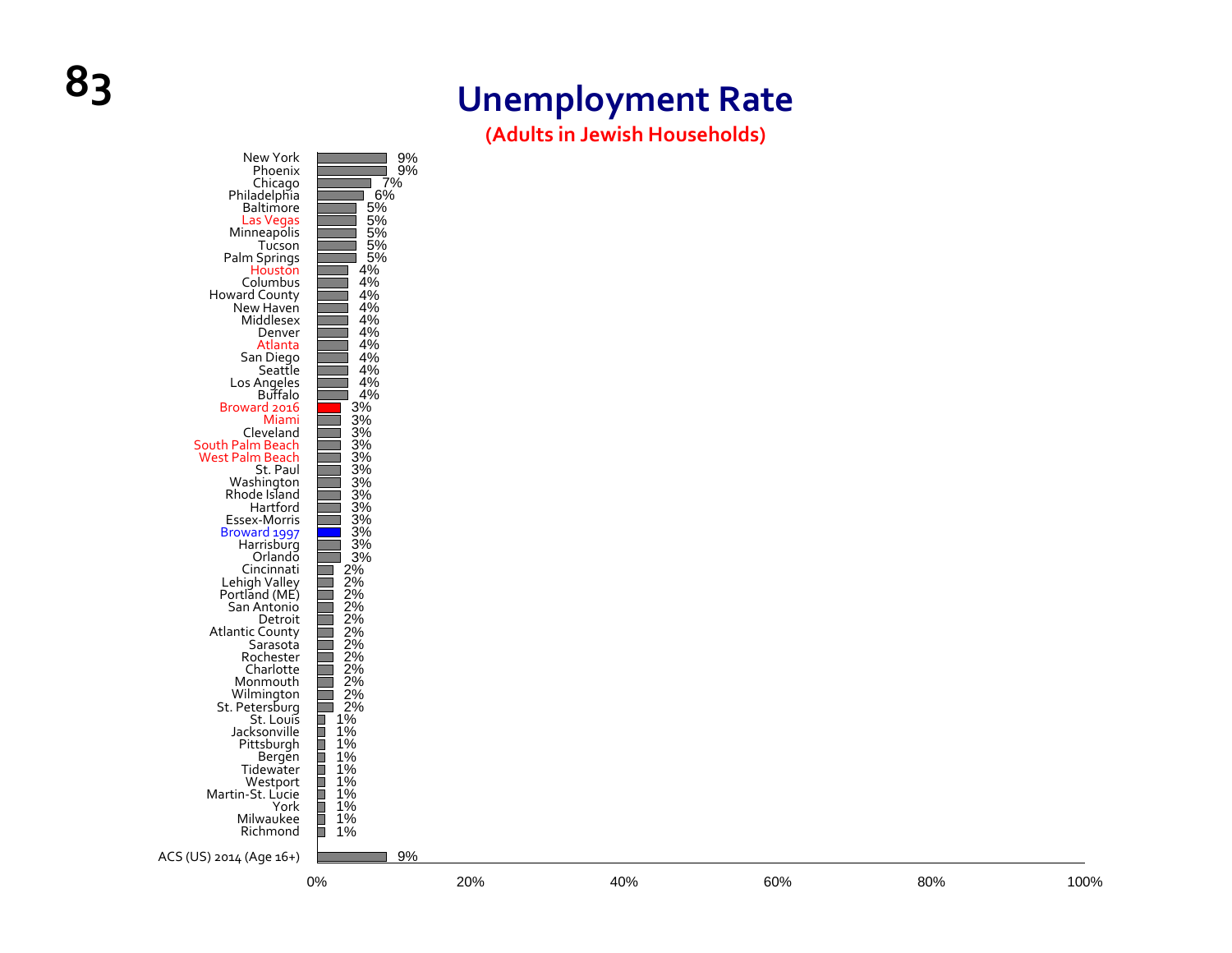# Unemployment Rate

## (Adults in Jewish Households)

| Community | Unemployment Rate |
|---|---|
| New York | 9% |
| Phoenix | 9% |
| Chicago | 7% |
| Philadelphia | 6% |
| Baltimore | 5% |
| Las Vegas | 5% |
| Minneapolis | 5% |
| Tucson | 5% |
| Palm Springs | 5% |
| Houston | 4% |
| Columbus | 4% |
| Howard County | 4% |
| New Haven | 4% |
| Middlesex | 4% |
| Denver | 4% |
| Atlanta | 4% |
| San Diego | 4% |
| Seattle | 4% |
| Los Angeles | 4% |
| Buffalo | 4% |
| Broward 2016 | 3% |
| Miami | 3% |
| Cleveland | 3% |
| South Palm Beach | 3% |
| West Palm Beach | 3% |
| St. Paul | 3% |
| Washington | 3% |
| Rhode Island | 3% |
| Hartford | 3% |
| Essex-Morris | 3% |
| Broward 1997 | 3% |
| Harrisburg | 3% |
| Orlando | 3% |
| Cincinnati | 2% |
| Lehigh Valley | 2% |
| Portland (ME) | 2% |
| San Antonio | 2% |
| Detroit | 2% |
| Atlantic County | 2% |
| Sarasota | 2% |
| Rochester | 2% |
| Charlotte | 2% |
| Monmouth | 2% |
| Wilmington | 2% |
| St. Petersburg | 2% |
| St. Louis | 1% |
| Jacksonville | 1% |
| Pittsburgh | 1% |
| Bergen | 1% |
| Tidewater | 1% |
| Westport | 1% |
| Martin-St. Lucie | 1% |
| York | 1% |
| Milwaukee | 1% |
| Richmond | 1% |
| ACS (US) 2014 (Age 16+) | 9% |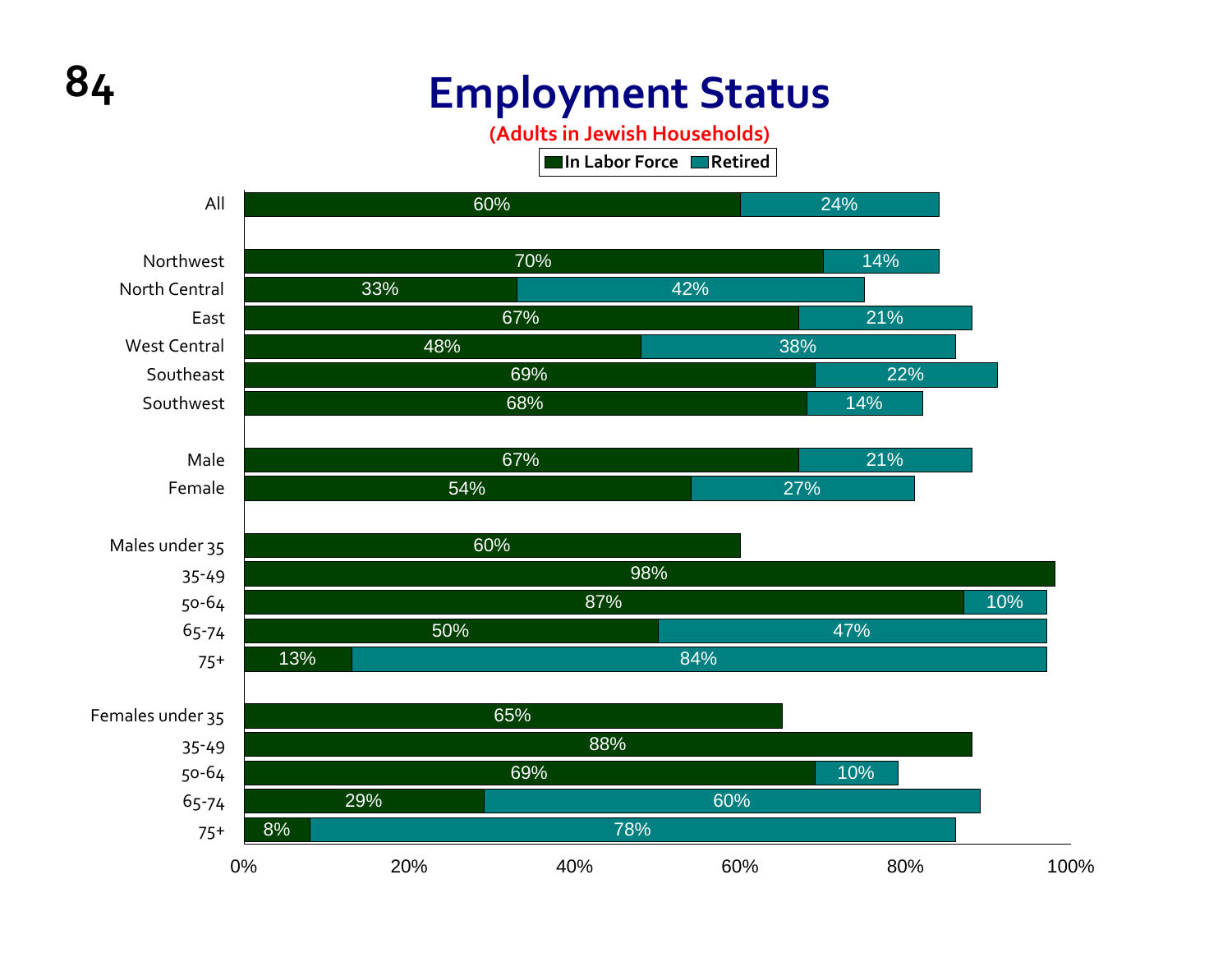# Employment Status

**(Adults in Jewish Households)**

| | In Labor Force | Retired |
|---|---|---|
| All | 60% | 24% |
| Northwest | 70% | 14% |
| North Central | 33% | 42% |
| East | 67% | 21% |
| West Central | 48% | 38% |
| Southeast | 69% | 22% |
| Southwest | 68% | 14% |
| Male | 67% | 21% |
| Female | 54% | 27% |
| Males under 35 | 60% | |
| 35-49 | 98% | |
| 50-64 | 87% | 10% |
| 65-74 | 50% | 47% |
| 75+ | 13% | 84% |
| Females under 35 | 65% | |
| 35-49 | 88% | |
| 50-64 | 69% | 10% |
| 65-74 | 29% | 60% |
| 75+ | 8% | 78% |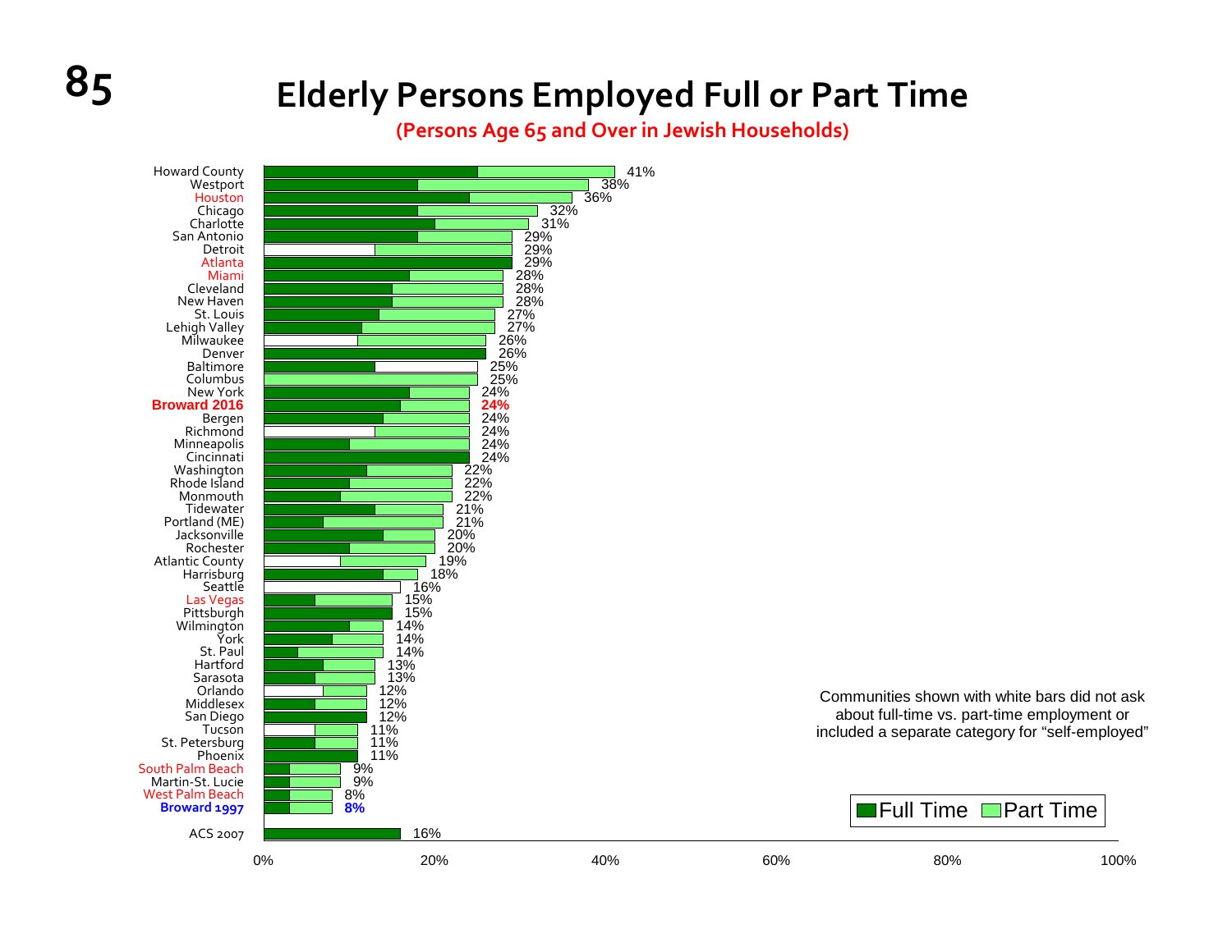# Elderly Persons Employed Full or Part Time

**(Persons Age 65 and Over in Jewish Households)**

| Community | Total Employed |
|---|---|
| Howard County | 41% |
| Westport | 38% |
| Houston | 36% |
| Chicago | 32% |
| Charlotte | 31% |
| San Antonio | 29% |
| Detroit | 29% |
| Atlanta | 29% |
| Miami | 28% |
| Cleveland | 28% |
| New Haven | 28% |
| St. Louis | 27% |
| Lehigh Valley | 27% |
| Milwaukee | 26% |
| Denver | 26% |
| Baltimore | 25% |
| Columbus | 25% |
| New York | 24% |
| **Broward 2016** | **24%** |
| Bergen | 24% |
| Richmond | 24% |
| Minneapolis | 24% |
| Cincinnati | 24% |
| Washington | 22% |
| Rhode Island | 22% |
| Monmouth | 22% |
| Tidewater | 21% |
| Portland (ME) | 21% |
| Jacksonville | 20% |
| Rochester | 20% |
| Atlantic County | 19% |
| Harrisburg | 18% |
| Seattle | 16% |
| Las Vegas | 15% |
| Pittsburgh | 15% |
| Wilmington | 14% |
| York | 14% |
| St. Paul | 14% |
| Hartford | 13% |
| Sarasota | 13% |
| Orlando | 12% |
| Middlesex | 12% |
| San Diego | 12% |
| Tucson | 11% |
| St. Petersburg | 11% |
| Phoenix | 11% |
| South Palm Beach | 9% |
| Martin-St. Lucie | 9% |
| West Palm Beach | 8% |
| **Broward 1997** | **8%** |
| ACS 2007 | 16% |

Legend: Full Time, Part Time

Communities shown with white bars did not ask about full-time vs. part-time employment or included a separate category for "self-employed"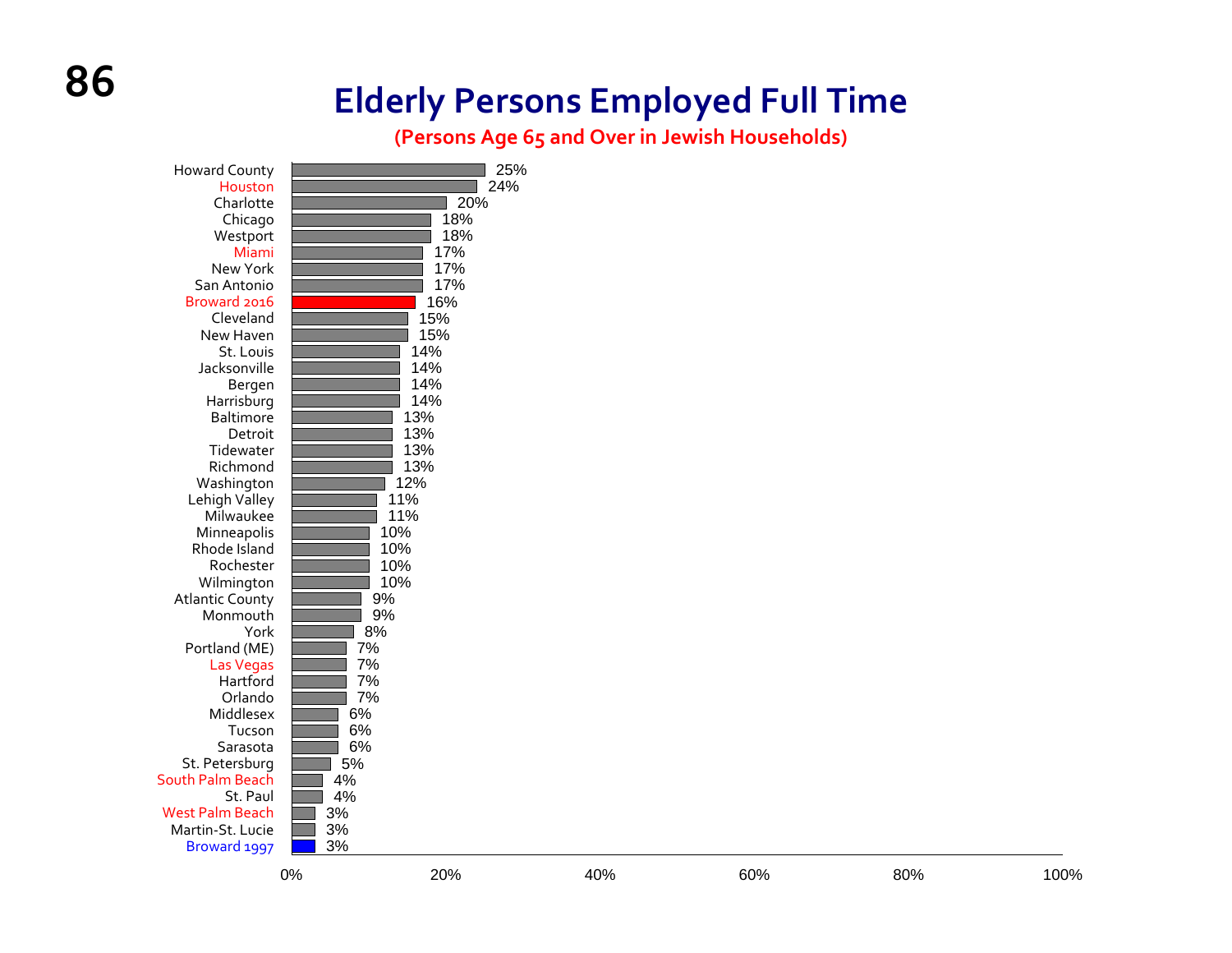# Elderly Persons Employed Full Time

**(Persons Age 65 and Over in Jewish Households)**

| Community | Percentage |
|---|---|
| Howard County | 25% |
| Houston | 24% |
| Charlotte | 20% |
| Chicago | 18% |
| Westport | 18% |
| Miami | 17% |
| New York | 17% |
| San Antonio | 17% |
| Broward 2016 | 16% |
| Cleveland | 15% |
| New Haven | 15% |
| St. Louis | 14% |
| Jacksonville | 14% |
| Bergen | 14% |
| Harrisburg | 14% |
| Baltimore | 13% |
| Detroit | 13% |
| Tidewater | 13% |
| Richmond | 13% |
| Washington | 12% |
| Lehigh Valley | 11% |
| Milwaukee | 11% |
| Minneapolis | 10% |
| Rhode Island | 10% |
| Rochester | 10% |
| Wilmington | 10% |
| Atlantic County | 9% |
| Monmouth | 9% |
| York | 8% |
| Portland (ME) | 7% |
| Las Vegas | 7% |
| Hartford | 7% |
| Orlando | 7% |
| Middlesex | 6% |
| Tucson | 6% |
| Sarasota | 6% |
| St. Petersburg | 5% |
| South Palm Beach | 4% |
| St. Paul | 4% |
| West Palm Beach | 3% |
| Martin-St. Lucie | 3% |
| Broward 1997 | 3% |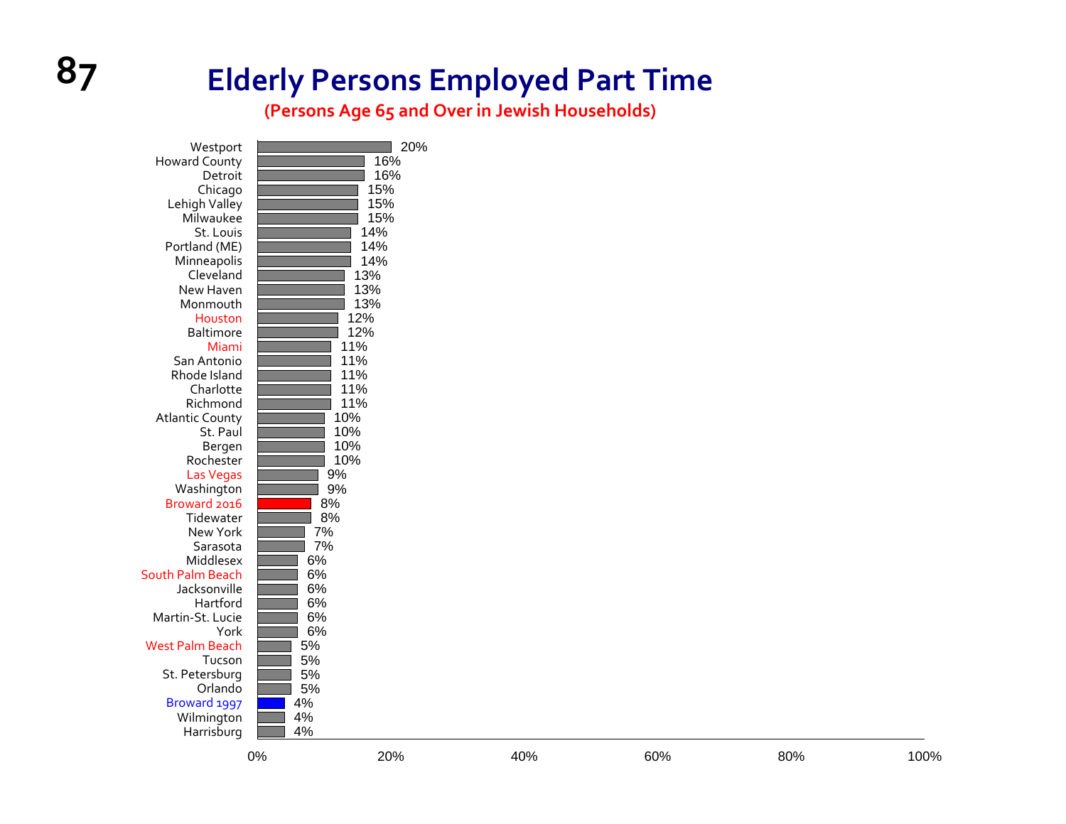# Elderly Persons Employed Part Time

**(Persons Age 65 and Over in Jewish Households)**

| Community | Percentage |
|---|---|
| Westport | 20% |
| Howard County | 16% |
| Detroit | 16% |
| Chicago | 15% |
| Lehigh Valley | 15% |
| Milwaukee | 15% |
| St. Louis | 14% |
| Portland (ME) | 14% |
| Minneapolis | 14% |
| Cleveland | 13% |
| New Haven | 13% |
| Monmouth | 13% |
| Houston | 12% |
| Baltimore | 12% |
| Miami | 11% |
| San Antonio | 11% |
| Rhode Island | 11% |
| Charlotte | 11% |
| Richmond | 11% |
| Atlantic County | 10% |
| St. Paul | 10% |
| Bergen | 10% |
| Rochester | 10% |
| Las Vegas | 9% |
| Washington | 9% |
| Broward 2016 | 8% |
| Tidewater | 8% |
| New York | 7% |
| Sarasota | 7% |
| Middlesex | 6% |
| South Palm Beach | 6% |
| Jacksonville | 6% |
| Hartford | 6% |
| Martin-St. Lucie | 6% |
| York | 6% |
| West Palm Beach | 5% |
| Tucson | 5% |
| St. Petersburg | 5% |
| Orlando | 5% |
| Broward 1997 | 4% |
| Wilmington | 4% |
| Harrisburg | 4% |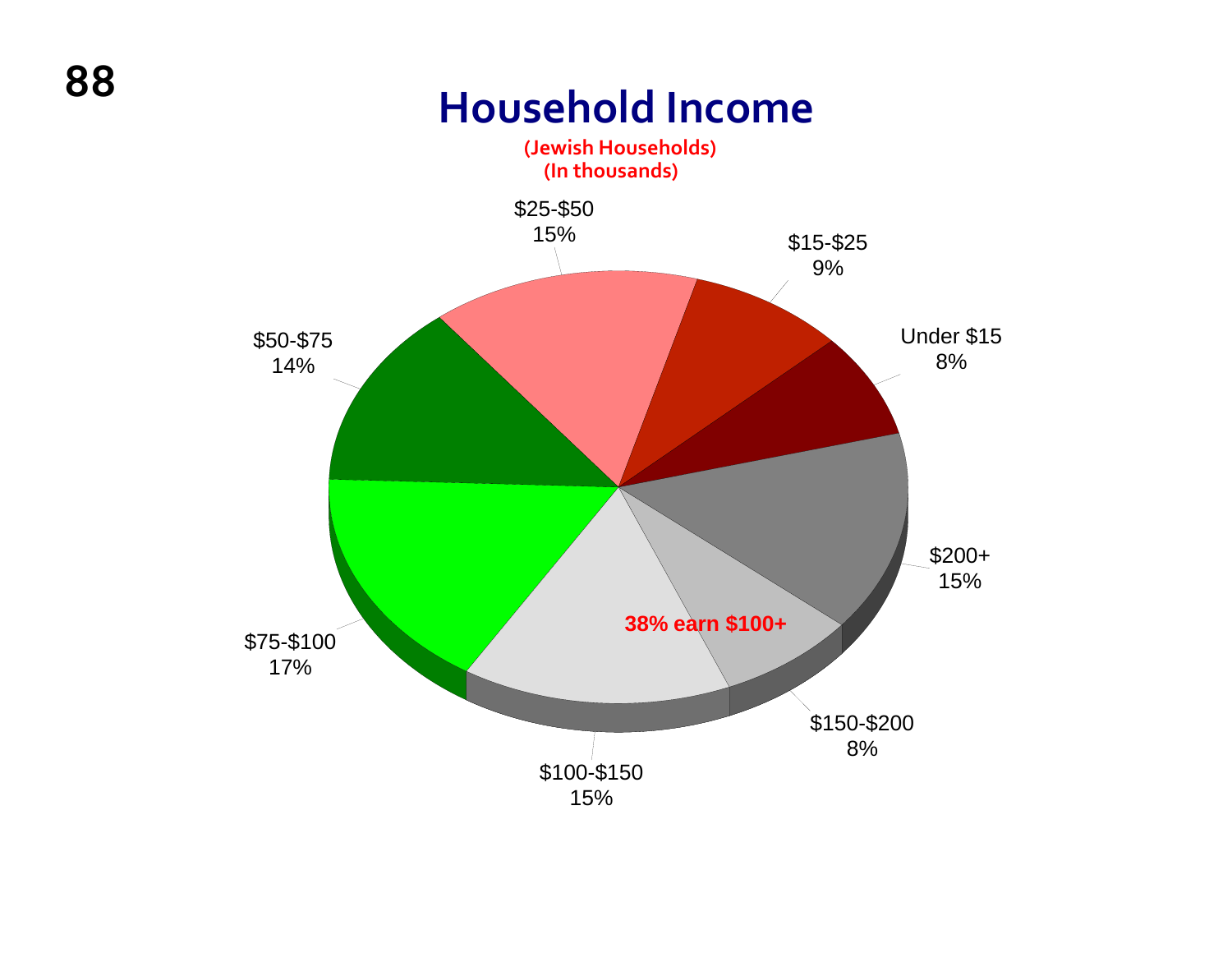# Household Income

(Jewish Households)
(In thousands)

| Income | Percent |
|---|---|
| Under $15 | 8% |
| $15-$25 | 9% |
| $25-$50 | 15% |
| $50-$75 | 14% |
| $75-$100 | 17% |
| $100-$150 | 15% |
| $150-$200 | 8% |
| $200+ | 15% |

38% earn $100+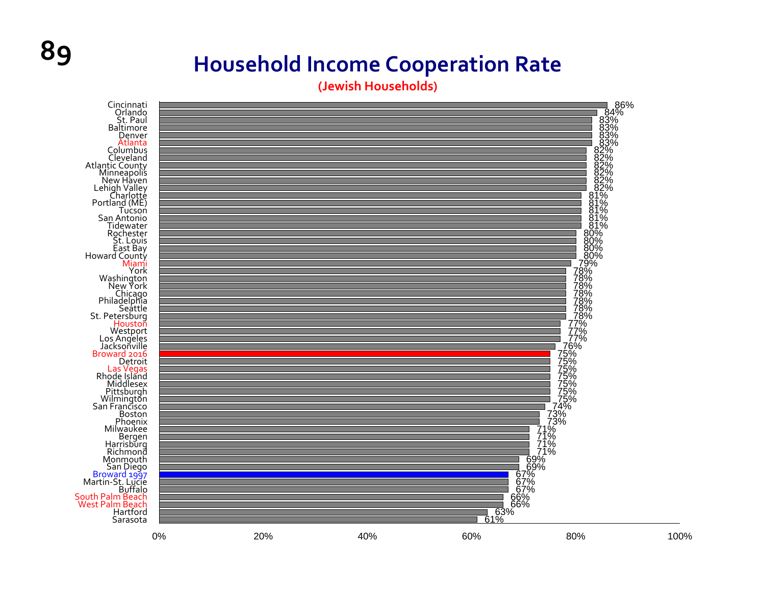# Household Income Cooperation Rate

**(Jewish Households)**

| Community | Rate |
|---|---|
| Cincinnati | 86% |
| Orlando | 84% |
| St. Paul | 83% |
| Baltimore | 83% |
| Denver | 83% |
| Atlanta | 83% |
| Columbus | 82% |
| Cleveland | 82% |
| Atlantic County | 82% |
| Minneapolis | 82% |
| New Haven | 82% |
| Lehigh Valley | 82% |
| Charlotte | 81% |
| Portland (ME) | 81% |
| Tucson | 81% |
| San Antonio | 81% |
| Tidewater | 81% |
| Rochester | 80% |
| St. Louis | 80% |
| East Bay | 80% |
| Howard County | 80% |
| Miami | 79% |
| York | 78% |
| Washington | 78% |
| New York | 78% |
| Chicago | 78% |
| Philadelphia | 78% |
| Seattle | 78% |
| St. Petersburg | 78% |
| Houston | 77% |
| Westport | 77% |
| Los Angeles | 77% |
| Jacksonville | 76% |
| Broward 2016 | 75% |
| Detroit | 75% |
| Las Vegas | 75% |
| Rhode Island | 75% |
| Middlesex | 75% |
| Pittsburgh | 75% |
| Wilmington | 75% |
| San Francisco | 74% |
| Boston | 73% |
| Phoenix | 73% |
| Milwaukee | 71% |
| Bergen | 71% |
| Harrisburg | 71% |
| Richmond | 71% |
| Monmouth | 69% |
| San Diego | 69% |
| Broward 1997 | 67% |
| Martin-St. Lucie | 67% |
| Buffalo | 67% |
| South Palm Beach | 66% |
| West Palm Beach | 66% |
| Hartford | 63% |
| Sarasota | 61% |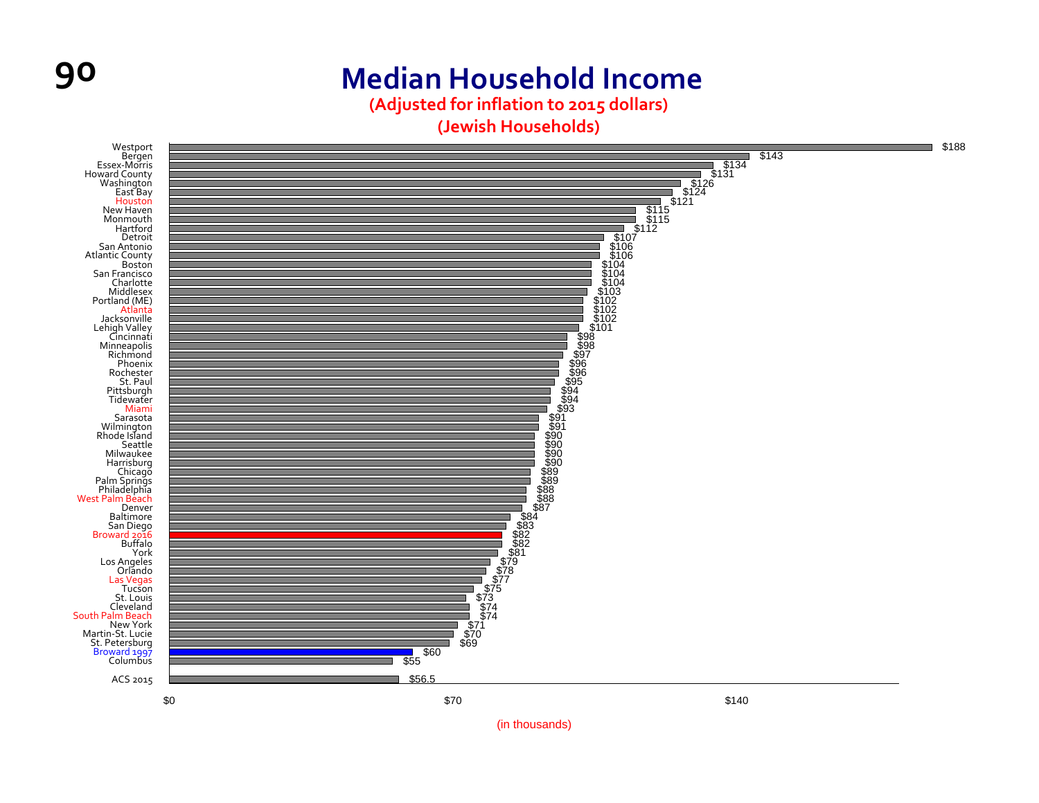# Median Household Income

**(Adjusted for inflation to 2015 dollars)**

**(Jewish Households)**

| Community | Median Household Income |
|---|---|
| Westport | $188 |
| Bergen | $143 |
| Essex-Morris | $134 |
| Howard County | $131 |
| Washington | $126 |
| East Bay | $124 |
| Houston | $121 |
| New Haven | $115 |
| Monmouth | $115 |
| Hartford | $112 |
| Detroit | $107 |
| San Antonio | $106 |
| Atlantic County | $106 |
| Boston | $104 |
| San Francisco | $104 |
| Charlotte | $104 |
| Middlesex | $103 |
| Portland (ME) | $102 |
| Atlanta | $102 |
| Jacksonville | $102 |
| Lehigh Valley | $101 |
| Cincinnati | $98 |
| Minneapolis | $98 |
| Richmond | $97 |
| Phoenix | $96 |
| Rochester | $96 |
| St. Paul | $95 |
| Pittsburgh | $94 |
| Tidewater | $94 |
| Miami | $93 |
| Sarasota | $91 |
| Wilmington | $91 |
| Rhode Island | $90 |
| Seattle | $90 |
| Milwaukee | $90 |
| Harrisburg | $90 |
| Chicago | $89 |
| Palm Springs | $89 |
| Philadelphia | $88 |
| West Palm Beach | $88 |
| Denver | $87 |
| Baltimore | $84 |
| San Diego | $83 |
| Broward 2016 | $82 |
| Buffalo | $82 |
| York | $81 |
| Los Angeles | $79 |
| Orlando | $78 |
| Las Vegas | $77 |
| Tucson | $75 |
| St. Louis | $73 |
| Cleveland | $74 |
| South Palm Beach | $74 |
| New York | $71 |
| Martin-St. Lucie | $70 |
| St. Petersburg | $69 |
| Broward 1997 | $60 |
| Columbus | $55 |
| ACS 2015 | $56.5 |

(in thousands)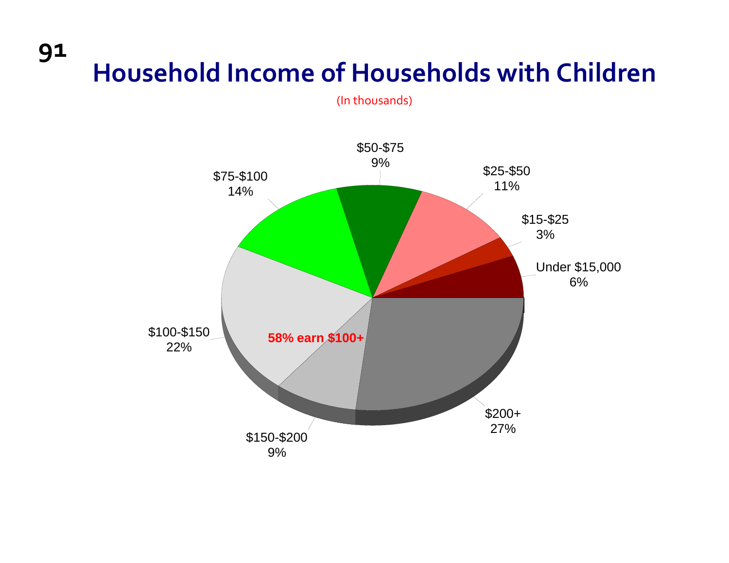# Household Income of Households with Children

(In thousands)

| Income | Percent |
| --- | --- |
| Under $15,000 | 6% |
| $15-$25 | 3% |
| $25-$50 | 11% |
| $50-$75 | 9% |
| $75-$100 | 14% |
| $100-$150 | 22% |
| $150-$200 | 9% |
| $200+ | 27% |

**58% earn $100+**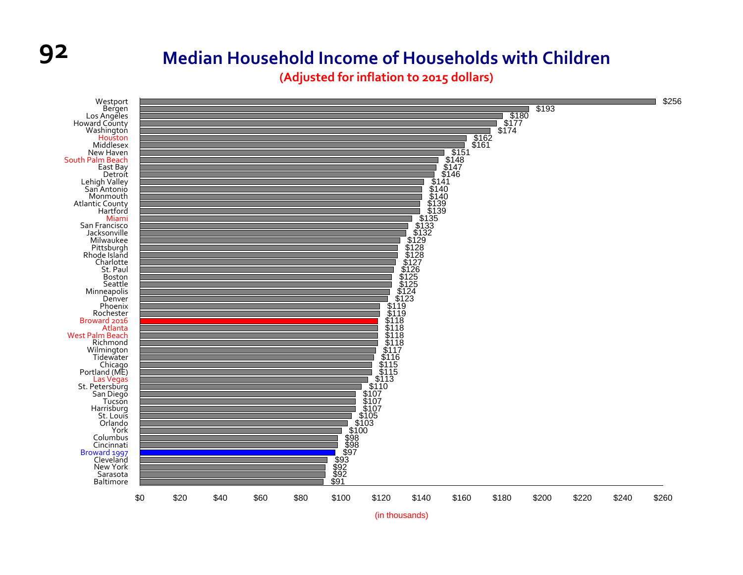# Median Household Income of Households with Children

**(Adjusted for inflation to 2015 dollars)**

| Region | Median Household Income (in thousands) |
|---|---|
| Westport | $256 |
| Bergen | $193 |
| Los Angeles | $180 |
| Howard County | $177 |
| Washington | $174 |
| Houston | $162 |
| Middlesex | $161 |
| New Haven | $151 |
| South Palm Beach | $148 |
| East Bay | $147 |
| Detroit | $146 |
| Lehigh Valley | $141 |
| San Antonio | $140 |
| Monmouth | $140 |
| Atlantic County | $139 |
| Hartford | $139 |
| Miami | $135 |
| San Francisco | $133 |
| Jacksonville | $132 |
| Milwaukee | $129 |
| Pittsburgh | $128 |
| Rhode Island | $128 |
| Charlotte | $127 |
| St. Paul | $126 |
| Boston | $125 |
| Seattle | $125 |
| Minneapolis | $124 |
| Denver | $123 |
| Phoenix | $119 |
| Rochester | $119 |
| Broward 2016 | $118 |
| Atlanta | $118 |
| West Palm Beach | $118 |
| Richmond | $118 |
| Wilmington | $117 |
| Tidewater | $116 |
| Chicago | $115 |
| Portland (ME) | $115 |
| Las Vegas | $113 |
| St. Petersburg | $110 |
| San Diego | $107 |
| Tucson | $107 |
| Harrisburg | $107 |
| St. Louis | $105 |
| Orlando | $103 |
| York | $100 |
| Columbus | $98 |
| Cincinnati | $98 |
| Broward 1997 | $97 |
| Cleveland | $93 |
| New York | $92 |
| Sarasota | $92 |
| Baltimore | $91 |

(in thousands)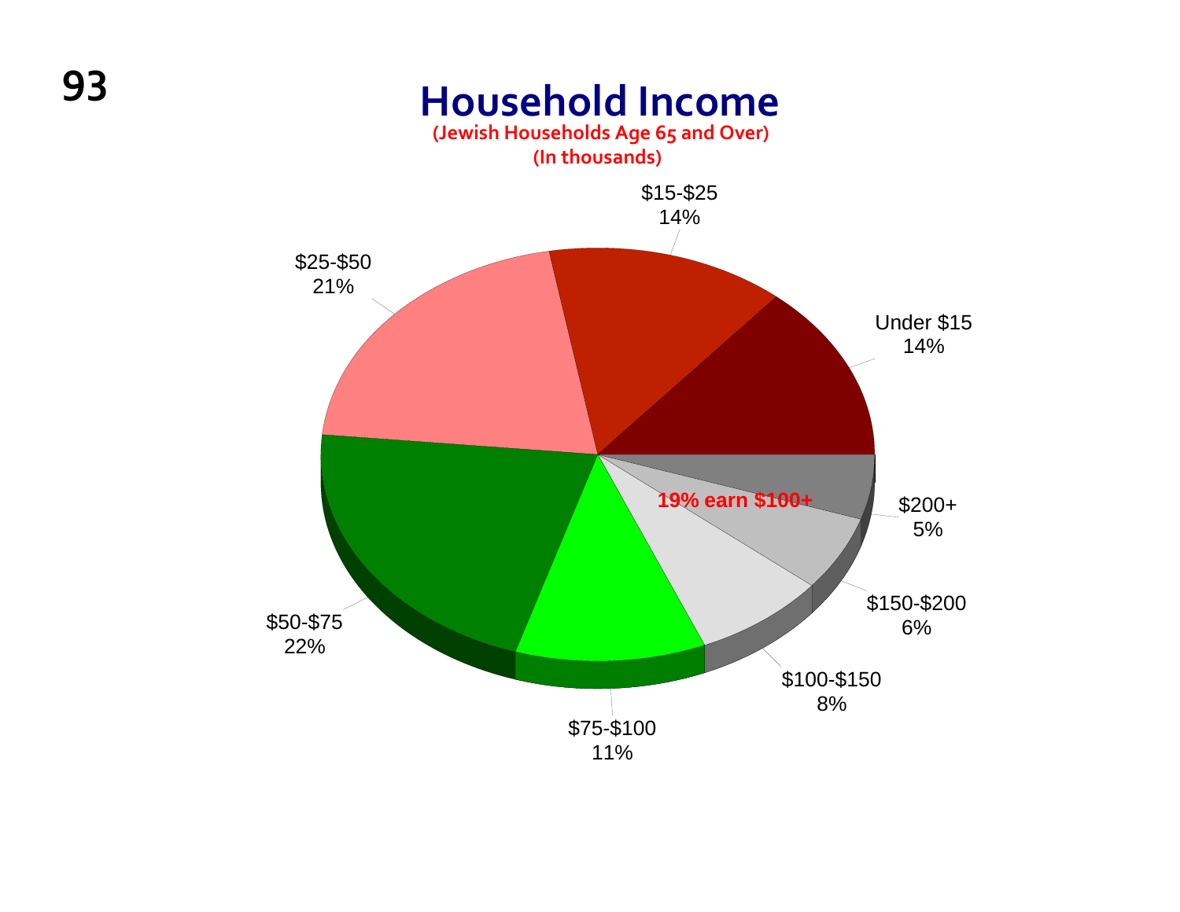# Household Income

(Jewish Households Age 65 and Over)
(In thousands)

| Income | Percent |
|---|---|
| Under $15 | 14% |
| $15-$25 | 14% |
| $25-$50 | 21% |
| $50-$75 | 22% |
| $75-$100 | 11% |
| $100-$150 | 8% |
| $150-$200 | 6% |
| $200+ | 5% |

19% earn $100+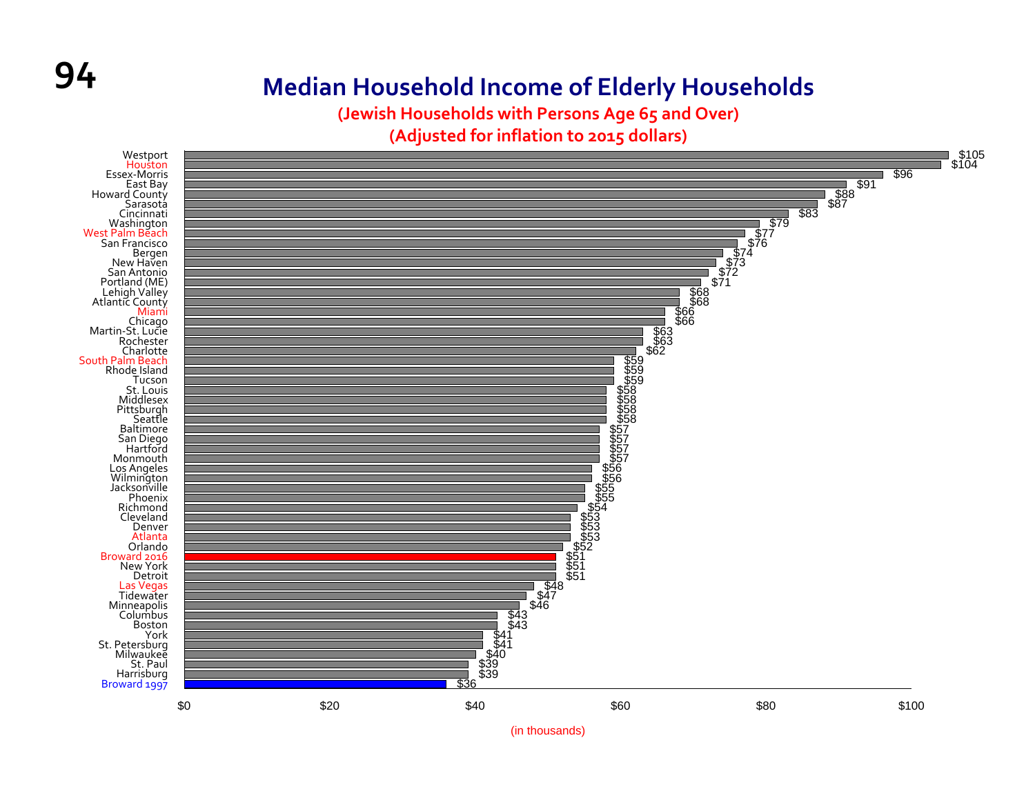# Median Household Income of Elderly Households

(Jewish Households with Persons Age 65 and Over)

(Adjusted for inflation to 2015 dollars)

| Community | Median Household Income (in thousands) |
|---|---|
| Westport | $105 |
| Houston | $104 |
| Essex-Morris | $96 |
| East Bay | $91 |
| Howard County | $88 |
| Sarasota | $87 |
| Cincinnati | $83 |
| Washington | $79 |
| West Palm Beach | $77 |
| San Francisco | $76 |
| Bergen | $74 |
| New Haven | $73 |
| San Antonio | $72 |
| Portland (ME) | $71 |
| Lehigh Valley | $68 |
| Atlantic County | $68 |
| Miami | $66 |
| Chicago | $66 |
| Martin-St. Lucie | $63 |
| Rochester | $63 |
| Charlotte | $62 |
| South Palm Beach | $59 |
| Rhode Island | $59 |
| Tucson | $59 |
| St. Louis | $58 |
| Middlesex | $58 |
| Pittsburgh | $58 |
| Seattle | $58 |
| Baltimore | $57 |
| San Diego | $57 |
| Hartford | $57 |
| Monmouth | $57 |
| Los Angeles | $56 |
| Wilmington | $56 |
| Jacksonville | $55 |
| Phoenix | $55 |
| Richmond | $54 |
| Cleveland | $53 |
| Denver | $53 |
| Atlanta | $53 |
| Orlando | $52 |
| Broward 2016 | $51 |
| New York | $51 |
| Detroit | $51 |
| Las Vegas | $48 |
| Tidewater | $47 |
| Minneapolis | $46 |
| Columbus | $43 |
| Boston | $43 |
| York | $41 |
| St. Petersburg | $41 |
| Milwaukee | $40 |
| St. Paul | $39 |
| Harrisburg | $39 |
| Broward 1997 | $36 |

(in thousands)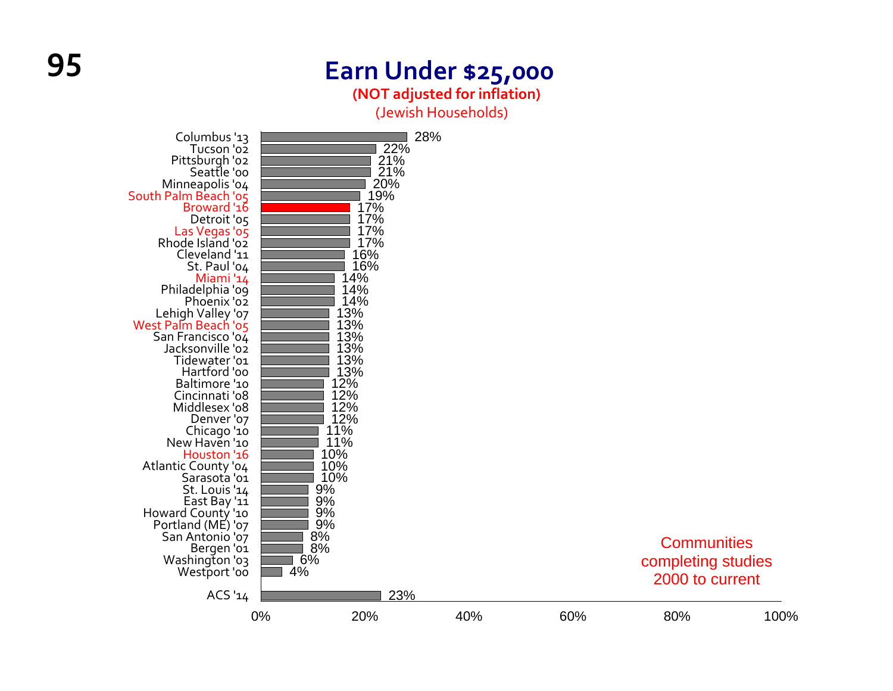# Earn Under $25,000

**(NOT adjusted for inflation)**

(Jewish Households)

| Community | Percent |
|---|---|
| Columbus '13 | 28% |
| Tucson '02 | 22% |
| Pittsburgh '02 | 21% |
| Seattle '00 | 21% |
| Minneapolis '04 | 20% |
| South Palm Beach '05 | 19% |
| Broward '16 | 17% |
| Detroit '05 | 17% |
| Las Vegas '05 | 17% |
| Rhode Island '02 | 17% |
| Cleveland '11 | 16% |
| St. Paul '04 | 16% |
| Miami '14 | 14% |
| Philadelphia '09 | 14% |
| Phoenix '02 | 14% |
| Lehigh Valley '07 | 13% |
| West Palm Beach '05 | 13% |
| San Francisco '04 | 13% |
| Jacksonville '02 | 13% |
| Tidewater '01 | 13% |
| Hartford '00 | 13% |
| Baltimore '10 | 12% |
| Cincinnati '08 | 12% |
| Middlesex '08 | 12% |
| Denver '07 | 12% |
| Chicago '10 | 11% |
| New Haven '10 | 11% |
| Houston '16 | 10% |
| Atlantic County '04 | 10% |
| Sarasota '01 | 10% |
| St. Louis '14 | 9% |
| East Bay '11 | 9% |
| Howard County '10 | 9% |
| Portland (ME) '07 | 9% |
| San Antonio '07 | 8% |
| Bergen '01 | 8% |
| Washington '03 | 6% |
| Westport '00 | 4% |
| ACS '14 | 23% |

Communities completing studies 2000 to current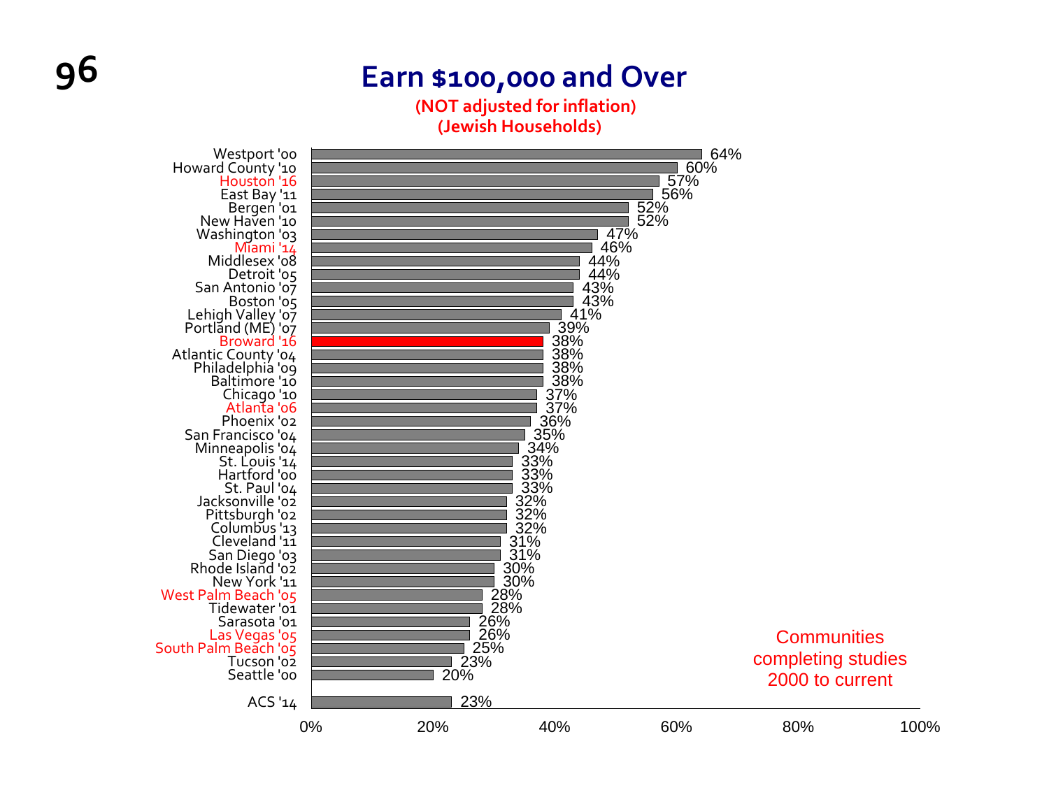# Earn $100,000 and Over

**(NOT adjusted for inflation)**
**(Jewish Households)**

| Community | Percent |
|---|---|
| Westport '00 | 64% |
| Howard County '10 | 60% |
| Houston '16 | 57% |
| East Bay '11 | 56% |
| Bergen '01 | 52% |
| New Haven '10 | 52% |
| Washington '03 | 47% |
| Miami '14 | 46% |
| Middlesex '08 | 44% |
| Detroit '05 | 44% |
| San Antonio '07 | 43% |
| Boston '05 | 43% |
| Lehigh Valley '07 | 41% |
| Portland (ME) '07 | 39% |
| Broward '16 | 38% |
| Atlantic County '04 | 38% |
| Philadelphia '09 | 38% |
| Baltimore '10 | 38% |
| Chicago '10 | 37% |
| Atlanta '06 | 37% |
| Phoenix '02 | 36% |
| San Francisco '04 | 35% |
| Minneapolis '04 | 34% |
| St. Louis '14 | 33% |
| Hartford '00 | 33% |
| St. Paul '04 | 33% |
| Jacksonville '02 | 32% |
| Pittsburgh '02 | 32% |
| Columbus '13 | 32% |
| Cleveland '11 | 31% |
| San Diego '03 | 31% |
| Rhode Island '02 | 30% |
| New York '11 | 30% |
| West Palm Beach '05 | 28% |
| Tidewater '01 | 28% |
| Sarasota '01 | 26% |
| Las Vegas '05 | 26% |
| South Palm Beach '05 | 25% |
| Tucson '02 | 23% |
| Seattle '00 | 20% |
| ACS '14 | 23% |

Communities completing studies 2000 to current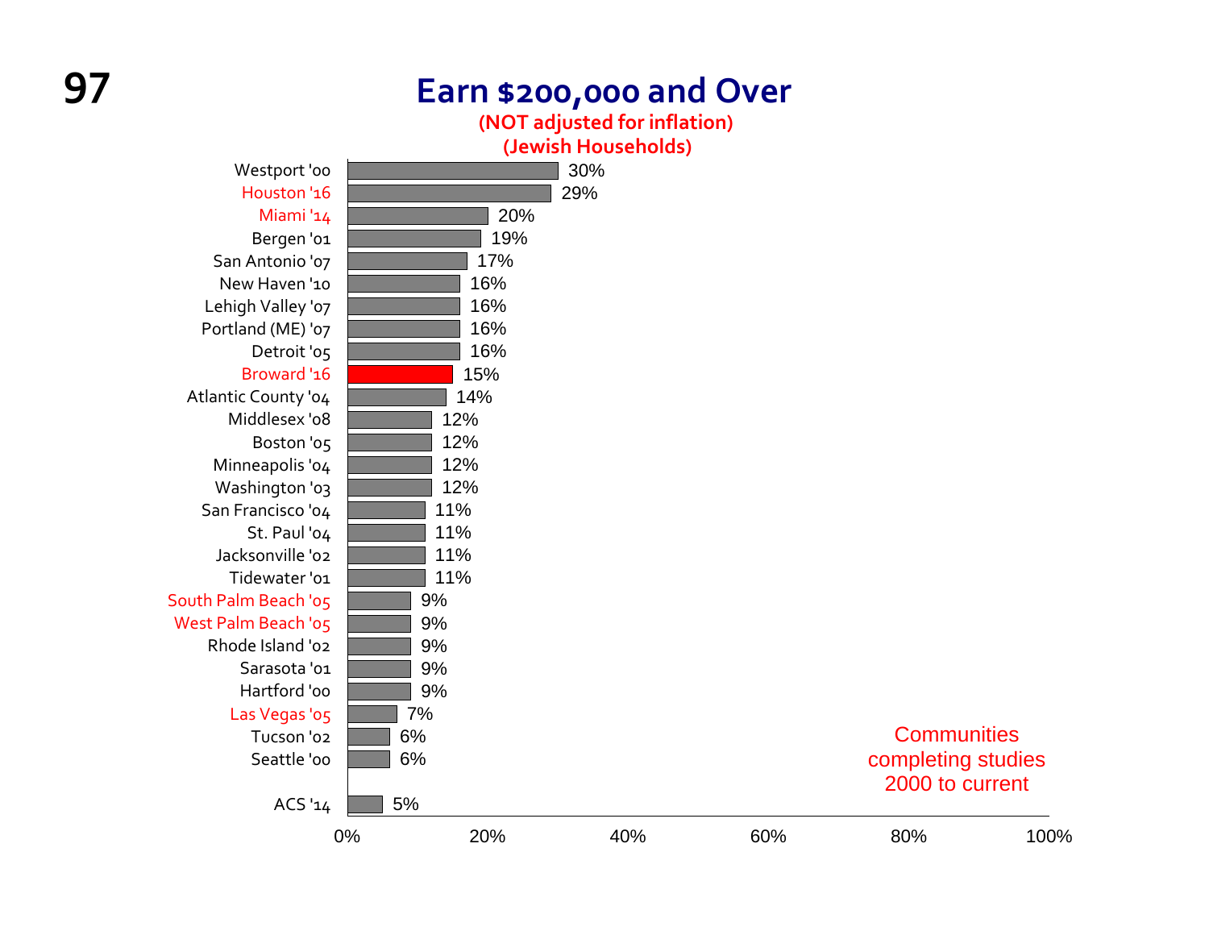## Earn $200,000 and Over

(NOT adjusted for inflation)
(Jewish Households)

| Community | Percentage |
| --- | --- |
| Westport '00 | 30% |
| Houston '16 | 29% |
| Miami '14 | 20% |
| Bergen '01 | 19% |
| San Antonio '07 | 17% |
| New Haven '10 | 16% |
| Lehigh Valley '07 | 16% |
| Portland (ME) '07 | 16% |
| Detroit '05 | 16% |
| Broward '16 | 15% |
| Atlantic County '04 | 14% |
| Middlesex '08 | 12% |
| Boston '05 | 12% |
| Minneapolis '04 | 12% |
| Washington '03 | 12% |
| San Francisco '04 | 11% |
| St. Paul '04 | 11% |
| Jacksonville '02 | 11% |
| Tidewater '01 | 11% |
| South Palm Beach '05 | 9% |
| West Palm Beach '05 | 9% |
| Rhode Island '02 | 9% |
| Sarasota '01 | 9% |
| Hartford '00 | 9% |
| Las Vegas '05 | 7% |
| Tucson '02 | 6% |
| Seattle '00 | 6% |
| ACS '14 | 5% |

Communities completing studies 2000 to current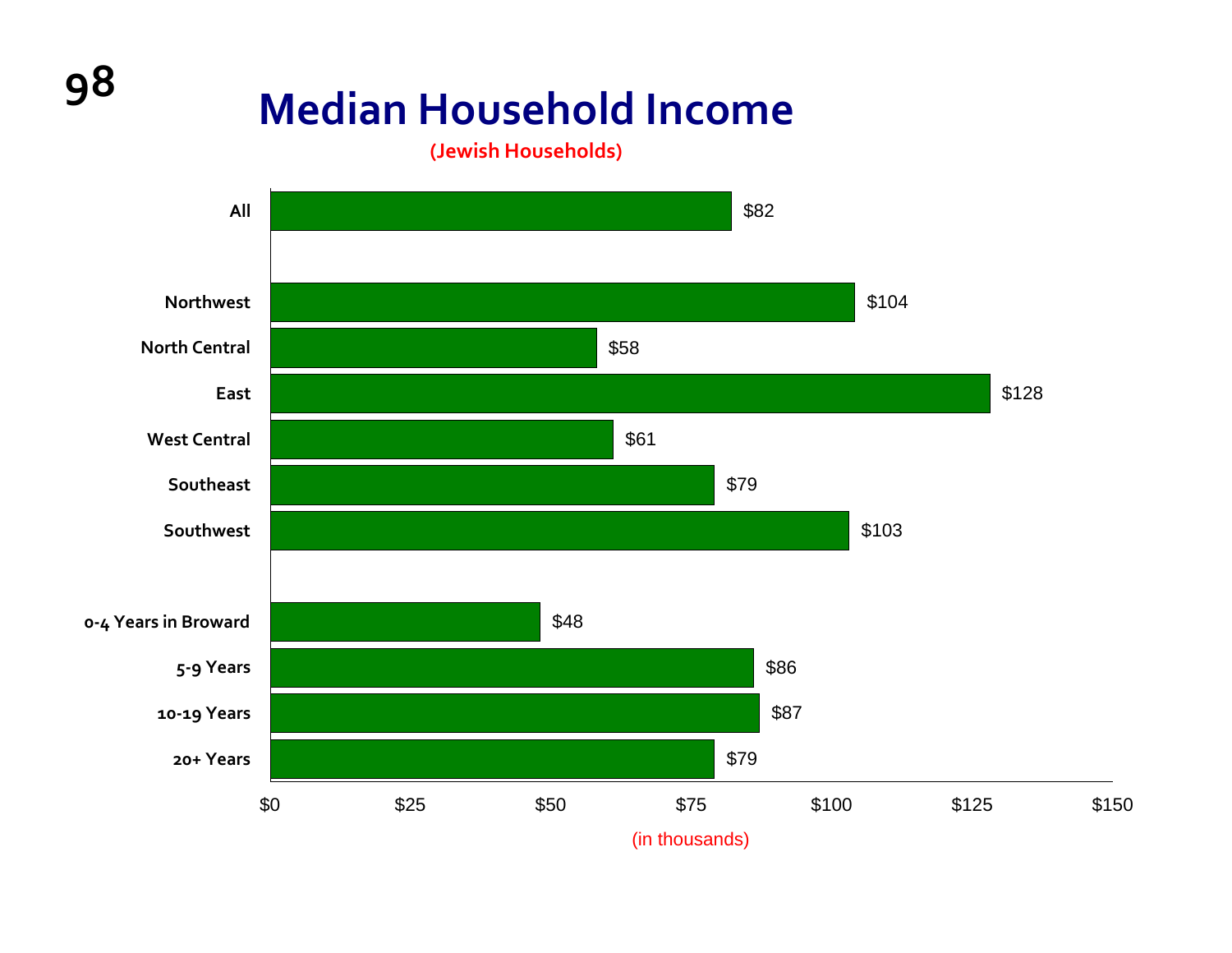# Median Household Income

(Jewish Households)

| Category | Median Household Income (in thousands) |
|---|---|
| All | $82 |
| Northwest | $104 |
| North Central | $58 |
| East | $128 |
| West Central | $61 |
| Southeast | $79 |
| Southwest | $103 |
| 0-4 Years in Broward | $48 |
| 5-9 Years | $86 |
| 10-19 Years | $87 |
| 20+ Years | $79 |

(in thousands)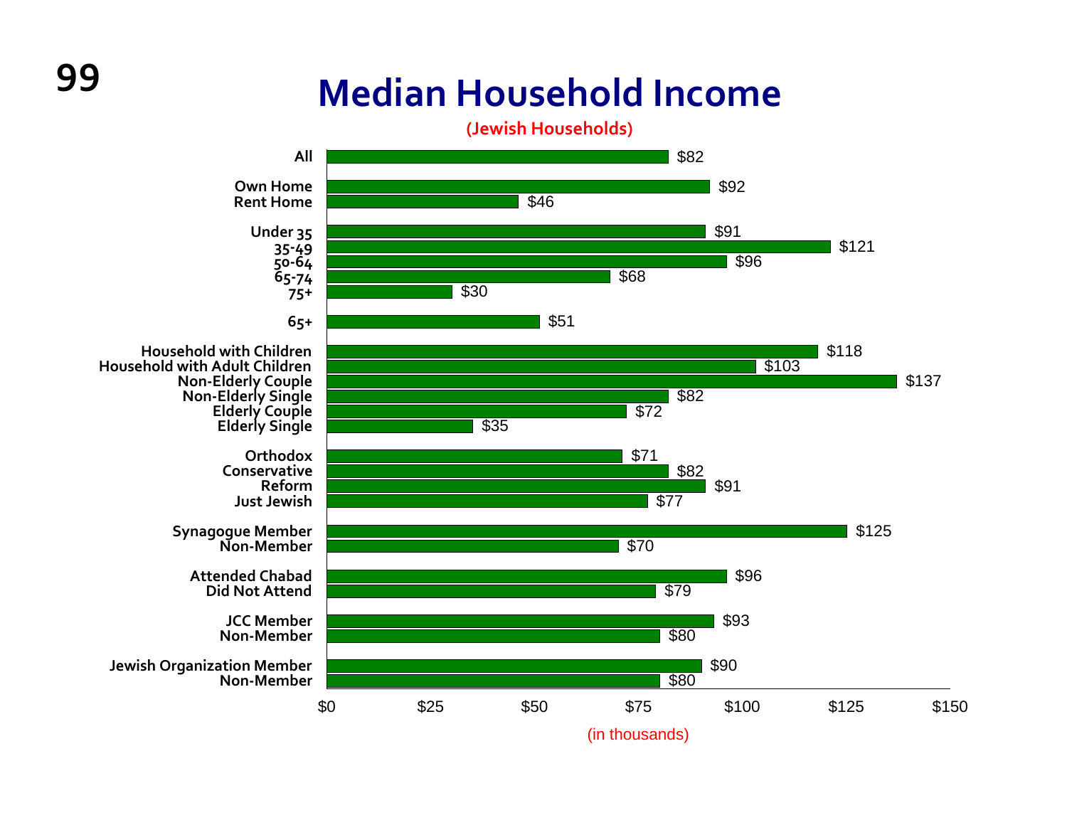# Median Household Income

**(Jewish Households)**

| Category | Median Household Income (in thousands) |
|---|---|
| All | $82 |
| Own Home | $92 |
| Rent Home | $46 |
| Under 35 | $91 |
| 35-49 | $121 |
| 50-64 | $96 |
| 65-74 | $68 |
| 75+ | $30 |
| 65+ | $51 |
| Household with Children | $118 |
| Household with Adult Children | $103 |
| Non-Elderly Couple | $137 |
| Non-Elderly Single | $82 |
| Elderly Couple | $72 |
| Elderly Single | $35 |
| Orthodox | $71 |
| Conservative | $82 |
| Reform | $91 |
| Just Jewish | $77 |
| Synagogue Member | $125 |
| Non-Member | $70 |
| Attended Chabad | $96 |
| Did Not Attend | $79 |
| JCC Member | $93 |
| Non-Member | $80 |
| Jewish Organization Member | $90 |
| Non-Member | $80 |

(in thousands)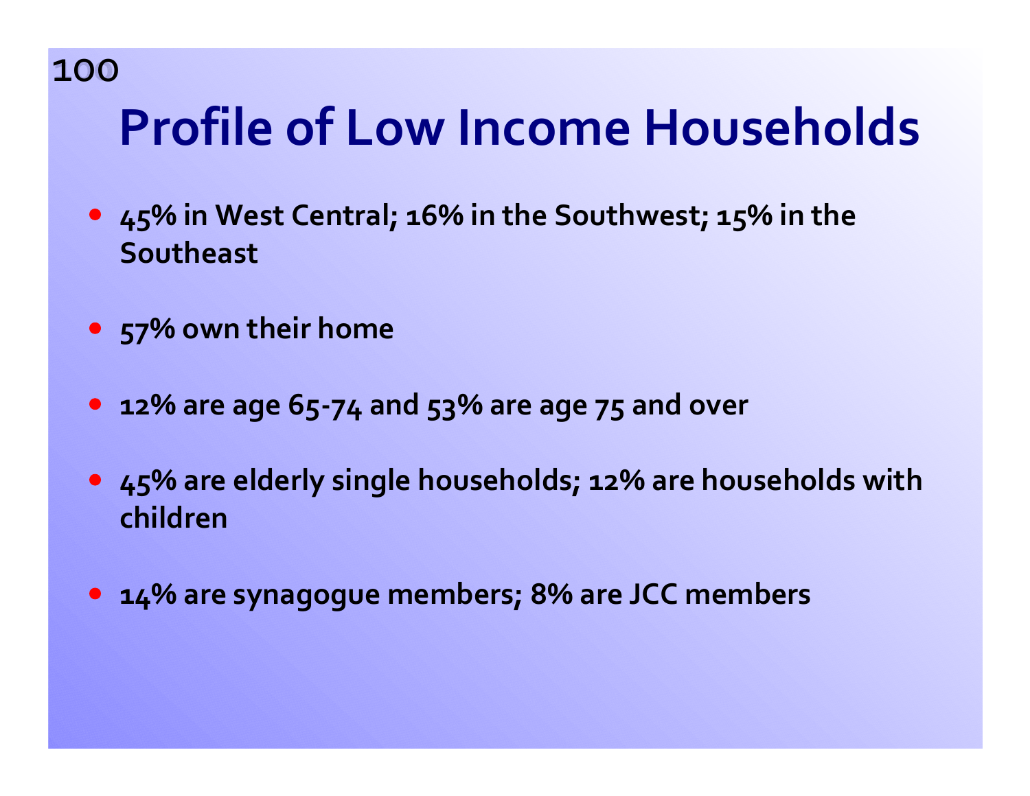# Profile of Low Income Households

- 45% in West Central; 16% in the Southwest; 15% in the Southeast
- 57% own their home
- 12% are age 65-74 and 53% are age 75 and over
- 45% are elderly single households; 12% are households with children
- 14% are synagogue members; 8% are JCC members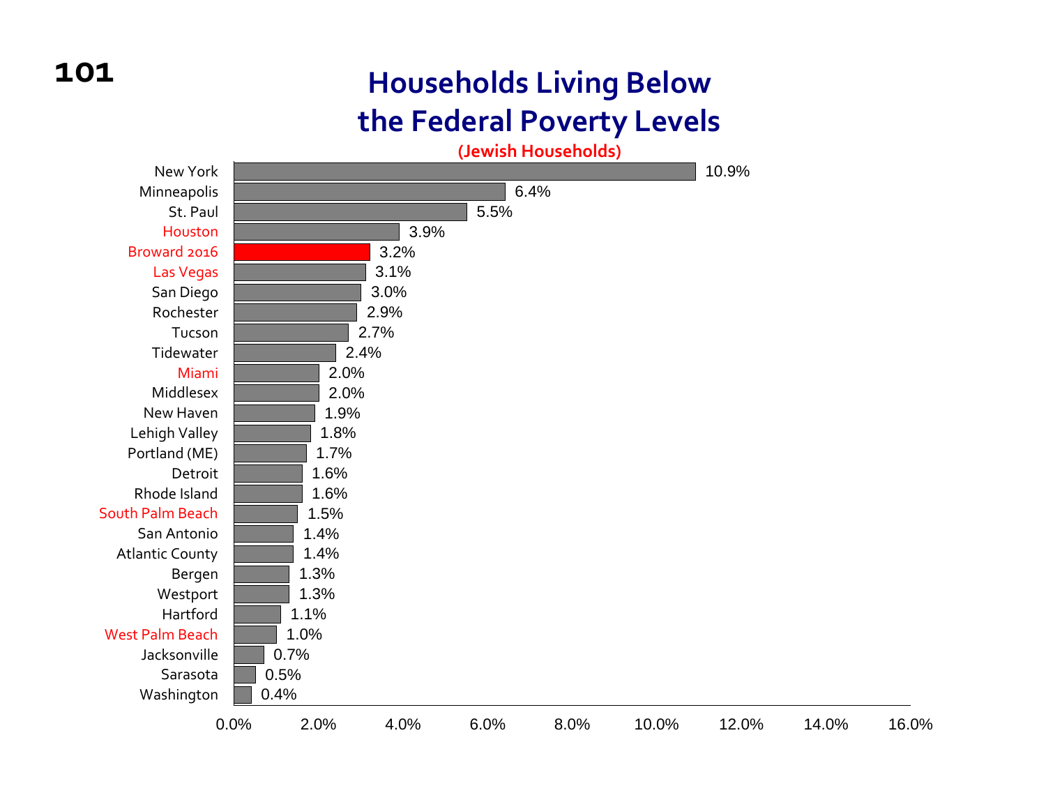# Households Living Below the Federal Poverty Levels

**(Jewish Households)**

| Community | Percentage |
|---|---|
| New York | 10.9% |
| Minneapolis | 6.4% |
| St. Paul | 5.5% |
| Houston | 3.9% |
| Broward 2016 | 3.2% |
| Las Vegas | 3.1% |
| San Diego | 3.0% |
| Rochester | 2.9% |
| Tucson | 2.7% |
| Tidewater | 2.4% |
| Miami | 2.0% |
| Middlesex | 2.0% |
| New Haven | 1.9% |
| Lehigh Valley | 1.8% |
| Portland (ME) | 1.7% |
| Detroit | 1.6% |
| Rhode Island | 1.6% |
| South Palm Beach | 1.5% |
| San Antonio | 1.4% |
| Atlantic County | 1.4% |
| Bergen | 1.3% |
| Westport | 1.3% |
| Hartford | 1.1% |
| West Palm Beach | 1.0% |
| Jacksonville | 0.7% |
| Sarasota | 0.5% |
| Washington | 0.4% |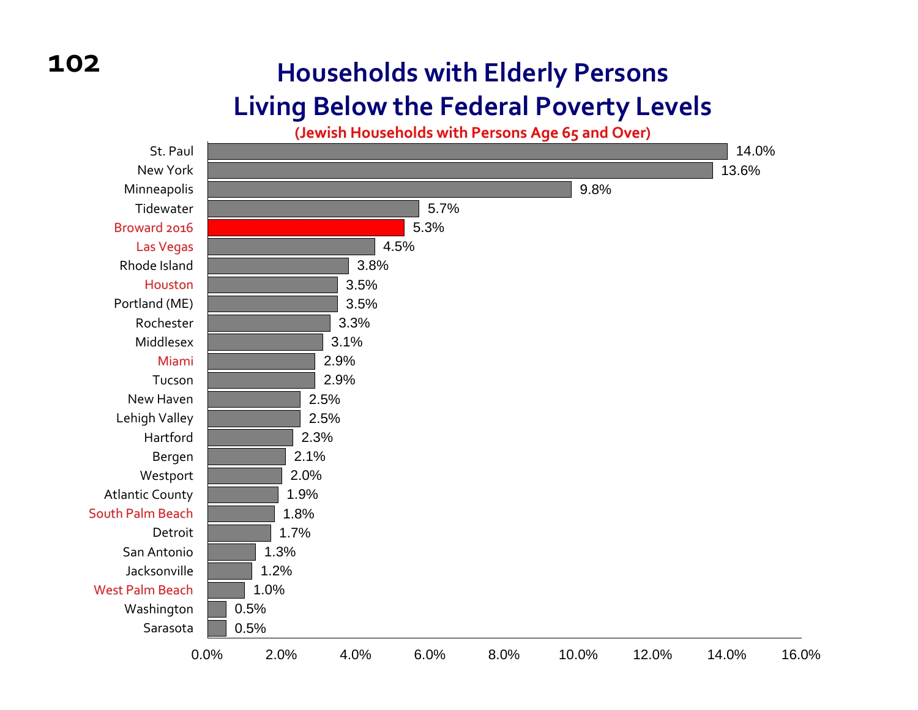# Households with Elderly Persons Living Below the Federal Poverty Levels

**(Jewish Households with Persons Age 65 and Over)**

| Community | Percentage |
|---|---|
| St. Paul | 14.0% |
| New York | 13.6% |
| Minneapolis | 9.8% |
| Tidewater | 5.7% |
| Broward 2016 | 5.3% |
| Las Vegas | 4.5% |
| Rhode Island | 3.8% |
| Houston | 3.5% |
| Portland (ME) | 3.5% |
| Rochester | 3.3% |
| Middlesex | 3.1% |
| Miami | 2.9% |
| Tucson | 2.9% |
| New Haven | 2.5% |
| Lehigh Valley | 2.5% |
| Hartford | 2.3% |
| Bergen | 2.1% |
| Westport | 2.0% |
| Atlantic County | 1.9% |
| South Palm Beach | 1.8% |
| Detroit | 1.7% |
| San Antonio | 1.3% |
| Jacksonville | 1.2% |
| West Palm Beach | 1.0% |
| Washington | 0.5% |
| Sarasota | 0.5% |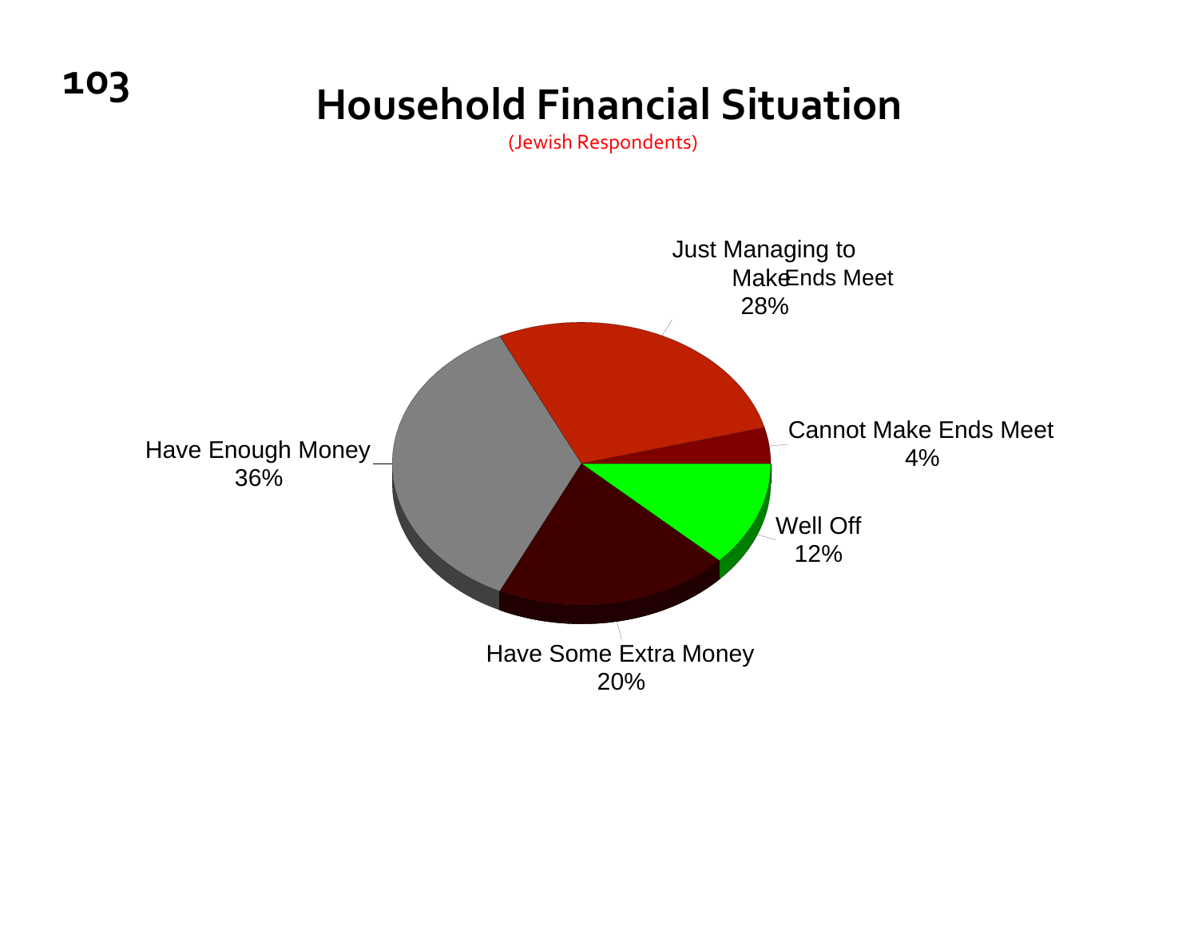# Household Financial Situation

(Jewish Respondents)

| Category | Percentage |
| --- | --- |
| Just Managing to Make Ends Meet | 28% |
| Cannot Make Ends Meet | 4% |
| Well Off | 12% |
| Have Some Extra Money | 20% |
| Have Enough Money | 36% |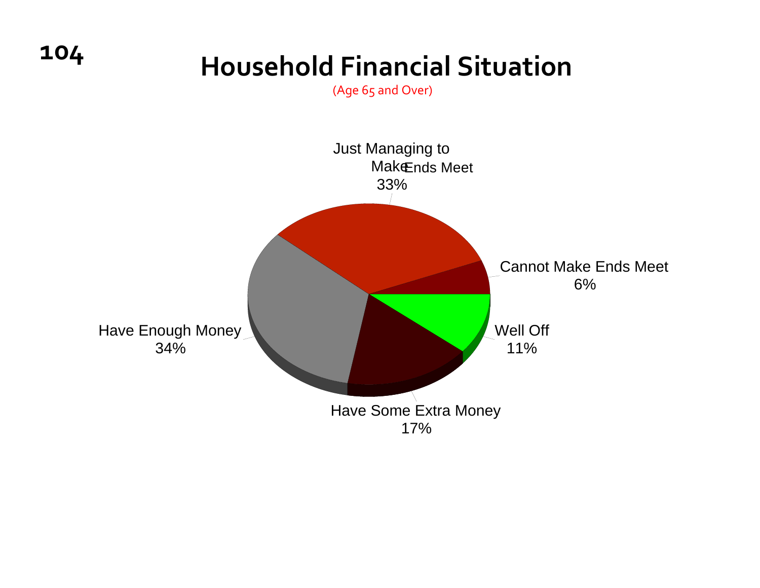# Household Financial Situation

(Age 65 and Over)

| Category | Percentage |
| --- | --- |
| Just Managing to Make Ends Meet | 33% |
| Cannot Make Ends Meet | 6% |
| Well Off | 11% |
| Have Some Extra Money | 17% |
| Have Enough Money | 34% |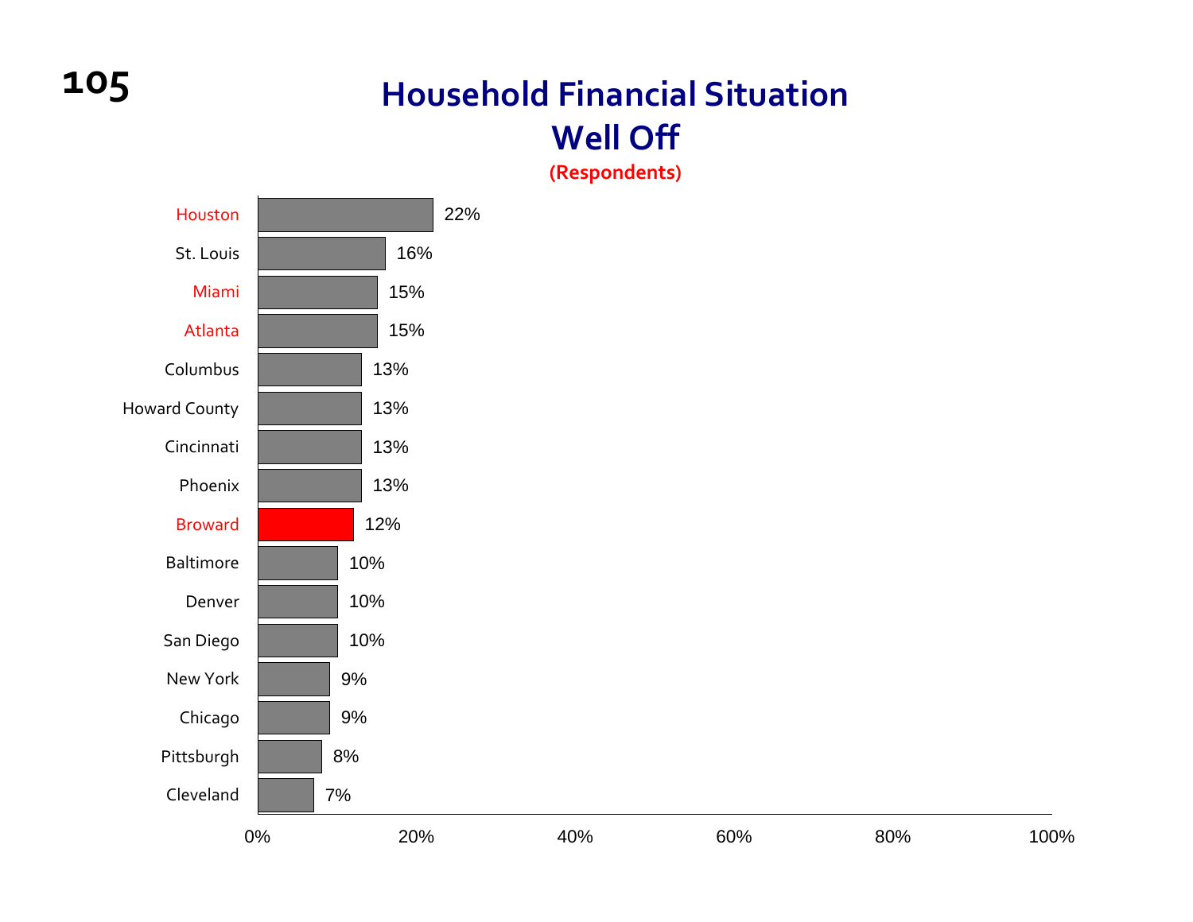# Household Financial Situation
## Well Off
**(Respondents)**

| Location | Percent |
|---|---|
| Houston | 22% |
| St. Louis | 16% |
| Miami | 15% |
| Atlanta | 15% |
| Columbus | 13% |
| Howard County | 13% |
| Cincinnati | 13% |
| Phoenix | 13% |
| Broward | 12% |
| Baltimore | 10% |
| Denver | 10% |
| San Diego | 10% |
| New York | 9% |
| Chicago | 9% |
| Pittsburgh | 8% |
| Cleveland | 7% |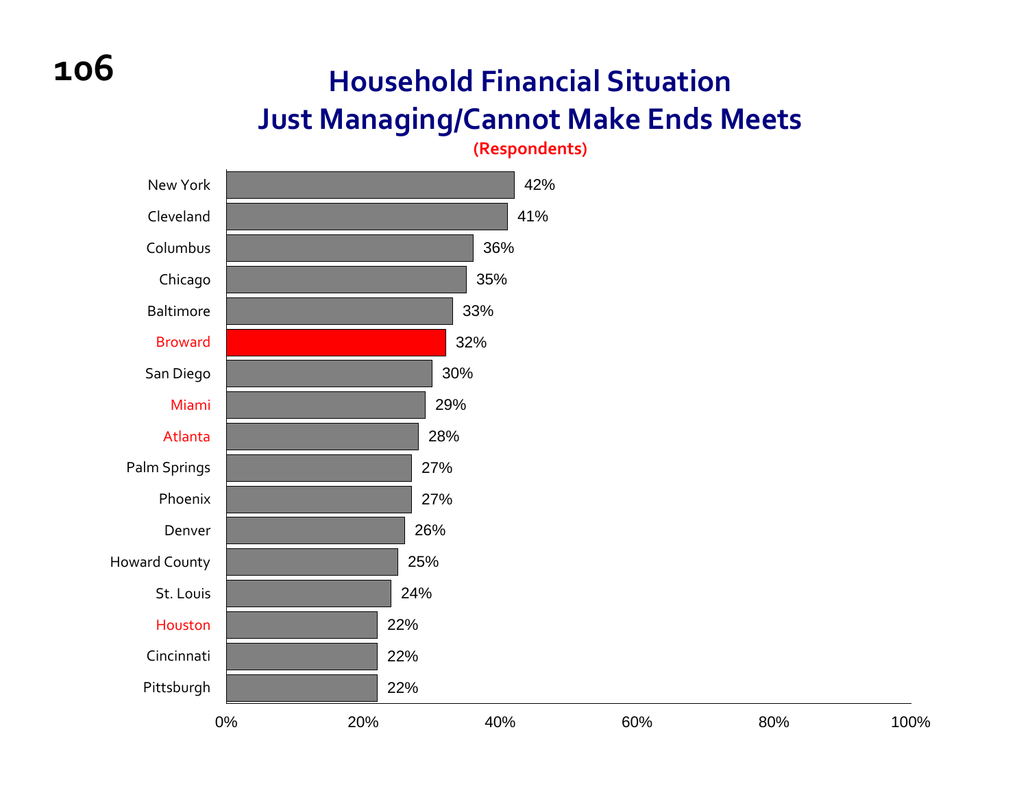# Household Financial Situation
# Just Managing/Cannot Make Ends Meets

**(Respondents)**

New York 42%
Cleveland 41%
Columbus 36%
Chicago 35%
Baltimore 33%
Broward 32%
San Diego 30%
Miami 29%
Atlanta 28%
Palm Springs 27%
Phoenix 27%
Denver 26%
Howard County 25%
St. Louis 24%
Houston 22%
Cincinnati 22%
Pittsburgh 22%

0% 20% 40% 60% 80% 100%